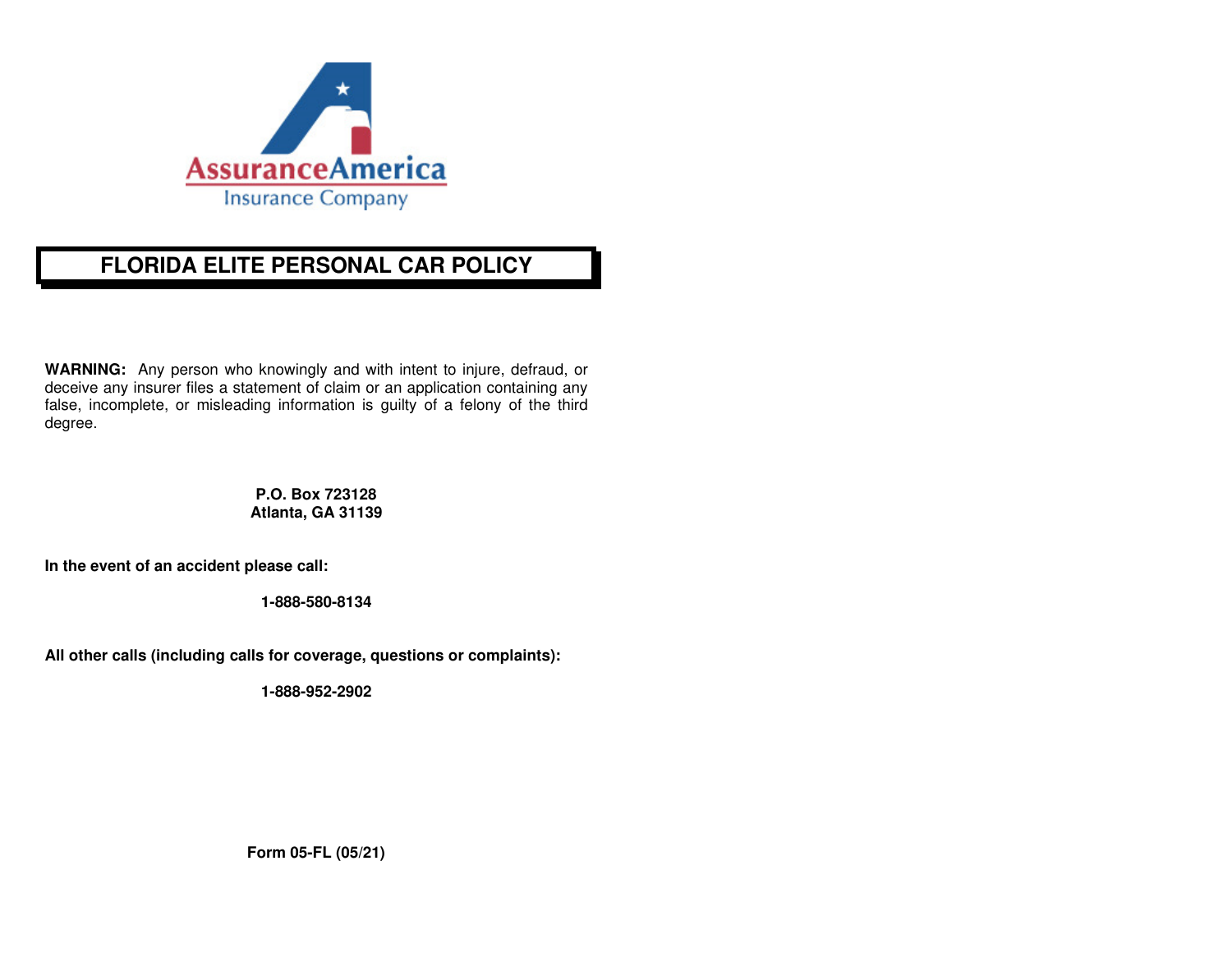AssuranceAmerica
Insurance Company

# FLORIDA ELITE PERSONAL CAR POLICY

**WARNING:** Any person who knowingly and with intent to injure, defraud, or deceive any insurer files a statement of claim or an application containing any false, incomplete, or misleading information is guilty of a felony of the third degree.

**P.O. Box 723128**
**Atlanta, GA 31139**

**In the event of an accident please call:**

**1-888-580-8134**

**All other calls (including calls for coverage, questions or complaints):**

**1-888-952-2902**

**Form 05-FL (05/21)**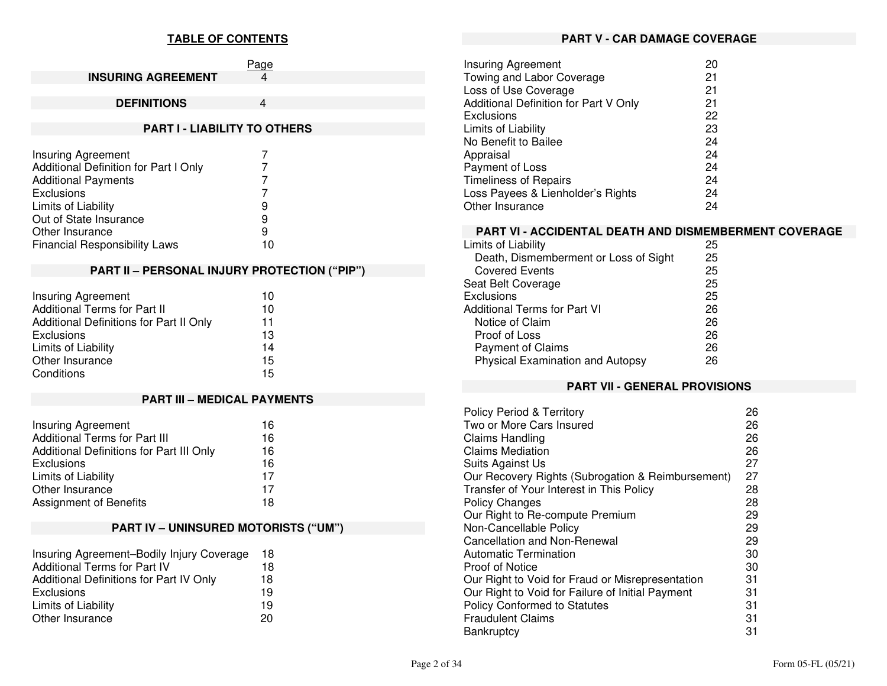## TABLE OF CONTENTS

| | Page |
|---|---|
| **INSURING AGREEMENT** | 4 |
| **DEFINITIONS** | 4 |

### PART I - LIABILITY TO OTHERS

| | |
|---|---|
| Insuring Agreement | 7 |
| Additional Definition for Part I Only | 7 |
| Additional Payments | 7 |
| Exclusions | 7 |
| Limits of Liability | 9 |
| Out of State Insurance | 9 |
| Other Insurance | 9 |
| Financial Responsibility Laws | 10 |

### PART II – PERSONAL INJURY PROTECTION ("PIP")

| | |
|---|---|
| Insuring Agreement | 10 |
| Additional Terms for Part II | 10 |
| Additional Definitions for Part II Only | 11 |
| Exclusions | 13 |
| Limits of Liability | 14 |
| Other Insurance | 15 |
| Conditions | 15 |

### PART III – MEDICAL PAYMENTS

| | |
|---|---|
| Insuring Agreement | 16 |
| Additional Terms for Part III | 16 |
| Additional Definitions for Part III Only | 16 |
| Exclusions | 16 |
| Limits of Liability | 17 |
| Other Insurance | 17 |
| Assignment of Benefits | 18 |

### PART IV – UNINSURED MOTORISTS ("UM")

| | |
|---|---|
| Insuring Agreement–Bodily Injury Coverage | 18 |
| Additional Terms for Part IV | 18 |
| Additional Definitions for Part IV Only | 18 |
| Exclusions | 19 |
| Limits of Liability | 19 |
| Other Insurance | 20 |

### PART V - CAR DAMAGE COVERAGE

| | |
|---|---|
| Insuring Agreement | 20 |
| Towing and Labor Coverage | 21 |
| Loss of Use Coverage | 21 |
| Additional Definition for Part V Only | 21 |
| Exclusions | 22 |
| Limits of Liability | 23 |
| No Benefit to Bailee | 24 |
| Appraisal | 24 |
| Payment of Loss | 24 |
| Timeliness of Repairs | 24 |
| Loss Payees & Lienholder's Rights | 24 |
| Other Insurance | 24 |

### PART VI - ACCIDENTAL DEATH AND DISMEMBERMENT COVERAGE

| | |
|---|---|
| Limits of Liability | 25 |
| Death, Dismemberment or Loss of Sight | 25 |
| Covered Events | 25 |
| Seat Belt Coverage | 25 |
| Exclusions | 25 |
| Additional Terms for Part VI | 26 |
| Notice of Claim | 26 |
| Proof of Loss | 26 |
| Payment of Claims | 26 |
| Physical Examination and Autopsy | 26 |

### PART VII - GENERAL PROVISIONS

| | |
|---|---|
| Policy Period & Territory | 26 |
| Two or More Cars Insured | 26 |
| Claims Handling | 26 |
| Claims Mediation | 26 |
| Suits Against Us | 27 |
| Our Recovery Rights (Subrogation & Reimbursement) | 27 |
| Transfer of Your Interest in This Policy | 28 |
| Policy Changes | 28 |
| Our Right to Re-compute Premium | 29 |
| Non-Cancellable Policy | 29 |
| Cancellation and Non-Renewal | 29 |
| Automatic Termination | 30 |
| Proof of Notice | 30 |
| Our Right to Void for Fraud or Misrepresentation | 31 |
| Our Right to Void for Failure of Initial Payment | 31 |
| Policy Conformed to Statutes | 31 |
| Fraudulent Claims | 31 |
| Bankruptcy | 31 |

Form 05-FL (05/21)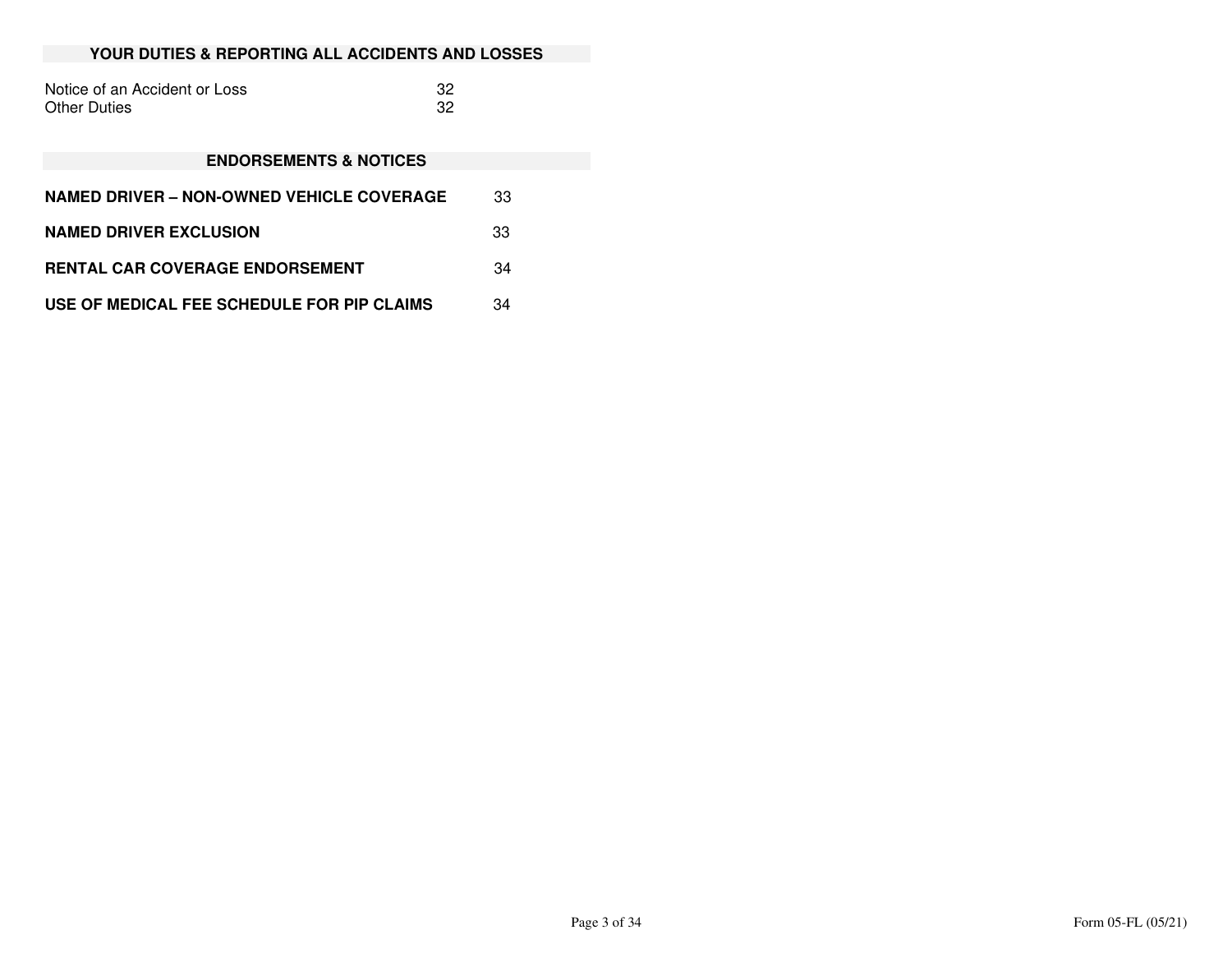## YOUR DUTIES & REPORTING ALL ACCIDENTS AND LOSSES

| | |
|---|---|
| Notice of an Accident or Loss | 32 |
| Other Duties | 32 |

## ENDORSEMENTS & NOTICES

| | |
|---|---|
| **NAMED DRIVER – NON-OWNED VEHICLE COVERAGE** | 33 |
| **NAMED DRIVER EXCLUSION** | 33 |
| **RENTAL CAR COVERAGE ENDORSEMENT** | 34 |
| **USE OF MEDICAL FEE SCHEDULE FOR PIP CLAIMS** | 34 |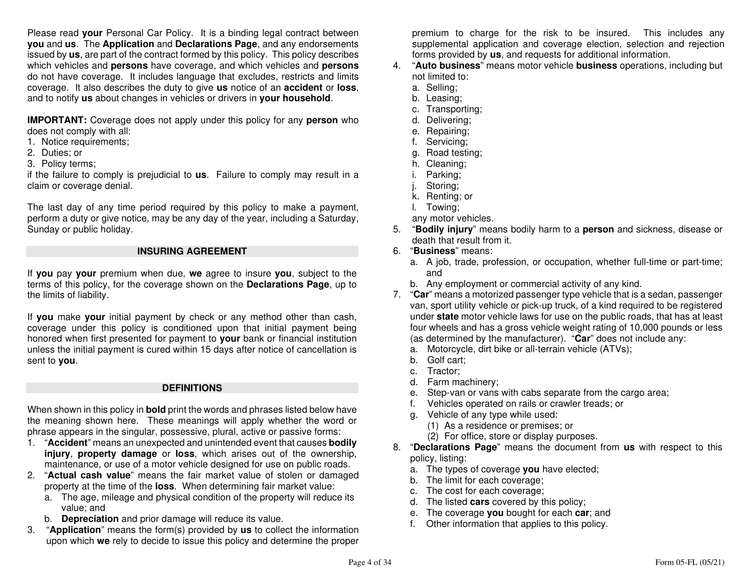Please read **your** Personal Car Policy. It is a binding legal contract between **you** and **us**. The **Application** and **Declarations Page**, and any endorsements issued by **us**, are part of the contract formed by this policy. This policy describes which vehicles and **persons** have coverage, and which vehicles and **persons** do not have coverage. It includes language that excludes, restricts and limits coverage. It also describes the duty to give **us** notice of an **accident** or **loss**, and to notify **us** about changes in vehicles or drivers in **your household**.

**IMPORTANT:** Coverage does not apply under this policy for any **person** who does not comply with all:

1. Notice requirements;
2. Duties; or
3. Policy terms;

if the failure to comply is prejudicial to **us**. Failure to comply may result in a claim or coverage denial.

The last day of any time period required by this policy to make a payment, perform a duty or give notice, may be any day of the year, including a Saturday, Sunday or public holiday.

## INSURING AGREEMENT

If **you** pay **your** premium when due, **we** agree to insure **you**, subject to the terms of this policy, for the coverage shown on the **Declarations Page**, up to the limits of liability.

If **you** make **your** initial payment by check or any method other than cash, coverage under this policy is conditioned upon that initial payment being honored when first presented for payment to **your** bank or financial institution unless the initial payment is cured within 15 days after notice of cancellation is sent to **you**.

## DEFINITIONS

When shown in this policy in **bold** print the words and phrases listed below have the meaning shown here. These meanings will apply whether the word or phrase appears in the singular, possessive, plural, active or passive forms:

1. "**Accident**" means an unexpected and unintended event that causes **bodily injury**, **property damage** or **loss**, which arises out of the ownership, maintenance, or use of a motor vehicle designed for use on public roads.
2. "**Actual cash value**" means the fair market value of stolen or damaged property at the time of the **loss**. When determining fair market value:
   a. The age, mileage and physical condition of the property will reduce its value; and
   b. **Depreciation** and prior damage will reduce its value.
3. "**Application**" means the form(s) provided by **us** to collect the information upon which **we** rely to decide to issue this policy and determine the proper premium to charge for the risk to be insured. This includes any supplemental application and coverage election, selection and rejection forms provided by **us**, and requests for additional information.
4. "**Auto business**" means motor vehicle **business** operations, including but not limited to:
   a. Selling;
   b. Leasing;
   c. Transporting;
   d. Delivering;
   e. Repairing;
   f. Servicing;
   g. Road testing;
   h. Cleaning;
   i. Parking;
   j. Storing;
   k. Renting; or
   l. Towing;

   any motor vehicles.
5. "**Bodily injury**" means bodily harm to a **person** and sickness, disease or death that result from it.
6. "**Business**" means:
   a. A job, trade, profession, or occupation, whether full-time or part-time; and
   b. Any employment or commercial activity of any kind.
7. "**Car**" means a motorized passenger type vehicle that is a sedan, passenger van, sport utility vehicle or pick-up truck, of a kind required to be registered under **state** motor vehicle laws for use on the public roads, that has at least four wheels and has a gross vehicle weight rating of 10,000 pounds or less (as determined by the manufacturer). "**Car**" does not include any:
   a. Motorcycle, dirt bike or all-terrain vehicle (ATVs);
   b. Golf cart;
   c. Tractor;
   d. Farm machinery;
   e. Step-van or vans with cabs separate from the cargo area;
   f. Vehicles operated on rails or crawler treads; or
   g. Vehicle of any type while used:
      (1) As a residence or premises; or
      (2) For office, store or display purposes.
8. "**Declarations Page**" means the document from **us** with respect to this policy, listing:
   a. The types of coverage **you** have elected;
   b. The limit for each coverage;
   c. The cost for each coverage;
   d. The listed **cars** covered by this policy;
   e. The coverage **you** bought for each **car**; and
   f. Other information that applies to this policy.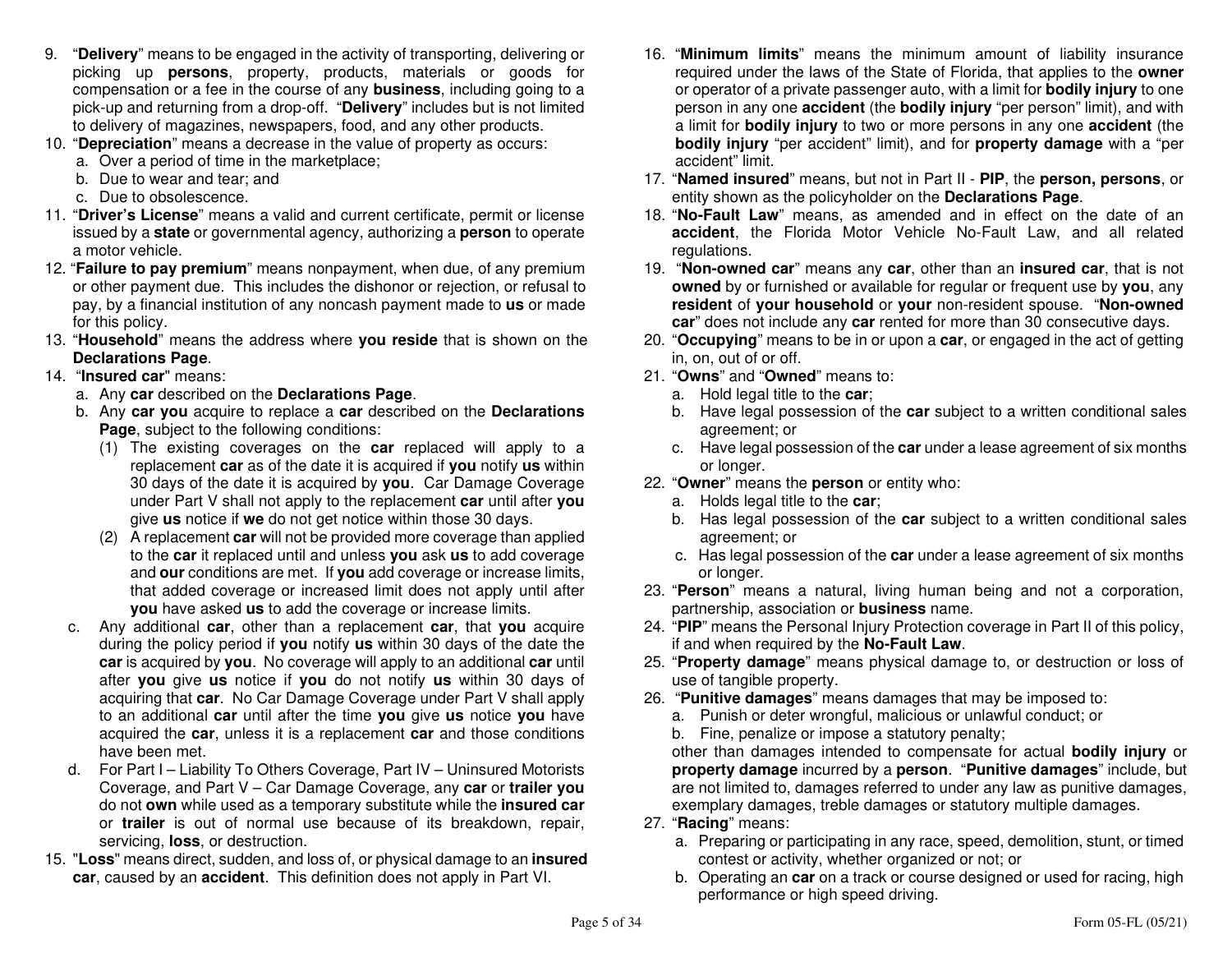9. "**Delivery**" means to be engaged in the activity of transporting, delivering or picking up **persons**, property, products, materials or goods for compensation or a fee in the course of any **business**, including going to a pick-up and returning from a drop-off. "**Delivery**" includes but is not limited to delivery of magazines, newspapers, food, and any other products.
10. "**Depreciation**" means a decrease in the value of property as occurs:
    a. Over a period of time in the marketplace;
    b. Due to wear and tear; and
    c. Due to obsolescence.
11. "**Driver's License**" means a valid and current certificate, permit or license issued by a **state** or governmental agency, authorizing a **person** to operate a motor vehicle.
12. "**Failure to pay premium**" means nonpayment, when due, of any premium or other payment due. This includes the dishonor or rejection, or refusal to pay, by a financial institution of any noncash payment made to **us** or made for this policy.
13. "**Household**" means the address where **you reside** that is shown on the **Declarations Page**.
14. "**Insured car**" means:
    a. Any **car** described on the **Declarations Page**.
    b. Any **car you** acquire to replace a **car** described on the **Declarations Page**, subject to the following conditions:
        (1) The existing coverages on the **car** replaced will apply to a replacement **car** as of the date it is acquired if **you** notify **us** within 30 days of the date it is acquired by **you**. Car Damage Coverage under Part V shall not apply to the replacement **car** until after **you** give **us** notice if **we** do not get notice within those 30 days.
        (2) A replacement **car** will not be provided more coverage than applied to the **car** it replaced until and unless **you** ask **us** to add coverage and **our** conditions are met. If **you** add coverage or increase limits, that added coverage or increased limit does not apply until after **you** have asked **us** to add the coverage or increase limits.
    c. Any additional **car**, other than a replacement **car**, that **you** acquire during the policy period if **you** notify **us** within 30 days of the date the **car** is acquired by **you**. No coverage will apply to an additional **car** until after **you** give **us** notice if **you** do not notify **us** within 30 days of acquiring that **car**. No Car Damage Coverage under Part V shall apply to an additional **car** until after the time **you** give **us** notice **you** have acquired the **car**, unless it is a replacement **car** and those conditions have been met.
    d. For Part I – Liability To Others Coverage, Part IV – Uninsured Motorists Coverage, and Part V – Car Damage Coverage, any **car** or **trailer you** do not **own** while used as a temporary substitute while the **insured car** or **trailer** is out of normal use because of its breakdown, repair, servicing, **loss**, or destruction.
15. "**Loss**" means direct, sudden, and loss of, or physical damage to an **insured car**, caused by an **accident**. This definition does not apply in Part VI.
16. "**Minimum limits**" means the minimum amount of liability insurance required under the laws of the State of Florida, that applies to the **owner** or operator of a private passenger auto, with a limit for **bodily injury** to one person in any one **accident** (the **bodily injury** "per person" limit), and with a limit for **bodily injury** to two or more persons in any one **accident** (the **bodily injury** "per accident" limit), and for **property damage** with a "per accident" limit.
17. "**Named insured**" means, but not in Part II - **PIP**, the **person, persons**, or entity shown as the policyholder on the **Declarations Page**.
18. "**No-Fault Law**" means, as amended and in effect on the date of an **accident**, the Florida Motor Vehicle No-Fault Law, and all related regulations.
19. "**Non-owned car**" means any **car**, other than an **insured car**, that is not **owned** by or furnished or available for regular or frequent use by **you**, any **resident** of **your household** or **your** non-resident spouse. "**Non-owned car**" does not include any **car** rented for more than 30 consecutive days.
20. "**Occupying**" means to be in or upon a **car**, or engaged in the act of getting in, on, out of or off.
21. "**Owns**" and "**Owned**" means to:
    a. Hold legal title to the **car**;
    b. Have legal possession of the **car** subject to a written conditional sales agreement; or
    c. Have legal possession of the **car** under a lease agreement of six months or longer.
22. "**Owner**" means the **person** or entity who:
    a. Holds legal title to the **car**;
    b. Has legal possession of the **car** subject to a written conditional sales agreement; or
    c. Has legal possession of the **car** under a lease agreement of six months or longer.
23. "**Person**" means a natural, living human being and not a corporation, partnership, association or **business** name.
24. "**PIP**" means the Personal Injury Protection coverage in Part II of this policy, if and when required by the **No-Fault Law**.
25. "**Property damage**" means physical damage to, or destruction or loss of use of tangible property.
26. "**Punitive damages**" means damages that may be imposed to:
    a. Punish or deter wrongful, malicious or unlawful conduct; or
    b. Fine, penalize or impose a statutory penalty;

    other than damages intended to compensate for actual **bodily injury** or **property damage** incurred by a **person**. "**Punitive damages**" include, but are not limited to, damages referred to under any law as punitive damages, exemplary damages, treble damages or statutory multiple damages.
27. "**Racing**" means:
    a. Preparing or participating in any race, speed, demolition, stunt, or timed contest or activity, whether organized or not; or
    b. Operating an **car** on a track or course designed or used for racing, high performance or high speed driving.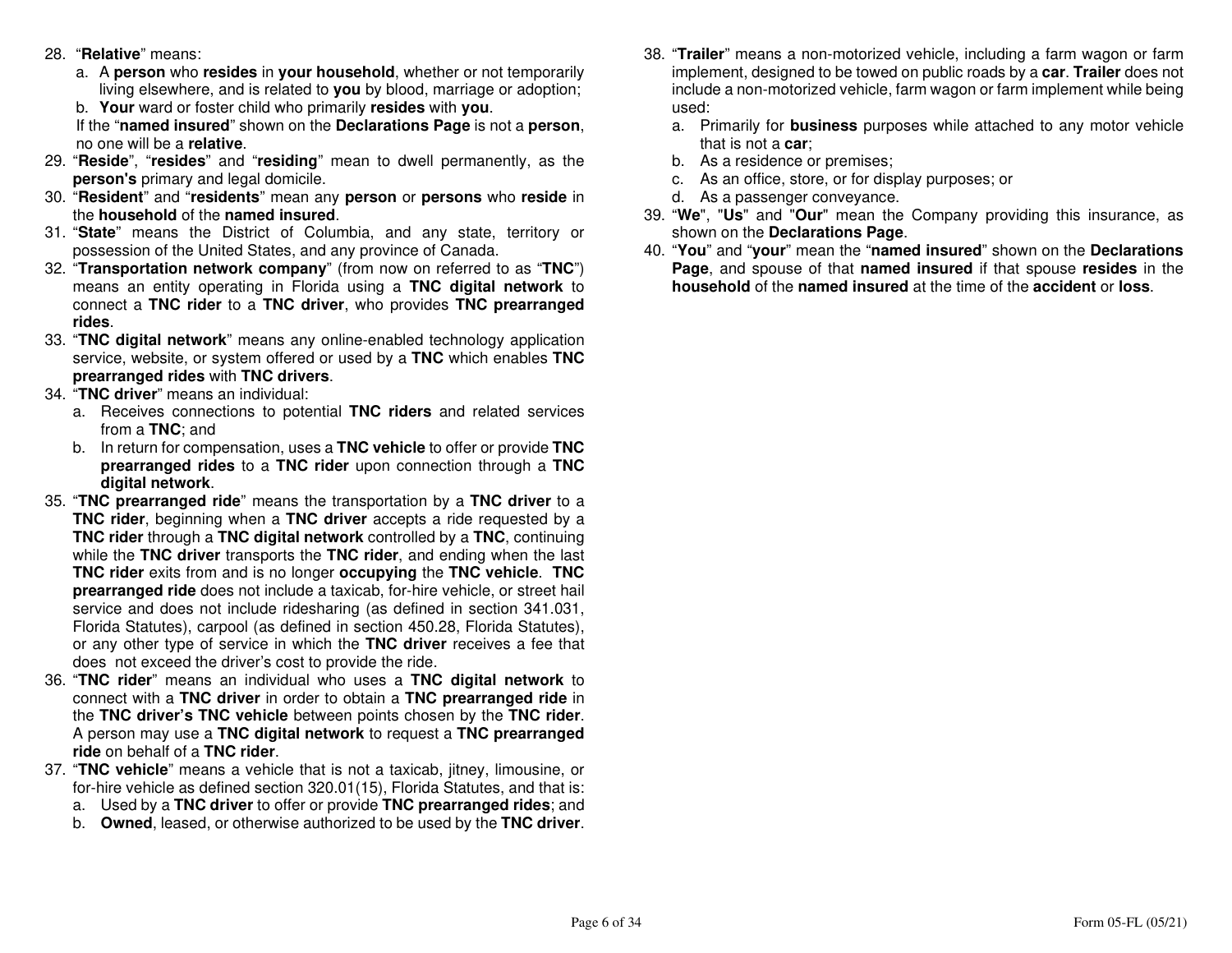28. "**Relative**" means:
    a. A **person** who **resides** in **your household**, whether or not temporarily living elsewhere, and is related to **you** by blood, marriage or adoption;
    b. **Your** ward or foster child who primarily **resides** with **you**.

    If the "**named insured**" shown on the **Declarations Page** is not a **person**, no one will be a **relative**.
29. "**Reside**", "**resides**" and "**residing**" mean to dwell permanently, as the **person's** primary and legal domicile.
30. "**Resident**" and "**residents**" mean any **person** or **persons** who **reside** in the **household** of the **named insured**.
31. "**State**" means the District of Columbia, and any state, territory or possession of the United States, and any province of Canada.
32. "**Transportation network company**" (from now on referred to as "**TNC**") means an entity operating in Florida using a **TNC digital network** to connect a **TNC rider** to a **TNC driver**, who provides **TNC prearranged rides**.
33. "**TNC digital network**" means any online-enabled technology application service, website, or system offered or used by a **TNC** which enables **TNC prearranged rides** with **TNC drivers**.
34. "**TNC driver**" means an individual:
    a. Receives connections to potential **TNC riders** and related services from a **TNC**; and
    b. In return for compensation, uses a **TNC vehicle** to offer or provide **TNC prearranged rides** to a **TNC rider** upon connection through a **TNC digital network**.
35. "**TNC prearranged ride**" means the transportation by a **TNC driver** to a **TNC rider**, beginning when a **TNC driver** accepts a ride requested by a **TNC rider** through a **TNC digital network** controlled by a **TNC**, continuing while the **TNC driver** transports the **TNC rider**, and ending when the last **TNC rider** exits from and is no longer **occupying** the **TNC vehicle**. **TNC prearranged ride** does not include a taxicab, for-hire vehicle, or street hail service and does not include ridesharing (as defined in section 341.031, Florida Statutes), carpool (as defined in section 450.28, Florida Statutes), or any other type of service in which the **TNC driver** receives a fee that does not exceed the driver's cost to provide the ride.
36. "**TNC rider**" means an individual who uses a **TNC digital network** to connect with a **TNC driver** in order to obtain a **TNC prearranged ride** in the **TNC driver's TNC vehicle** between points chosen by the **TNC rider**. A person may use a **TNC digital network** to request a **TNC prearranged ride** on behalf of a **TNC rider**.
37. "**TNC vehicle**" means a vehicle that is not a taxicab, jitney, limousine, or for-hire vehicle as defined section 320.01(15), Florida Statutes, and that is:
    a. Used by a **TNC driver** to offer or provide **TNC prearranged rides**; and
    b. **Owned**, leased, or otherwise authorized to be used by the **TNC driver**.
38. "**Trailer**" means a non-motorized vehicle, including a farm wagon or farm implement, designed to be towed on public roads by a **car**. **Trailer** does not include a non-motorized vehicle, farm wagon or farm implement while being used:
    a. Primarily for **business** purposes while attached to any motor vehicle that is not a **car**;
    b. As a residence or premises;
    c. As an office, store, or for display purposes; or
    d. As a passenger conveyance.
39. "**We**", "**Us**" and "**Our**" mean the Company providing this insurance, as shown on the **Declarations Page**.
40. "**You**" and "**your**" mean the "**named insured**" shown on the **Declarations Page**, and spouse of that **named insured** if that spouse **resides** in the **household** of the **named insured** at the time of the **accident** or **loss**.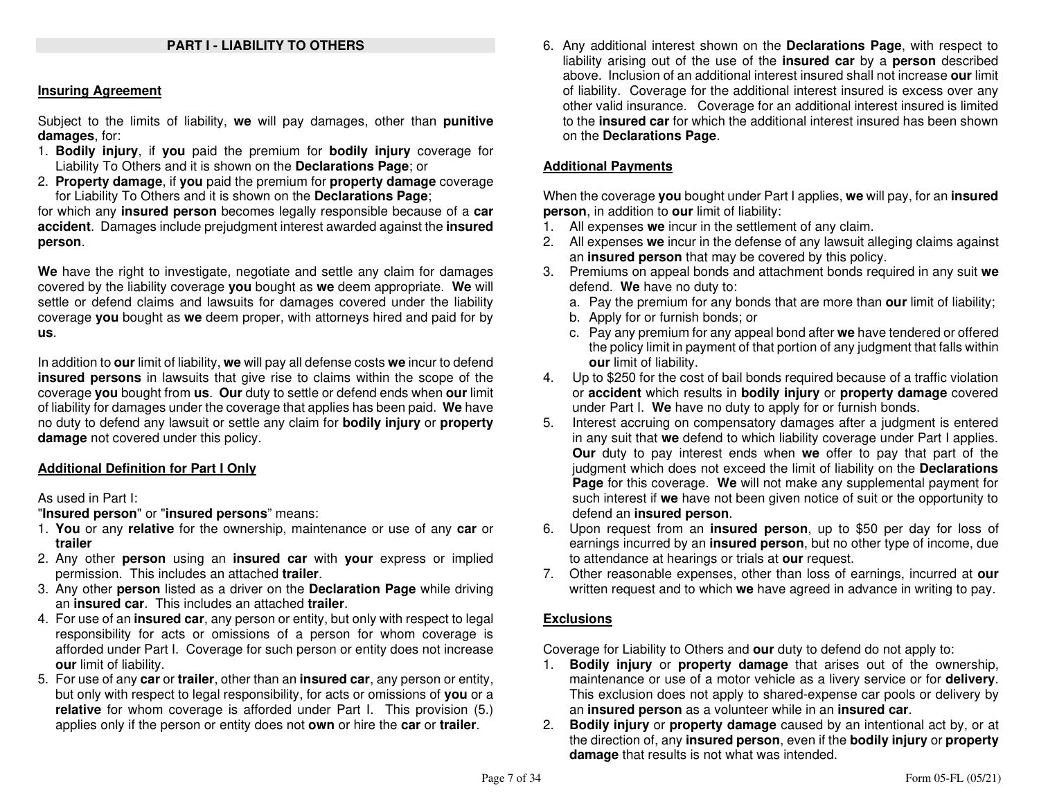## PART I - LIABILITY TO OTHERS

### Insuring Agreement

Subject to the limits of liability, **we** will pay damages, other than **punitive damages**, for:

1. **Bodily injury**, if **you** paid the premium for **bodily injury** coverage for Liability To Others and it is shown on the **Declarations Page**; or
2. **Property damage**, if **you** paid the premium for **property damage** coverage for Liability To Others and it is shown on the **Declarations Page**;

for which any **insured person** becomes legally responsible because of a **car accident**. Damages include prejudgment interest awarded against the **insured person**.

**We** have the right to investigate, negotiate and settle any claim for damages covered by the liability coverage **you** bought as **we** deem appropriate. **We** will settle or defend claims and lawsuits for damages covered under the liability coverage **you** bought as **we** deem proper, with attorneys hired and paid for by **us**.

In addition to **our** limit of liability, **we** will pay all defense costs **we** incur to defend **insured persons** in lawsuits that give rise to claims within the scope of the coverage **you** bought from **us**. **Our** duty to settle or defend ends when **our** limit of liability for damages under the coverage that applies has been paid. **We** have no duty to defend any lawsuit or settle any claim for **bodily injury** or **property damage** not covered under this policy.

### Additional Definition for Part I Only

As used in Part I:

"**Insured person**" or "**insured persons**" means:

1. **You** or any **relative** for the ownership, maintenance or use of any **car** or **trailer**
2. Any other **person** using an **insured car** with **your** express or implied permission. This includes an attached **trailer**.
3. Any other **person** listed as a driver on the **Declaration Page** while driving an **insured car**. This includes an attached **trailer**.
4. For use of an **insured car**, any person or entity, but only with respect to legal responsibility for acts or omissions of a person for whom coverage is afforded under Part I. Coverage for such person or entity does not increase **our** limit of liability.
5. For use of any **car** or **trailer**, other than an **insured car**, any person or entity, but only with respect to legal responsibility, for acts or omissions of **you** or a **relative** for whom coverage is afforded under Part I. This provision (5.) applies only if the person or entity does not **own** or hire the **car** or **trailer**.
6. Any additional interest shown on the **Declarations Page**, with respect to liability arising out of the use of the **insured car** by a **person** described above. Inclusion of an additional interest insured shall not increase **our** limit of liability. Coverage for the additional interest insured is excess over any other valid insurance. Coverage for an additional interest insured is limited to the **insured car** for which the additional interest insured has been shown on the **Declarations Page**.

### Additional Payments

When the coverage **you** bought under Part I applies, **we** will pay, for an **insured person**, in addition to **our** limit of liability:

1. All expenses **we** incur in the settlement of any claim.
2. All expenses **we** incur in the defense of any lawsuit alleging claims against an **insured person** that may be covered by this policy.
3. Premiums on appeal bonds and attachment bonds required in any suit **we** defend. **We** have no duty to:
   a. Pay the premium for any bonds that are more than **our** limit of liability;
   b. Apply for or furnish bonds; or
   c. Pay any premium for any appeal bond after **we** have tendered or offered the policy limit in payment of that portion of any judgment that falls within **our** limit of liability.
4. Up to $250 for the cost of bail bonds required because of a traffic violation or **accident** which results in **bodily injury** or **property damage** covered under Part I. **We** have no duty to apply for or furnish bonds.
5. Interest accruing on compensatory damages after a judgment is entered in any suit that **we** defend to which liability coverage under Part I applies. **Our** duty to pay interest ends when **we** offer to pay that part of the judgment which does not exceed the limit of liability on the **Declarations Page** for this coverage. **We** will not make any supplemental payment for such interest if **we** have not been given notice of suit or the opportunity to defend an **insured person**.
6. Upon request from an **insured person**, up to $50 per day for loss of earnings incurred by an **insured person**, but no other type of income, due to attendance at hearings or trials at **our** request.
7. Other reasonable expenses, other than loss of earnings, incurred at **our** written request and to which **we** have agreed in advance in writing to pay.

### Exclusions

Coverage for Liability to Others and **our** duty to defend do not apply to:

1. **Bodily injury** or **property damage** that arises out of the ownership, maintenance or use of a motor vehicle as a livery service or for **delivery**. This exclusion does not apply to shared-expense car pools or delivery by an **insured person** as a volunteer while in an **insured car**.
2. **Bodily injury** or **property damage** caused by an intentional act by, or at the direction of, any **insured person**, even if the **bodily injury** or **property damage** that results is not what was intended.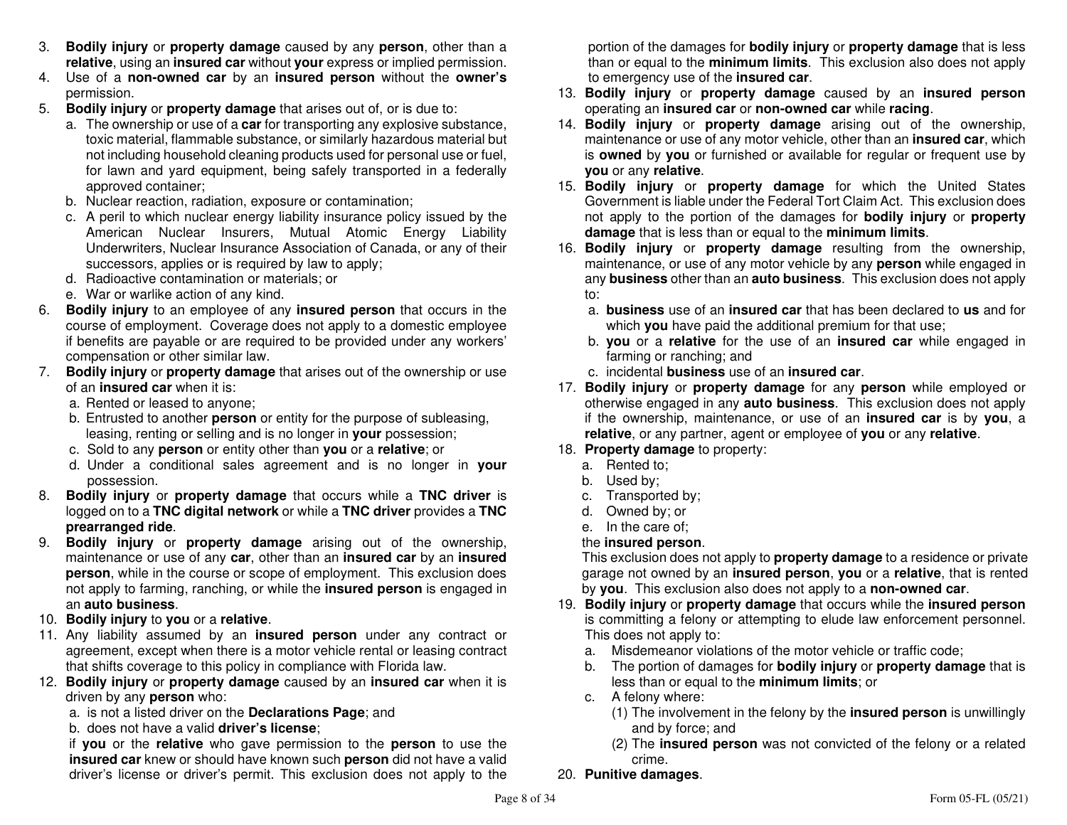3. **Bodily injury** or **property damage** caused by any **person**, other than a **relative**, using an **insured car** without **your** express or implied permission.
4. Use of a **non-owned car** by an **insured person** without the **owner's** permission.
5. **Bodily injury** or **property damage** that arises out of, or is due to:
   a. The ownership or use of a **car** for transporting any explosive substance, toxic material, flammable substance, or similarly hazardous material but not including household cleaning products used for personal use or fuel, for lawn and yard equipment, being safely transported in a federally approved container;
   b. Nuclear reaction, radiation, exposure or contamination;
   c. A peril to which nuclear energy liability insurance policy issued by the American Nuclear Insurers, Mutual Atomic Energy Liability Underwriters, Nuclear Insurance Association of Canada, or any of their successors, applies or is required by law to apply;
   d. Radioactive contamination or materials; or
   e. War or warlike action of any kind.
6. **Bodily injury** to an employee of any **insured person** that occurs in the course of employment. Coverage does not apply to a domestic employee if benefits are payable or are required to be provided under any workers' compensation or other similar law.
7. **Bodily injury** or **property damage** that arises out of the ownership or use of an **insured car** when it is:
   a. Rented or leased to anyone;
   b. Entrusted to another **person** or entity for the purpose of subleasing, leasing, renting or selling and is no longer in **your** possession;
   c. Sold to any **person** or entity other than **you** or a **relative**; or
   d. Under a conditional sales agreement and is no longer in **your** possession.
8. **Bodily injury** or **property damage** that occurs while a **TNC driver** is logged on to a **TNC digital network** or while a **TNC driver** provides a **TNC prearranged ride**.
9. **Bodily injury** or **property damage** arising out of the ownership, maintenance or use of any **car**, other than an **insured car** by an **insured person**, while in the course or scope of employment. This exclusion does not apply to farming, ranching, or while the **insured person** is engaged in an **auto business**.
10. **Bodily injury** to **you** or a **relative**.
11. Any liability assumed by an **insured person** under any contract or agreement, except when there is a motor vehicle rental or leasing contract that shifts coverage to this policy in compliance with Florida law.
12. **Bodily injury** or **property damage** caused by an **insured car** when it is driven by any **person** who:
    a. is not a listed driver on the **Declarations Page**; and
    b. does not have a valid **driver's license**;

    if **you** or the **relative** who gave permission to the **person** to use the **insured car** knew or should have known such **person** did not have a valid driver's license or driver's permit. This exclusion does not apply to the portion of the damages for **bodily injury** or **property damage** that is less than or equal to the **minimum limits**. This exclusion also does not apply to emergency use of the **insured car**.
13. **Bodily injury** or **property damage** caused by an **insured person** operating an **insured car** or **non-owned car** while **racing**.
14. **Bodily injury** or **property damage** arising out of the ownership, maintenance or use of any motor vehicle, other than an **insured car**, which is **owned** by **you** or furnished or available for regular or frequent use by **you** or any **relative**.
15. **Bodily injury** or **property damage** for which the United States Government is liable under the Federal Tort Claim Act. This exclusion does not apply to the portion of the damages for **bodily injury** or **property damage** that is less than or equal to the **minimum limits**.
16. **Bodily injury** or **property damage** resulting from the ownership, maintenance, or use of any motor vehicle by any **person** while engaged in any **business** other than an **auto business**. This exclusion does not apply to:
    a. **business** use of an **insured car** that has been declared to **us** and for which **you** have paid the additional premium for that use;
    b. **you** or a **relative** for the use of an **insured car** while engaged in farming or ranching; and
    c. incidental **business** use of an **insured car**.
17. **Bodily injury** or **property damage** for any **person** while employed or otherwise engaged in any **auto business**. This exclusion does not apply if the ownership, maintenance, or use of an **insured car** is by **you**, a **relative**, or any partner, agent or employee of **you** or any **relative**.
18. **Property damage** to property:
    a. Rented to;
    b. Used by;
    c. Transported by;
    d. Owned by; or
    e. In the care of;

    the **insured person**.

    This exclusion does not apply to **property damage** to a residence or private garage not owned by an **insured person**, **you** or a **relative**, that is rented by **you**. This exclusion also does not apply to a **non-owned car**.
19. **Bodily injury** or **property damage** that occurs while the **insured person** is committing a felony or attempting to elude law enforcement personnel. This does not apply to:
    a. Misdemeanor violations of the motor vehicle or traffic code;
    b. The portion of damages for **bodily injury** or **property damage** that is less than or equal to the **minimum limits**; or
    c. A felony where:
       (1) The involvement in the felony by the **insured person** is unwillingly and by force; and
       (2) The **insured person** was not convicted of the felony or a related crime.
20. **Punitive damages**.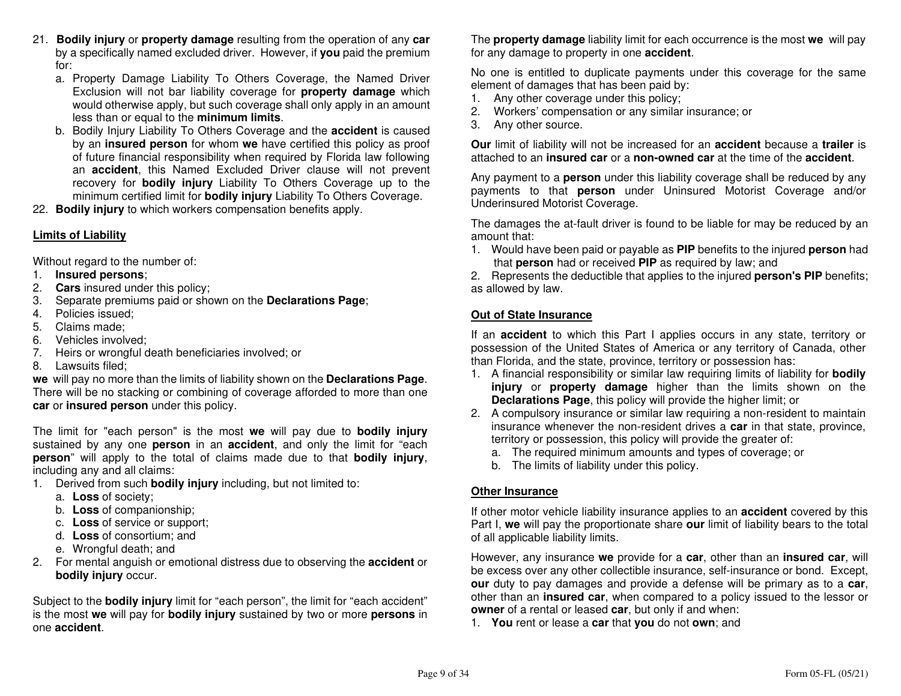21. **Bodily injury** or **property damage** resulting from the operation of any **car** by a specifically named excluded driver. However, if **you** paid the premium for:
    a. Property Damage Liability To Others Coverage, the Named Driver Exclusion will not bar liability coverage for **property damage** which would otherwise apply, but such coverage shall only apply in an amount less than or equal to the **minimum limits**.
    b. Bodily Injury Liability To Others Coverage and the **accident** is caused by an **insured person** for whom **we** have certified this policy as proof of future financial responsibility when required by Florida law following an **accident**, this Named Excluded Driver clause will not prevent recovery for **bodily injury** Liability To Others Coverage up to the minimum certified limit for **bodily injury** Liability To Others Coverage.
22. **Bodily injury** to which workers compensation benefits apply.

## Limits of Liability

Without regard to the number of:
1. **Insured persons**;
2. **Cars** insured under this policy;
3. Separate premiums paid or shown on the **Declarations Page**;
4. Policies issued;
5. Claims made;
6. Vehicles involved;
7. Heirs or wrongful death beneficiaries involved; or
8. Lawsuits filed;

**we** will pay no more than the limits of liability shown on the **Declarations Page**. There will be no stacking or combining of coverage afforded to more than one **car** or **insured person** under this policy.

The limit for "each person" is the most **we** will pay due to **bodily injury** sustained by any one **person** in an **accident**, and only the limit for "each **person**" will apply to the total of claims made due to that **bodily injury**, including any and all claims:
1. Derived from such **bodily injury** including, but not limited to:
    a. **Loss** of society;
    b. **Loss** of companionship;
    c. **Loss** of service or support;
    d. **Loss** of consortium; and
    e. Wrongful death; and
2. For mental anguish or emotional distress due to observing the **accident** or **bodily injury** occur.

Subject to the **bodily injury** limit for "each person", the limit for "each accident" is the most **we** will pay for **bodily injury** sustained by two or more **persons** in one **accident**.

The **property damage** liability limit for each occurrence is the most **we** will pay for any damage to property in one **accident**.

No one is entitled to duplicate payments under this coverage for the same element of damages that has been paid by:
1. Any other coverage under this policy;
2. Workers' compensation or any similar insurance; or
3. Any other source.

**Our** limit of liability will not be increased for an **accident** because a **trailer** is attached to an **insured car** or a **non-owned car** at the time of the **accident**.

Any payment to a **person** under this liability coverage shall be reduced by any payments to that **person** under Uninsured Motorist Coverage and/or Underinsured Motorist Coverage.

The damages the at-fault driver is found to be liable for may be reduced by an amount that:
1. Would have been paid or payable as **PIP** benefits to the injured **person** had that **person** had or received **PIP** as required by law; and
2. Represents the deductible that applies to the injured **person's PIP** benefits; as allowed by law.

## Out of State Insurance

If an **accident** to which this Part I applies occurs in any state, territory or possession of the United States of America or any territory of Canada, other than Florida, and the state, province, territory or possession has:
1. A financial responsibility or similar law requiring limits of liability for **bodily injury** or **property damage** higher than the limits shown on the **Declarations Page**, this policy will provide the higher limit; or
2. A compulsory insurance or similar law requiring a non-resident to maintain insurance whenever the non-resident drives a **car** in that state, province, territory or possession, this policy will provide the greater of:
    a. The required minimum amounts and types of coverage; or
    b. The limits of liability under this policy.

## Other Insurance

If other motor vehicle liability insurance applies to an **accident** covered by this Part I, **we** will pay the proportionate share **our** limit of liability bears to the total of all applicable liability limits.

However, any insurance **we** provide for a **car**, other than an **insured car**, will be excess over any other collectible insurance, self-insurance or bond. Except, **our** duty to pay damages and provide a defense will be primary as to a **car**, other than an **insured car**, when compared to a policy issued to the lessor or **owner** of a rental or leased **car**, but only if and when:
1. **You** rent or lease a **car** that **you** do not **own**; and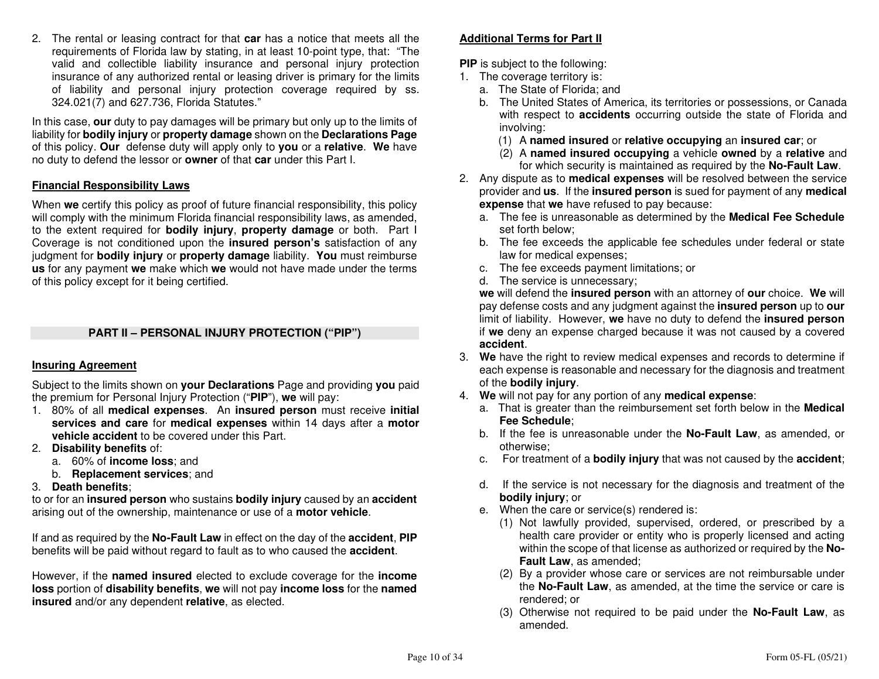2. The rental or leasing contract for that **car** has a notice that meets all the requirements of Florida law by stating, in at least 10-point type, that: "The valid and collectible liability insurance and personal injury protection insurance of any authorized rental or leasing driver is primary for the limits of liability and personal injury protection coverage required by ss. 324.021(7) and 627.736, Florida Statutes."

In this case, **our** duty to pay damages will be primary but only up to the limits of liability for **bodily injury** or **property damage** shown on the **Declarations Page** of this policy. **Our** defense duty will apply only to **you** or a **relative**. **We** have no duty to defend the lessor or **owner** of that **car** under this Part I.

**Financial Responsibility Laws**

When **we** certify this policy as proof of future financial responsibility, this policy will comply with the minimum Florida financial responsibility laws, as amended, to the extent required for **bodily injury**, **property damage** or both. Part I Coverage is not conditioned upon the **insured person's** satisfaction of any judgment for **bodily injury** or **property damage** liability. **You** must reimburse **us** for any payment **we** make which **we** would not have made under the terms of this policy except for it being certified.

## PART II – PERSONAL INJURY PROTECTION ("PIP")

**Insuring Agreement**

Subject to the limits shown on **your Declarations** Page and providing **you** paid the premium for Personal Injury Protection ("**PIP**"), **we** will pay:

1. 80% of all **medical expenses**. An **insured person** must receive **initial services and care** for **medical expenses** within 14 days after a **motor vehicle accident** to be covered under this Part.
2. **Disability benefits** of:
   a. 60% of **income loss**; and
   b. **Replacement services**; and
3. **Death benefits**;

to or for an **insured person** who sustains **bodily injury** caused by an **accident** arising out of the ownership, maintenance or use of a **motor vehicle**.

If and as required by the **No-Fault Law** in effect on the day of the **accident**, **PIP** benefits will be paid without regard to fault as to who caused the **accident**.

However, if the **named insured** elected to exclude coverage for the **income loss** portion of **disability benefits**, **we** will not pay **income loss** for the **named insured** and/or any dependent **relative**, as elected.

**Additional Terms for Part II**

**PIP** is subject to the following:

1. The coverage territory is:
   a. The State of Florida; and
   b. The United States of America, its territories or possessions, or Canada with respect to **accidents** occurring outside the state of Florida and involving:
      (1) A **named insured** or **relative occupying** an **insured car**; or
      (2) A **named insured occupying** a vehicle **owned** by a **relative** and for which security is maintained as required by the **No-Fault Law**.
2. Any dispute as to **medical expenses** will be resolved between the service provider and **us**. If the **insured person** is sued for payment of any **medical expense** that **we** have refused to pay because:
   a. The fee is unreasonable as determined by the **Medical Fee Schedule** set forth below;
   b. The fee exceeds the applicable fee schedules under federal or state law for medical expenses;
   c. The fee exceeds payment limitations; or
   d. The service is unnecessary;

   **we** will defend the **insured person** with an attorney of **our** choice. **We** will pay defense costs and any judgment against the **insured person** up to **our** limit of liability. However, **we** have no duty to defend the **insured person** if **we** deny an expense charged because it was not caused by a covered **accident**.
3. **We** have the right to review medical expenses and records to determine if each expense is reasonable and necessary for the diagnosis and treatment of the **bodily injury**.
4. **We** will not pay for any portion of any **medical expense**:
   a. That is greater than the reimbursement set forth below in the **Medical Fee Schedule**;
   b. If the fee is unreasonable under the **No-Fault Law**, as amended, or otherwise;
   c. For treatment of a **bodily injury** that was not caused by the **accident**;
   d. If the service is not necessary for the diagnosis and treatment of the **bodily injury**; or
   e. When the care or service(s) rendered is:
      (1) Not lawfully provided, supervised, ordered, or prescribed by a health care provider or entity who is properly licensed and acting within the scope of that license as authorized or required by the **No-Fault Law**, as amended;
      (2) By a provider whose care or services are not reimbursable under the **No-Fault Law**, as amended, at the time the service or care is rendered; or
      (3) Otherwise not required to be paid under the **No-Fault Law**, as amended.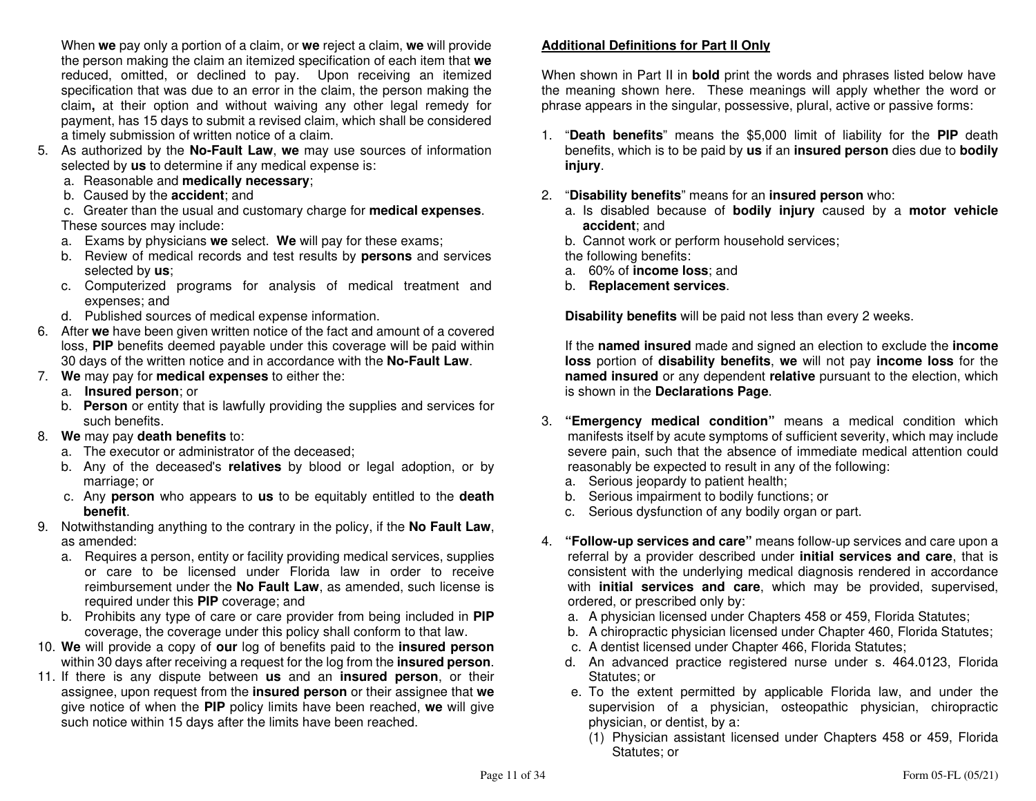When **we** pay only a portion of a claim, or **we** reject a claim, **we** will provide the person making the claim an itemized specification of each item that **we** reduced, omitted, or declined to pay. Upon receiving an itemized specification that was due to an error in the claim, the person making the claim**,** at their option and without waiving any other legal remedy for payment, has 15 days to submit a revised claim, which shall be considered a timely submission of written notice of a claim.

5. As authorized by the **No-Fault Law**, **we** may use sources of information selected by **us** to determine if any medical expense is:
   a. Reasonable and **medically necessary**;
   b. Caused by the **accident**; and
   c. Greater than the usual and customary charge for **medical expenses**.

   These sources may include:
   a. Exams by physicians **we** select. **We** will pay for these exams;
   b. Review of medical records and test results by **persons** and services selected by **us**;
   c. Computerized programs for analysis of medical treatment and expenses; and
   d. Published sources of medical expense information.
6. After **we** have been given written notice of the fact and amount of a covered loss, **PIP** benefits deemed payable under this coverage will be paid within 30 days of the written notice and in accordance with the **No-Fault Law**.
7. **We** may pay for **medical expenses** to either the:
   a. **Insured person**; or
   b. **Person** or entity that is lawfully providing the supplies and services for such benefits.
8. **We** may pay **death benefits** to:
   a. The executor or administrator of the deceased;
   b. Any of the deceased's **relatives** by blood or legal adoption, or by marriage; or
   c. Any **person** who appears to **us** to be equitably entitled to the **death benefit**.
9. Notwithstanding anything to the contrary in the policy, if the **No Fault Law**, as amended:
   a. Requires a person, entity or facility providing medical services, supplies or care to be licensed under Florida law in order to receive reimbursement under the **No Fault Law**, as amended, such license is required under this **PIP** coverage; and
   b. Prohibits any type of care or care provider from being included in **PIP** coverage, the coverage under this policy shall conform to that law.
10. **We** will provide a copy of **our** log of benefits paid to the **insured person** within 30 days after receiving a request for the log from the **insured person**.
11. If there is any dispute between **us** and an **insured person**, or their assignee, upon request from the **insured person** or their assignee that **we** give notice of when the **PIP** policy limits have been reached, **we** will give such notice within 15 days after the limits have been reached.

**Additional Definitions for Part II Only**

When shown in Part II in **bold** print the words and phrases listed below have the meaning shown here. These meanings will apply whether the word or phrase appears in the singular, possessive, plural, active or passive forms:

1. "**Death benefits**" means the $5,000 limit of liability for the **PIP** death benefits, which is to be paid by **us** if an **insured person** dies due to **bodily injury**.
2. "**Disability benefits**" means for an **insured person** who:
   a. Is disabled because of **bodily injury** caused by a **motor vehicle accident**; and
   b. Cannot work or perform household services;

   the following benefits:
   a. 60% of **income loss**; and
   b. **Replacement services**.

   **Disability benefits** will be paid not less than every 2 weeks.

   If the **named insured** made and signed an election to exclude the **income loss** portion of **disability benefits**, **we** will not pay **income loss** for the **named insured** or any dependent **relative** pursuant to the election, which is shown in the **Declarations Page**.
3. **"Emergency medical condition"** means a medical condition which manifests itself by acute symptoms of sufficient severity, which may include severe pain, such that the absence of immediate medical attention could reasonably be expected to result in any of the following:
   a. Serious jeopardy to patient health;
   b. Serious impairment to bodily functions; or
   c. Serious dysfunction of any bodily organ or part.
4. **"Follow-up services and care"** means follow-up services and care upon a referral by a provider described under **initial services and care**, that is consistent with the underlying medical diagnosis rendered in accordance with **initial services and care**, which may be provided, supervised, ordered, or prescribed only by:
   a. A physician licensed under Chapters 458 or 459, Florida Statutes;
   b. A chiropractic physician licensed under Chapter 460, Florida Statutes;
   c. A dentist licensed under Chapter 466, Florida Statutes;
   d. An advanced practice registered nurse under s. 464.0123, Florida Statutes; or
   e. To the extent permitted by applicable Florida law, and under the supervision of a physician, osteopathic physician, chiropractic physician, or dentist, by a:
      (1) Physician assistant licensed under Chapters 458 or 459, Florida Statutes; or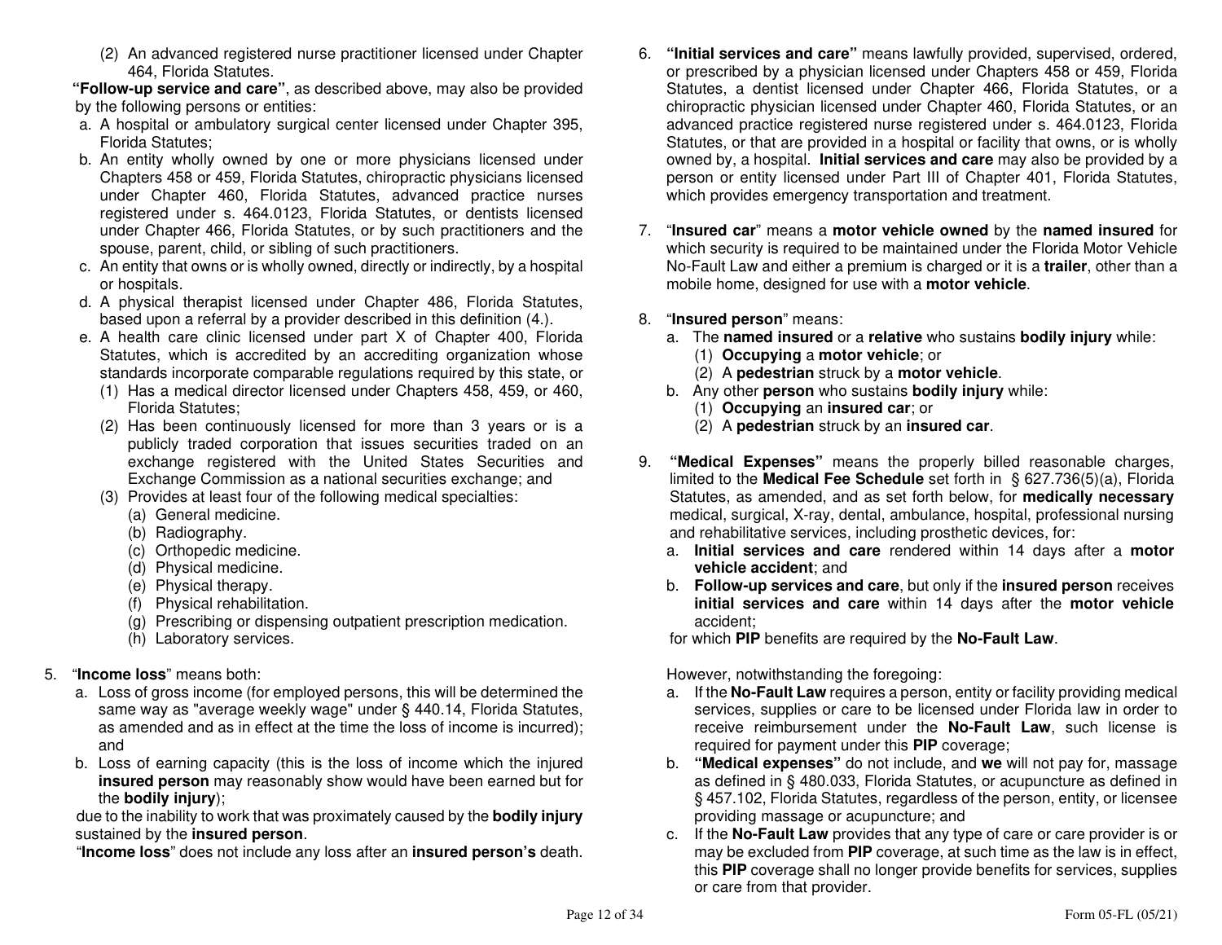(2) An advanced registered nurse practitioner licensed under Chapter 464, Florida Statutes.

**"Follow-up service and care"**, as described above, may also be provided by the following persons or entities:

a. A hospital or ambulatory surgical center licensed under Chapter 395, Florida Statutes;
b. An entity wholly owned by one or more physicians licensed under Chapters 458 or 459, Florida Statutes, chiropractic physicians licensed under Chapter 460, Florida Statutes, advanced practice nurses registered under s. 464.0123, Florida Statutes, or dentists licensed under Chapter 466, Florida Statutes, or by such practitioners and the spouse, parent, child, or sibling of such practitioners.
c. An entity that owns or is wholly owned, directly or indirectly, by a hospital or hospitals.
d. A physical therapist licensed under Chapter 486, Florida Statutes, based upon a referral by a provider described in this definition (4.).
e. A health care clinic licensed under part X of Chapter 400, Florida Statutes, which is accredited by an accrediting organization whose standards incorporate comparable regulations required by this state, or
   (1) Has a medical director licensed under Chapters 458, 459, or 460, Florida Statutes;
   (2) Has been continuously licensed for more than 3 years or is a publicly traded corporation that issues securities traded on an exchange registered with the United States Securities and Exchange Commission as a national securities exchange; and
   (3) Provides at least four of the following medical specialties:
      (a) General medicine.
      (b) Radiography.
      (c) Orthopedic medicine.
      (d) Physical medicine.
      (e) Physical therapy.
      (f) Physical rehabilitation.
      (g) Prescribing or dispensing outpatient prescription medication.
      (h) Laboratory services.

5. "**Income loss**" means both:
   a. Loss of gross income (for employed persons, this will be determined the same way as "average weekly wage" under § 440.14, Florida Statutes, as amended and as in effect at the time the loss of income is incurred); and
   b. Loss of earning capacity (this is the loss of income which the injured **insured person** may reasonably show would have been earned but for the **bodily injury**);

   due to the inability to work that was proximately caused by the **bodily injury** sustained by the **insured person**.

   "**Income loss**" does not include any loss after an **insured person's** death.

6. **"Initial services and care"** means lawfully provided, supervised, ordered, or prescribed by a physician licensed under Chapters 458 or 459, Florida Statutes, a dentist licensed under Chapter 466, Florida Statutes, or a chiropractic physician licensed under Chapter 460, Florida Statutes, or an advanced practice registered nurse registered under s. 464.0123, Florida Statutes, or that are provided in a hospital or facility that owns, or is wholly owned by, a hospital. **Initial services and care** may also be provided by a person or entity licensed under Part III of Chapter 401, Florida Statutes, which provides emergency transportation and treatment.

7. "**Insured car**" means a **motor vehicle owned** by the **named insured** for which security is required to be maintained under the Florida Motor Vehicle No-Fault Law and either a premium is charged or it is a **trailer**, other than a mobile home, designed for use with a **motor vehicle**.

8. "**Insured person**" means:
   a. The **named insured** or a **relative** who sustains **bodily injury** while:
      (1) **Occupying** a **motor vehicle**; or
      (2) A **pedestrian** struck by a **motor vehicle**.
   b. Any other **person** who sustains **bodily injury** while:
      (1) **Occupying** an **insured car**; or
      (2) A **pedestrian** struck by an **insured car**.

9. **"Medical Expenses"** means the properly billed reasonable charges, limited to the **Medical Fee Schedule** set forth in § 627.736(5)(a), Florida Statutes, as amended, and as set forth below, for **medically necessary** medical, surgical, X-ray, dental, ambulance, hospital, professional nursing and rehabilitative services, including prosthetic devices, for:
   a. **Initial services and care** rendered within 14 days after a **motor vehicle accident**; and
   b. **Follow-up services and care**, but only if the **insured person** receives **initial services and care** within 14 days after the **motor vehicle** accident;

   for which **PIP** benefits are required by the **No-Fault Law**.

   However, notwithstanding the foregoing:
   a. If the **No-Fault Law** requires a person, entity or facility providing medical services, supplies or care to be licensed under Florida law in order to receive reimbursement under the **No-Fault Law**, such license is required for payment under this **PIP** coverage;
   b. **"Medical expenses"** do not include, and **we** will not pay for, massage as defined in § 480.033, Florida Statutes, or acupuncture as defined in § 457.102, Florida Statutes, regardless of the person, entity, or licensee providing massage or acupuncture; and
   c. If the **No-Fault Law** provides that any type of care or care provider is or may be excluded from **PIP** coverage, at such time as the law is in effect, this **PIP** coverage shall no longer provide benefits for services, supplies or care from that provider.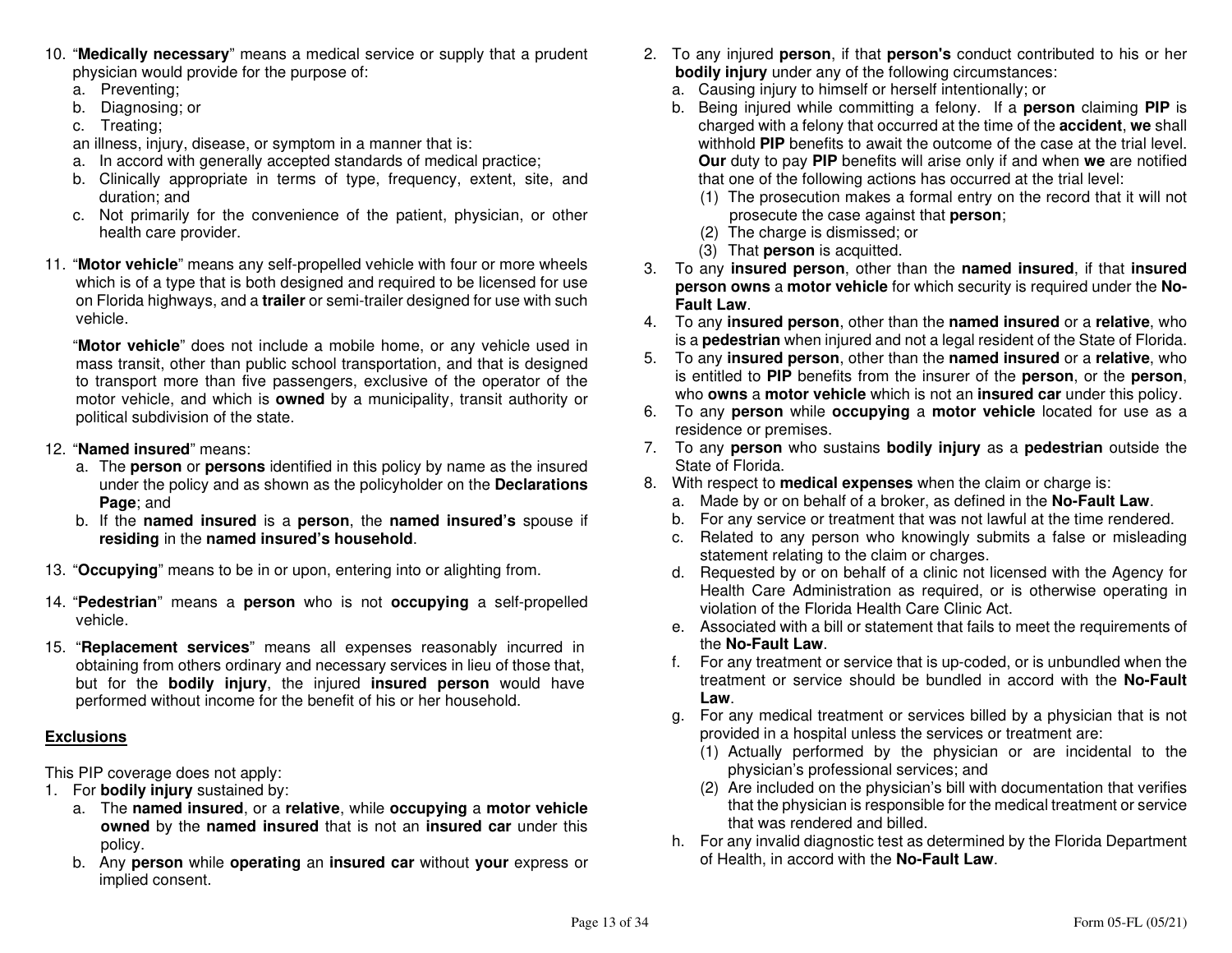10. "**Medically necessary**" means a medical service or supply that a prudent physician would provide for the purpose of:
    a. Preventing;
    b. Diagnosing; or
    c. Treating;

    an illness, injury, disease, or symptom in a manner that is:
    a. In accord with generally accepted standards of medical practice;
    b. Clinically appropriate in terms of type, frequency, extent, site, and duration; and
    c. Not primarily for the convenience of the patient, physician, or other health care provider.

11. "**Motor vehicle**" means any self-propelled vehicle with four or more wheels which is of a type that is both designed and required to be licensed for use on Florida highways, and a **trailer** or semi-trailer designed for use with such vehicle.

    "**Motor vehicle**" does not include a mobile home, or any vehicle used in mass transit, other than public school transportation, and that is designed to transport more than five passengers, exclusive of the operator of the motor vehicle, and which is **owned** by a municipality, transit authority or political subdivision of the state.

12. "**Named insured**" means:
    a. The **person** or **persons** identified in this policy by name as the insured under the policy and as shown as the policyholder on the **Declarations Page**; and
    b. If the **named insured** is a **person**, the **named insured's** spouse if **residing** in the **named insured's household**.

13. "**Occupying**" means to be in or upon, entering into or alighting from.

14. "**Pedestrian**" means a **person** who is not **occupying** a self-propelled vehicle.

15. "**Replacement services**" means all expenses reasonably incurred in obtaining from others ordinary and necessary services in lieu of those that, but for the **bodily injury**, the injured **insured person** would have performed without income for the benefit of his or her household.

## Exclusions

This PIP coverage does not apply:

1. For **bodily injury** sustained by:
    a. The **named insured**, or a **relative**, while **occupying** a **motor vehicle owned** by the **named insured** that is not an **insured car** under this policy.
    b. Any **person** while **operating** an **insured car** without **your** express or implied consent.
2. To any injured **person**, if that **person's** conduct contributed to his or her **bodily injury** under any of the following circumstances:
    a. Causing injury to himself or herself intentionally; or
    b. Being injured while committing a felony. If a **person** claiming **PIP** is charged with a felony that occurred at the time of the **accident**, **we** shall withhold **PIP** benefits to await the outcome of the case at the trial level. **Our** duty to pay **PIP** benefits will arise only if and when **we** are notified that one of the following actions has occurred at the trial level:
        (1) The prosecution makes a formal entry on the record that it will not prosecute the case against that **person**;
        (2) The charge is dismissed; or
        (3) That **person** is acquitted.
3. To any **insured person**, other than the **named insured**, if that **insured person owns** a **motor vehicle** for which security is required under the **No-Fault Law**.
4. To any **insured person**, other than the **named insured** or a **relative**, who is a **pedestrian** when injured and not a legal resident of the State of Florida.
5. To any **insured person**, other than the **named insured** or a **relative**, who is entitled to **PIP** benefits from the insurer of the **person**, or the **person**, who **owns** a **motor vehicle** which is not an **insured car** under this policy.
6. To any **person** while **occupying** a **motor vehicle** located for use as a residence or premises.
7. To any **person** who sustains **bodily injury** as a **pedestrian** outside the State of Florida.
8. With respect to **medical expenses** when the claim or charge is:
    a. Made by or on behalf of a broker, as defined in the **No-Fault Law**.
    b. For any service or treatment that was not lawful at the time rendered.
    c. Related to any person who knowingly submits a false or misleading statement relating to the claim or charges.
    d. Requested by or on behalf of a clinic not licensed with the Agency for Health Care Administration as required, or is otherwise operating in violation of the Florida Health Care Clinic Act.
    e. Associated with a bill or statement that fails to meet the requirements of the **No-Fault Law**.
    f. For any treatment or service that is up-coded, or is unbundled when the treatment or service should be bundled in accord with the **No-Fault Law**.
    g. For any medical treatment or services billed by a physician that is not provided in a hospital unless the services or treatment are:
        (1) Actually performed by the physician or are incidental to the physician's professional services; and
        (2) Are included on the physician's bill with documentation that verifies that the physician is responsible for the medical treatment or service that was rendered and billed.
    h. For any invalid diagnostic test as determined by the Florida Department of Health, in accord with the **No-Fault Law**.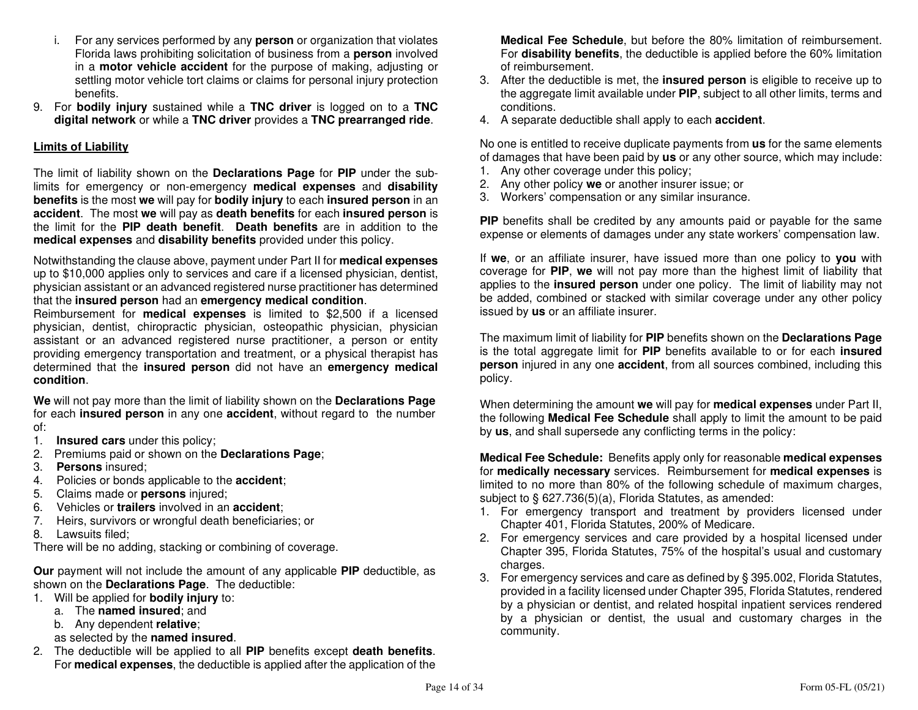i. For any services performed by any **person** or organization that violates Florida laws prohibiting solicitation of business from a **person** involved in a **motor vehicle accident** for the purpose of making, adjusting or settling motor vehicle tort claims or claims for personal injury protection benefits.

9. For **bodily injury** sustained while a **TNC driver** is logged on to a **TNC digital network** or while a **TNC driver** provides a **TNC prearranged ride**.

## Limits of Liability

The limit of liability shown on the **Declarations Page** for **PIP** under the sub-limits for emergency or non-emergency **medical expenses** and **disability benefits** is the most **we** will pay for **bodily injury** to each **insured person** in an **accident**. The most **we** will pay as **death benefits** for each **insured person** is the limit for the **PIP death benefit**. **Death benefits** are in addition to the **medical expenses** and **disability benefits** provided under this policy.

Notwithstanding the clause above, payment under Part II for **medical expenses** up to $10,000 applies only to services and care if a licensed physician, dentist, physician assistant or an advanced registered nurse practitioner has determined that the **insured person** had an **emergency medical condition**.

Reimbursement for **medical expenses** is limited to $2,500 if a licensed physician, dentist, chiropractic physician, osteopathic physician, physician assistant or an advanced registered nurse practitioner, a person or entity providing emergency transportation and treatment, or a physical therapist has determined that the **insured person** did not have an **emergency medical condition**.

**We** will not pay more than the limit of liability shown on the **Declarations Page** for each **insured person** in any one **accident**, without regard to the number of:

1. **Insured cars** under this policy;
2. Premiums paid or shown on the **Declarations Page**;
3. **Persons** insured;
4. Policies or bonds applicable to the **accident**;
5. Claims made or **persons** injured;
6. Vehicles or **trailers** involved in an **accident**;
7. Heirs, survivors or wrongful death beneficiaries; or
8. Lawsuits filed;

There will be no adding, stacking or combining of coverage.

**Our** payment will not include the amount of any applicable **PIP** deductible, as shown on the **Declarations Page**. The deductible:

1. Will be applied for **bodily injury** to:
   a. The **named insured**; and
   b. Any dependent **relative**;
   
   as selected by the **named insured**.
2. The deductible will be applied to all **PIP** benefits except **death benefits**. For **medical expenses**, the deductible is applied after the application of the **Medical Fee Schedule**, but before the 80% limitation of reimbursement. For **disability benefits**, the deductible is applied before the 60% limitation of reimbursement.
3. After the deductible is met, the **insured person** is eligible to receive up to the aggregate limit available under **PIP**, subject to all other limits, terms and conditions.
4. A separate deductible shall apply to each **accident**.

No one is entitled to receive duplicate payments from **us** for the same elements of damages that have been paid by **us** or any other source, which may include:

1. Any other coverage under this policy;
2. Any other policy **we** or another insurer issue; or
3. Workers' compensation or any similar insurance.

**PIP** benefits shall be credited by any amounts paid or payable for the same expense or elements of damages under any state workers' compensation law.

If **we**, or an affiliate insurer, have issued more than one policy to **you** with coverage for **PIP**, **we** will not pay more than the highest limit of liability that applies to the **insured person** under one policy. The limit of liability may not be added, combined or stacked with similar coverage under any other policy issued by **us** or an affiliate insurer.

The maximum limit of liability for **PIP** benefits shown on the **Declarations Page** is the total aggregate limit for **PIP** benefits available to or for each **insured person** injured in any one **accident**, from all sources combined, including this policy.

When determining the amount **we** will pay for **medical expenses** under Part II, the following **Medical Fee Schedule** shall apply to limit the amount to be paid by **us**, and shall supersede any conflicting terms in the policy:

**Medical Fee Schedule:** Benefits apply only for reasonable **medical expenses** for **medically necessary** services. Reimbursement for **medical expenses** is limited to no more than 80% of the following schedule of maximum charges, subject to § 627.736(5)(a), Florida Statutes, as amended:

1. For emergency transport and treatment by providers licensed under Chapter 401, Florida Statutes, 200% of Medicare.
2. For emergency services and care provided by a hospital licensed under Chapter 395, Florida Statutes, 75% of the hospital's usual and customary charges.
3. For emergency services and care as defined by § 395.002, Florida Statutes, provided in a facility licensed under Chapter 395, Florida Statutes, rendered by a physician or dentist, and related hospital inpatient services rendered by a physician or dentist, the usual and customary charges in the community.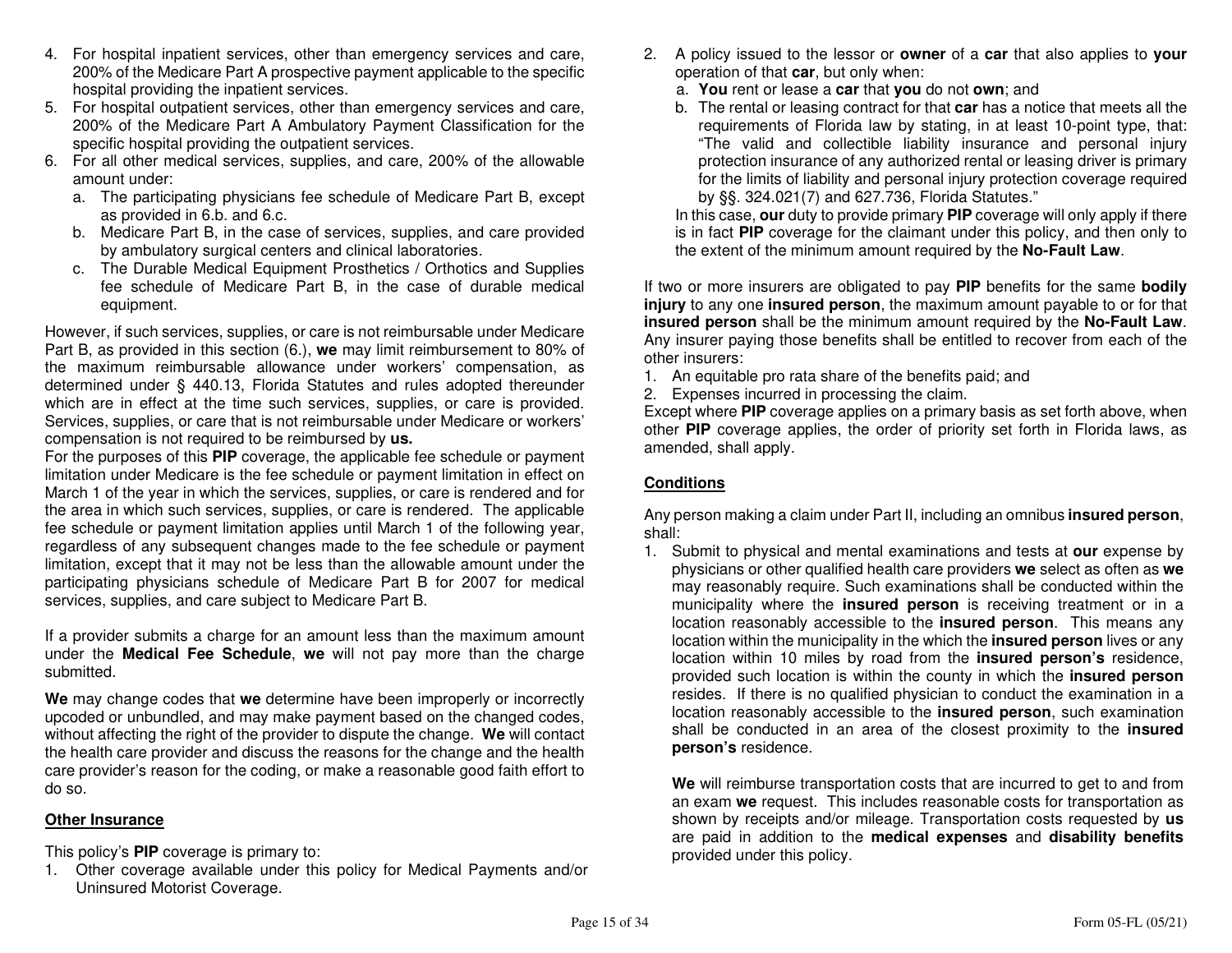4. For hospital inpatient services, other than emergency services and care, 200% of the Medicare Part A prospective payment applicable to the specific hospital providing the inpatient services.
5. For hospital outpatient services, other than emergency services and care, 200% of the Medicare Part A Ambulatory Payment Classification for the specific hospital providing the outpatient services.
6. For all other medical services, supplies, and care, 200% of the allowable amount under:
   a. The participating physicians fee schedule of Medicare Part B, except as provided in 6.b. and 6.c.
   b. Medicare Part B, in the case of services, supplies, and care provided by ambulatory surgical centers and clinical laboratories.
   c. The Durable Medical Equipment Prosthetics / Orthotics and Supplies fee schedule of Medicare Part B, in the case of durable medical equipment.

However, if such services, supplies, or care is not reimbursable under Medicare Part B, as provided in this section (6.), **we** may limit reimbursement to 80% of the maximum reimbursable allowance under workers' compensation, as determined under § 440.13, Florida Statutes and rules adopted thereunder which are in effect at the time such services, supplies, or care is provided. Services, supplies, or care that is not reimbursable under Medicare or workers' compensation is not required to be reimbursed by **us.**

For the purposes of this **PIP** coverage, the applicable fee schedule or payment limitation under Medicare is the fee schedule or payment limitation in effect on March 1 of the year in which the services, supplies, or care is rendered and for the area in which such services, supplies, or care is rendered. The applicable fee schedule or payment limitation applies until March 1 of the following year, regardless of any subsequent changes made to the fee schedule or payment limitation, except that it may not be less than the allowable amount under the participating physicians schedule of Medicare Part B for 2007 for medical services, supplies, and care subject to Medicare Part B.

If a provider submits a charge for an amount less than the maximum amount under the **Medical Fee Schedule**, **we** will not pay more than the charge submitted.

**We** may change codes that **we** determine have been improperly or incorrectly upcoded or unbundled, and may make payment based on the changed codes, without affecting the right of the provider to dispute the change. **We** will contact the health care provider and discuss the reasons for the change and the health care provider's reason for the coding, or make a reasonable good faith effort to do so.

**Other Insurance**

This policy's **PIP** coverage is primary to:

1. Other coverage available under this policy for Medical Payments and/or Uninsured Motorist Coverage.
2. A policy issued to the lessor or **owner** of a **car** that also applies to **your** operation of that **car**, but only when:
   a. **You** rent or lease a **car** that **you** do not **own**; and
   b. The rental or leasing contract for that **car** has a notice that meets all the requirements of Florida law by stating, in at least 10-point type, that: "The valid and collectible liability insurance and personal injury protection insurance of any authorized rental or leasing driver is primary for the limits of liability and personal injury protection coverage required by §§. 324.021(7) and 627.736, Florida Statutes."

   In this case, **our** duty to provide primary **PIP** coverage will only apply if there is in fact **PIP** coverage for the claimant under this policy, and then only to the extent of the minimum amount required by the **No-Fault Law**.

If two or more insurers are obligated to pay **PIP** benefits for the same **bodily injury** to any one **insured person**, the maximum amount payable to or for that **insured person** shall be the minimum amount required by the **No-Fault Law**. Any insurer paying those benefits shall be entitled to recover from each of the other insurers:

1. An equitable pro rata share of the benefits paid; and
2. Expenses incurred in processing the claim.

Except where **PIP** coverage applies on a primary basis as set forth above, when other **PIP** coverage applies, the order of priority set forth in Florida laws, as amended, shall apply.

**Conditions**

Any person making a claim under Part II, including an omnibus **insured person**, shall:

1. Submit to physical and mental examinations and tests at **our** expense by physicians or other qualified health care providers **we** select as often as **we** may reasonably require. Such examinations shall be conducted within the municipality where the **insured person** is receiving treatment or in a location reasonably accessible to the **insured person**. This means any location within the municipality in the which the **insured person** lives or any location within 10 miles by road from the **insured person's** residence, provided such location is within the county in which the **insured person** resides. If there is no qualified physician to conduct the examination in a location reasonably accessible to the **insured person**, such examination shall be conducted in an area of the closest proximity to the **insured person's** residence.

   **We** will reimburse transportation costs that are incurred to get to and from an exam **we** request. This includes reasonable costs for transportation as shown by receipts and/or mileage. Transportation costs requested by **us** are paid in addition to the **medical expenses** and **disability benefits** provided under this policy.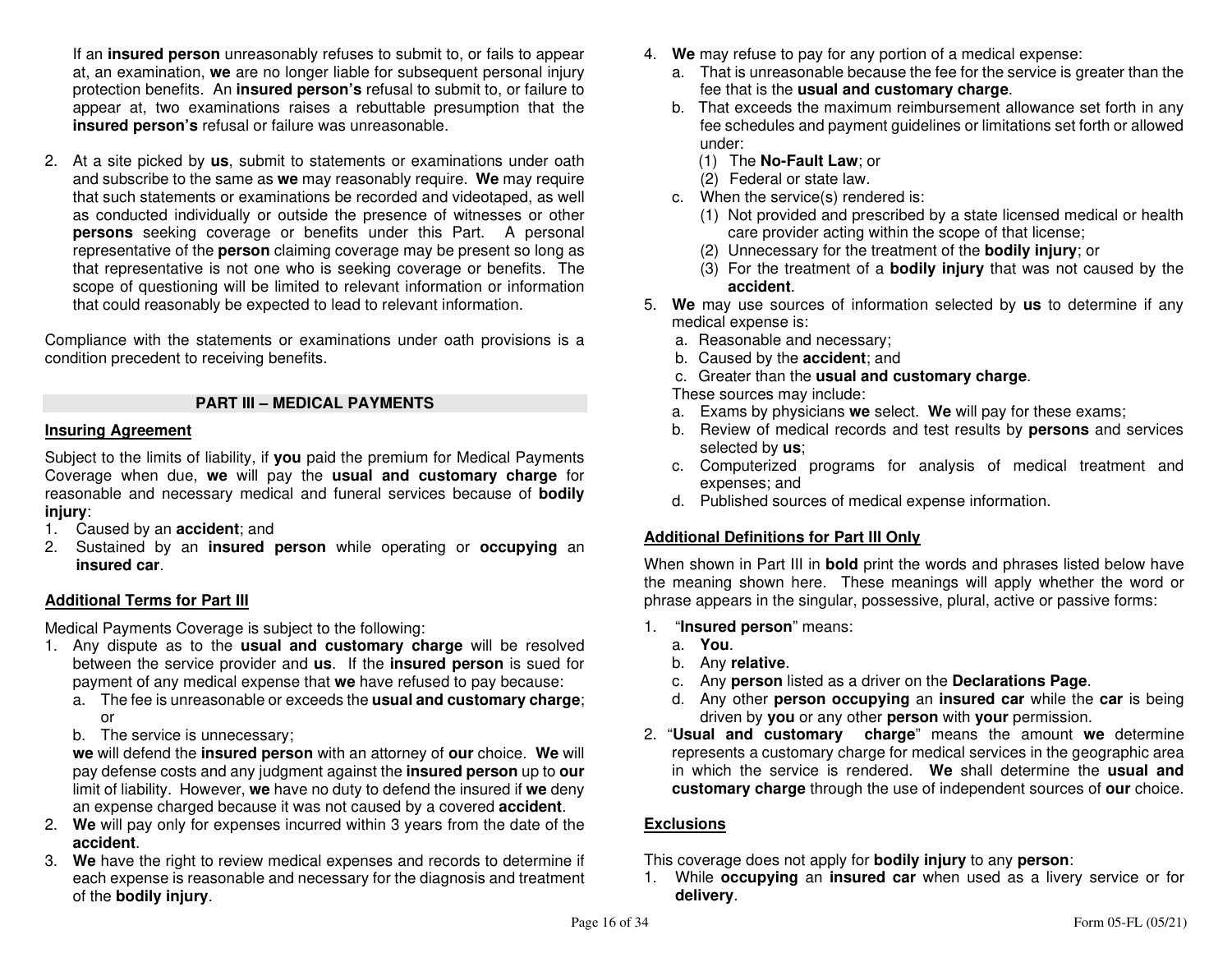If an **insured person** unreasonably refuses to submit to, or fails to appear at, an examination, **we** are no longer liable for subsequent personal injury protection benefits. An **insured person's** refusal to submit to, or failure to appear at, two examinations raises a rebuttable presumption that the **insured person's** refusal or failure was unreasonable.

2. At a site picked by **us**, submit to statements or examinations under oath and subscribe to the same as **we** may reasonably require. **We** may require that such statements or examinations be recorded and videotaped, as well as conducted individually or outside the presence of witnesses or other **persons** seeking coverage or benefits under this Part. A personal representative of the **person** claiming coverage may be present so long as that representative is not one who is seeking coverage or benefits. The scope of questioning will be limited to relevant information or information that could reasonably be expected to lead to relevant information.

Compliance with the statements or examinations under oath provisions is a condition precedent to receiving benefits.

## PART III – MEDICAL PAYMENTS

### Insuring Agreement

Subject to the limits of liability, if **you** paid the premium for Medical Payments Coverage when due, **we** will pay the **usual and customary charge** for reasonable and necessary medical and funeral services because of **bodily injury**:

1. Caused by an **accident**; and
2. Sustained by an **insured person** while operating or **occupying** an **insured car**.

### Additional Terms for Part III

Medical Payments Coverage is subject to the following:

1. Any dispute as to the **usual and customary charge** will be resolved between the service provider and **us**. If the **insured person** is sued for payment of any medical expense that **we** have refused to pay because:
   a. The fee is unreasonable or exceeds the **usual and customary charge**; or
   b. The service is unnecessary;

   **we** will defend the **insured person** with an attorney of **our** choice. **We** will pay defense costs and any judgment against the **insured person** up to **our** limit of liability. However, **we** have no duty to defend the insured if **we** deny an expense charged because it was not caused by a covered **accident**.
2. **We** will pay only for expenses incurred within 3 years from the date of the **accident**.
3. **We** have the right to review medical expenses and records to determine if each expense is reasonable and necessary for the diagnosis and treatment of the **bodily injury**.
4. **We** may refuse to pay for any portion of a medical expense:
   a. That is unreasonable because the fee for the service is greater than the fee that is the **usual and customary charge**.
   b. That exceeds the maximum reimbursement allowance set forth in any fee schedules and payment guidelines or limitations set forth or allowed under:
      (1) The **No-Fault Law**; or
      (2) Federal or state law.
   c. When the service(s) rendered is:
      (1) Not provided and prescribed by a state licensed medical or health care provider acting within the scope of that license;
      (2) Unnecessary for the treatment of the **bodily injury**; or
      (3) For the treatment of a **bodily injury** that was not caused by the **accident**.
5. **We** may use sources of information selected by **us** to determine if any medical expense is:
   a. Reasonable and necessary;
   b. Caused by the **accident**; and
   c. Greater than the **usual and customary charge**.

   These sources may include:
   a. Exams by physicians **we** select. **We** will pay for these exams;
   b. Review of medical records and test results by **persons** and services selected by **us**;
   c. Computerized programs for analysis of medical treatment and expenses; and
   d. Published sources of medical expense information.

### Additional Definitions for Part III Only

When shown in Part III in **bold** print the words and phrases listed below have the meaning shown here. These meanings will apply whether the word or phrase appears in the singular, possessive, plural, active or passive forms:

1. "**Insured person**" means:
   a. **You**.
   b. Any **relative**.
   c. Any **person** listed as a driver on the **Declarations Page**.
   d. Any other **person occupying** an **insured car** while the **car** is being driven by **you** or any other **person** with **your** permission.
2. "**Usual and customary charge**" means the amount **we** determine represents a customary charge for medical services in the geographic area in which the service is rendered. **We** shall determine the **usual and customary charge** through the use of independent sources of **our** choice.

### Exclusions

This coverage does not apply for **bodily injury** to any **person**:

1. While **occupying** an **insured car** when used as a livery service or for **delivery**.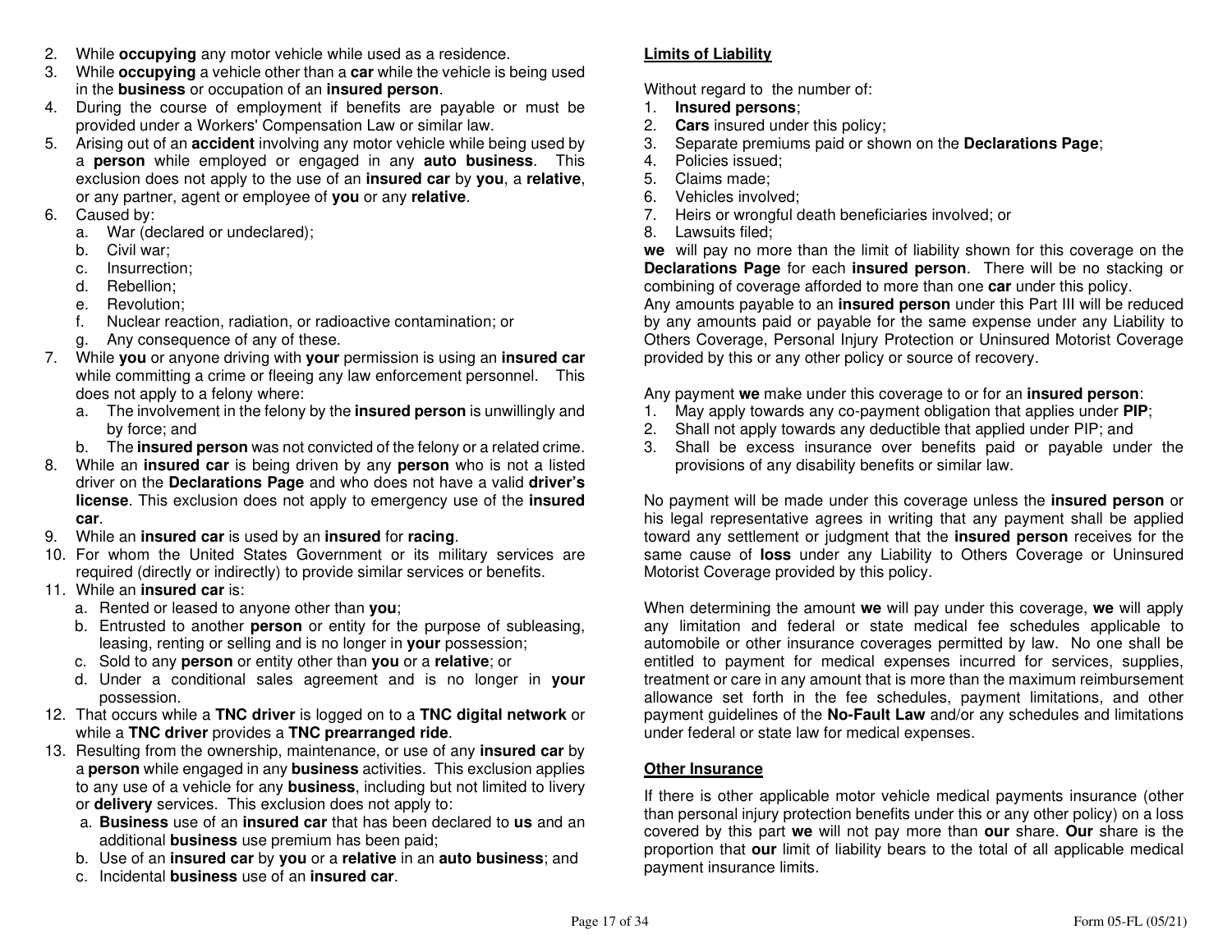2. While **occupying** any motor vehicle while used as a residence.
3. While **occupying** a vehicle other than a **car** while the vehicle is being used in the **business** or occupation of an **insured person**.
4. During the course of employment if benefits are payable or must be provided under a Workers' Compensation Law or similar law.
5. Arising out of an **accident** involving any motor vehicle while being used by a **person** while employed or engaged in any **auto business**. This exclusion does not apply to the use of an **insured car** by **you**, a **relative**, or any partner, agent or employee of **you** or any **relative**.
6. Caused by:
   a. War (declared or undeclared);
   b. Civil war;
   c. Insurrection;
   d. Rebellion;
   e. Revolution;
   f. Nuclear reaction, radiation, or radioactive contamination; or
   g. Any consequence of any of these.
7. While **you** or anyone driving with **your** permission is using an **insured car** while committing a crime or fleeing any law enforcement personnel. This does not apply to a felony where:
   a. The involvement in the felony by the **insured person** is unwillingly and by force; and
   b. The **insured person** was not convicted of the felony or a related crime.
8. While an **insured car** is being driven by any **person** who is not a listed driver on the **Declarations Page** and who does not have a valid **driver's license**. This exclusion does not apply to emergency use of the **insured car**.
9. While an **insured car** is used by an **insured** for **racing**.
10. For whom the United States Government or its military services are required (directly or indirectly) to provide similar services or benefits.
11. While an **insured car** is:
    a. Rented or leased to anyone other than **you**;
    b. Entrusted to another **person** or entity for the purpose of subleasing, leasing, renting or selling and is no longer in **your** possession;
    c. Sold to any **person** or entity other than **you** or a **relative**; or
    d. Under a conditional sales agreement and is no longer in **your** possession.
12. That occurs while a **TNC driver** is logged on to a **TNC digital network** or while a **TNC driver** provides a **TNC prearranged ride**.
13. Resulting from the ownership, maintenance, or use of any **insured car** by a **person** while engaged in any **business** activities. This exclusion applies to any use of a vehicle for any **business**, including but not limited to livery or **delivery** services. This exclusion does not apply to:
    a. **Business** use of an **insured car** that has been declared to **us** and an additional **business** use premium has been paid;
    b. Use of an **insured car** by **you** or a **relative** in an **auto business**; and
    c. Incidental **business** use of an **insured car**.

## Limits of Liability

Without regard to the number of:

1. **Insured persons**;
2. **Cars** insured under this policy;
3. Separate premiums paid or shown on the **Declarations Page**;
4. Policies issued;
5. Claims made;
6. Vehicles involved;
7. Heirs or wrongful death beneficiaries involved; or
8. Lawsuits filed;

**we** will pay no more than the limit of liability shown for this coverage on the **Declarations Page** for each **insured person**. There will be no stacking or combining of coverage afforded to more than one **car** under this policy.
Any amounts payable to an **insured person** under this Part III will be reduced by any amounts paid or payable for the same expense under any Liability to Others Coverage, Personal Injury Protection or Uninsured Motorist Coverage provided by this or any other policy or source of recovery.

Any payment **we** make under this coverage to or for an **insured person**:

1. May apply towards any co-payment obligation that applies under **PIP**;
2. Shall not apply towards any deductible that applied under PIP; and
3. Shall be excess insurance over benefits paid or payable under the provisions of any disability benefits or similar law.

No payment will be made under this coverage unless the **insured person** or his legal representative agrees in writing that any payment shall be applied toward any settlement or judgment that the **insured person** receives for the same cause of **loss** under any Liability to Others Coverage or Uninsured Motorist Coverage provided by this policy.

When determining the amount **we** will pay under this coverage, **we** will apply any limitation and federal or state medical fee schedules applicable to automobile or other insurance coverages permitted by law. No one shall be entitled to payment for medical expenses incurred for services, supplies, treatment or care in any amount that is more than the maximum reimbursement allowance set forth in the fee schedules, payment limitations, and other payment guidelines of the **No-Fault Law** and/or any schedules and limitations under federal or state law for medical expenses.

## Other Insurance

If there is other applicable motor vehicle medical payments insurance (other than personal injury protection benefits under this or any other policy) on a loss covered by this part **we** will not pay more than **our** share. **Our** share is the proportion that **our** limit of liability bears to the total of all applicable medical payment insurance limits.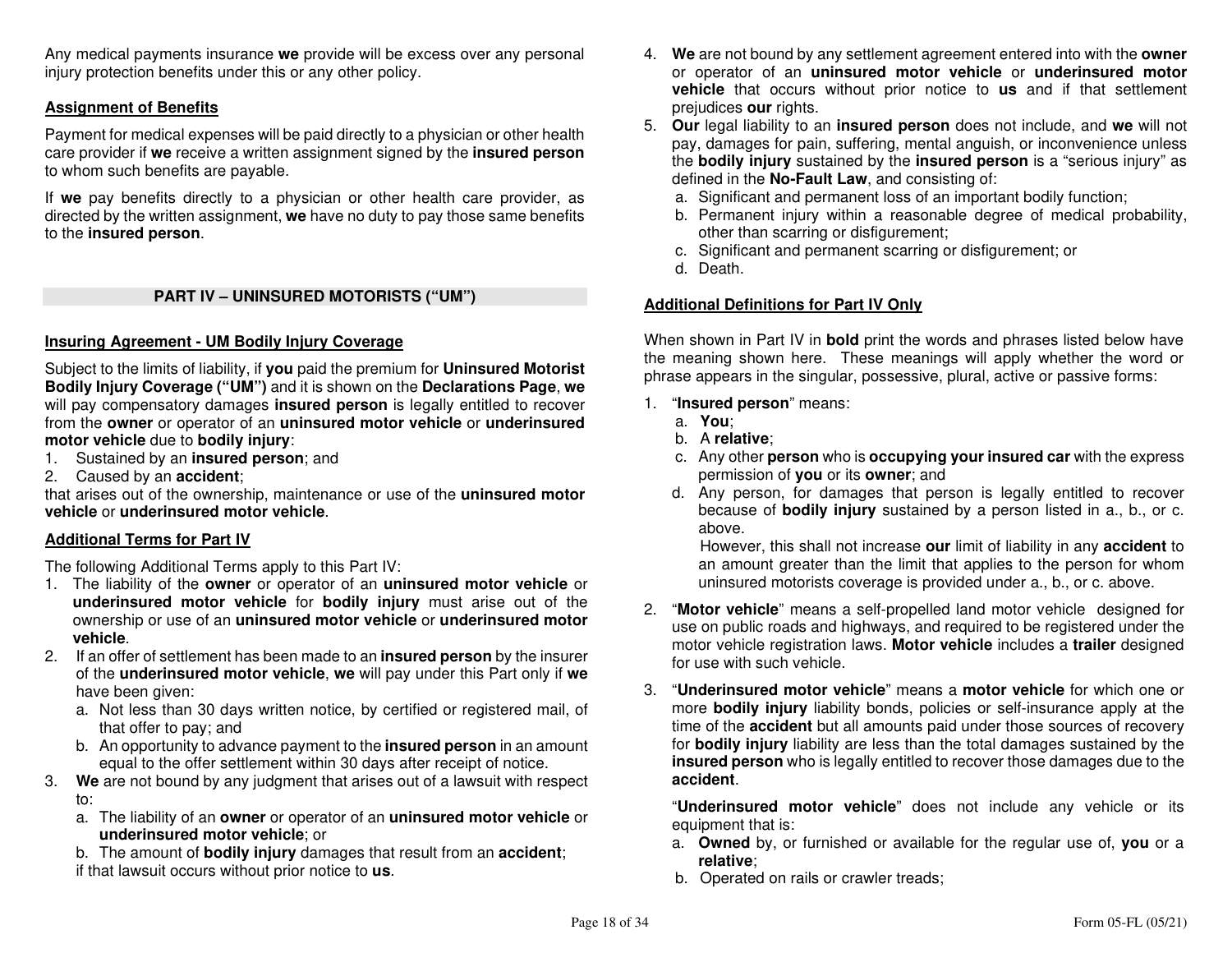Any medical payments insurance **we** provide will be excess over any personal injury protection benefits under this or any other policy.

**Assignment of Benefits**

Payment for medical expenses will be paid directly to a physician or other health care provider if **we** receive a written assignment signed by the **insured person** to whom such benefits are payable.

If **we** pay benefits directly to a physician or other health care provider, as directed by the written assignment, **we** have no duty to pay those same benefits to the **insured person**.

## PART IV – UNINSURED MOTORISTS ("UM")

**Insuring Agreement - UM Bodily Injury Coverage**

Subject to the limits of liability, if **you** paid the premium for **Uninsured Motorist Bodily Injury Coverage ("UM")** and it is shown on the **Declarations Page**, **we** will pay compensatory damages **insured person** is legally entitled to recover from the **owner** or operator of an **uninsured motor vehicle** or **underinsured motor vehicle** due to **bodily injury**:

1. Sustained by an **insured person**; and
2. Caused by an **accident**;

that arises out of the ownership, maintenance or use of the **uninsured motor vehicle** or **underinsured motor vehicle**.

**Additional Terms for Part IV**

The following Additional Terms apply to this Part IV:

1. The liability of the **owner** or operator of an **uninsured motor vehicle** or **underinsured motor vehicle** for **bodily injury** must arise out of the ownership or use of an **uninsured motor vehicle** or **underinsured motor vehicle**.
2. If an offer of settlement has been made to an **insured person** by the insurer of the **underinsured motor vehicle**, **we** will pay under this Part only if **we** have been given:
   a. Not less than 30 days written notice, by certified or registered mail, of that offer to pay; and
   b. An opportunity to advance payment to the **insured person** in an amount equal to the offer settlement within 30 days after receipt of notice.
3. **We** are not bound by any judgment that arises out of a lawsuit with respect to:
   a. The liability of an **owner** or operator of an **uninsured motor vehicle** or **underinsured motor vehicle**; or
   b. The amount of **bodily injury** damages that result from an **accident**;

   if that lawsuit occurs without prior notice to **us**.
4. **We** are not bound by any settlement agreement entered into with the **owner** or operator of an **uninsured motor vehicle** or **underinsured motor vehicle** that occurs without prior notice to **us** and if that settlement prejudices **our** rights.
5. **Our** legal liability to an **insured person** does not include, and **we** will not pay, damages for pain, suffering, mental anguish, or inconvenience unless the **bodily injury** sustained by the **insured person** is a "serious injury" as defined in the **No-Fault Law**, and consisting of:
   a. Significant and permanent loss of an important bodily function;
   b. Permanent injury within a reasonable degree of medical probability, other than scarring or disfigurement;
   c. Significant and permanent scarring or disfigurement; or
   d. Death.

**Additional Definitions for Part IV Only**

When shown in Part IV in **bold** print the words and phrases listed below have the meaning shown here. These meanings will apply whether the word or phrase appears in the singular, possessive, plural, active or passive forms:

1. "**Insured person**" means:
   a. **You**;
   b. A **relative**;
   c. Any other **person** who is **occupying your insured car** with the express permission of **you** or its **owner**; and
   d. Any person, for damages that person is legally entitled to recover because of **bodily injury** sustained by a person listed in a., b., or c. above.

      However, this shall not increase **our** limit of liability in any **accident** to an amount greater than the limit that applies to the person for whom uninsured motorists coverage is provided under a., b., or c. above.
2. "**Motor vehicle**" means a self-propelled land motor vehicle designed for use on public roads and highways, and required to be registered under the motor vehicle registration laws. **Motor vehicle** includes a **trailer** designed for use with such vehicle.
3. "**Underinsured motor vehicle**" means a **motor vehicle** for which one or more **bodily injury** liability bonds, policies or self-insurance apply at the time of the **accident** but all amounts paid under those sources of recovery for **bodily injury** liability are less than the total damages sustained by the **insured person** who is legally entitled to recover those damages due to the **accident**.

   "**Underinsured motor vehicle**" does not include any vehicle or its equipment that is:
   a. **Owned** by, or furnished or available for the regular use of, **you** or a **relative**;
   b. Operated on rails or crawler treads;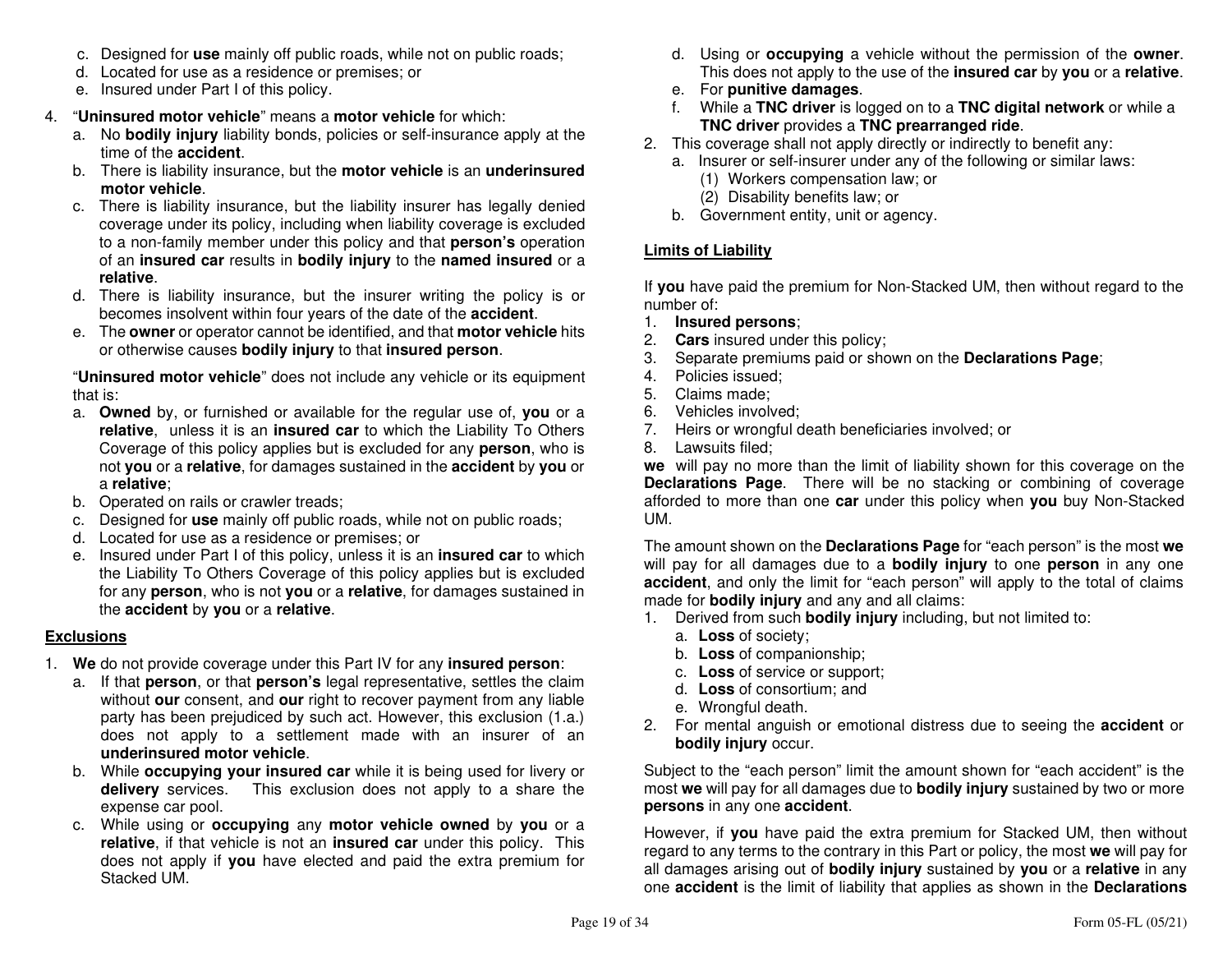c. Designed for **use** mainly off public roads, while not on public roads;
d. Located for use as a residence or premises; or
e. Insured under Part I of this policy.

4. "**Uninsured motor vehicle**" means a **motor vehicle** for which:
   a. No **bodily injury** liability bonds, policies or self-insurance apply at the time of the **accident**.
   b. There is liability insurance, but the **motor vehicle** is an **underinsured motor vehicle**.
   c. There is liability insurance, but the liability insurer has legally denied coverage under its policy, including when liability coverage is excluded to a non-family member under this policy and that **person's** operation of an **insured car** results in **bodily injury** to the **named insured** or a **relative**.
   d. There is liability insurance, but the insurer writing the policy is or becomes insolvent within four years of the date of the **accident**.
   e. The **owner** or operator cannot be identified, and that **motor vehicle** hits or otherwise causes **bodily injury** to that **insured person**.

   "**Uninsured motor vehicle**" does not include any vehicle or its equipment that is:
   a. **Owned** by, or furnished or available for the regular use of, **you** or a **relative**, unless it is an **insured car** to which the Liability To Others Coverage of this policy applies but is excluded for any **person**, who is not **you** or a **relative**, for damages sustained in the **accident** by **you** or a **relative**;
   b. Operated on rails or crawler treads;
   c. Designed for **use** mainly off public roads, while not on public roads;
   d. Located for use as a residence or premises; or
   e. Insured under Part I of this policy, unless it is an **insured car** to which the Liability To Others Coverage of this policy applies but is excluded for any **person**, who is not **you** or a **relative**, for damages sustained in the **accident** by **you** or a **relative**.

## Exclusions

1. **We** do not provide coverage under this Part IV for any **insured person**:
   a. If that **person**, or that **person's** legal representative, settles the claim without **our** consent, and **our** right to recover payment from any liable party has been prejudiced by such act. However, this exclusion (1.a.) does not apply to a settlement made with an insurer of an **underinsured motor vehicle**.
   b. While **occupying your insured car** while it is being used for livery or **delivery** services. This exclusion does not apply to a share the expense car pool.
   c. While using or **occupying** any **motor vehicle owned** by **you** or a **relative**, if that vehicle is not an **insured car** under this policy. This does not apply if **you** have elected and paid the extra premium for Stacked UM.
   d. Using or **occupying** a vehicle without the permission of the **owner**. This does not apply to the use of the **insured car** by **you** or a **relative**.
   e. For **punitive damages**.
   f. While a **TNC driver** is logged on to a **TNC digital network** or while a **TNC driver** provides a **TNC prearranged ride**.
2. This coverage shall not apply directly or indirectly to benefit any:
   a. Insurer or self-insurer under any of the following or similar laws:
      (1) Workers compensation law; or
      (2) Disability benefits law; or
   b. Government entity, unit or agency.

## Limits of Liability

If **you** have paid the premium for Non-Stacked UM, then without regard to the number of:
1. **Insured persons**;
2. **Cars** insured under this policy;
3. Separate premiums paid or shown on the **Declarations Page**;
4. Policies issued;
5. Claims made;
6. Vehicles involved;
7. Heirs or wrongful death beneficiaries involved; or
8. Lawsuits filed;

**we** will pay no more than the limit of liability shown for this coverage on the **Declarations Page**. There will be no stacking or combining of coverage afforded to more than one **car** under this policy when **you** buy Non-Stacked UM.

The amount shown on the **Declarations Page** for "each person" is the most **we** will pay for all damages due to a **bodily injury** to one **person** in any one **accident**, and only the limit for "each person" will apply to the total of claims made for **bodily injury** and any and all claims:
1. Derived from such **bodily injury** including, but not limited to:
   a. **Loss** of society;
   b. **Loss** of companionship;
   c. **Loss** of service or support;
   d. **Loss** of consortium; and
   e. Wrongful death.
2. For mental anguish or emotional distress due to seeing the **accident** or **bodily injury** occur.

Subject to the "each person" limit the amount shown for "each accident" is the most **we** will pay for all damages due to **bodily injury** sustained by two or more **persons** in any one **accident**.

However, if **you** have paid the extra premium for Stacked UM, then without regard to any terms to the contrary in this Part or policy, the most **we** will pay for all damages arising out of **bodily injury** sustained by **you** or a **relative** in any one **accident** is the limit of liability that applies as shown in the **Declarations**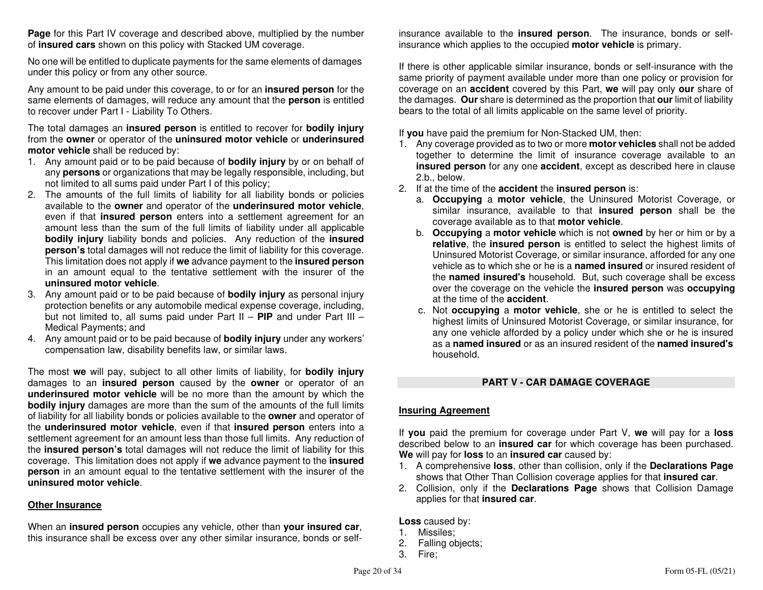**Page** for this Part IV coverage and described above, multiplied by the number of **insured cars** shown on this policy with Stacked UM coverage.

No one will be entitled to duplicate payments for the same elements of damages under this policy or from any other source.

Any amount to be paid under this coverage, to or for an **insured person** for the same elements of damages, will reduce any amount that the **person** is entitled to recover under Part I - Liability To Others.

The total damages an **insured person** is entitled to recover for **bodily injury** from the **owner** or operator of the **uninsured motor vehicle** or **underinsured motor vehicle** shall be reduced by:

1. Any amount paid or to be paid because of **bodily injury** by or on behalf of any **persons** or organizations that may be legally responsible, including, but not limited to all sums paid under Part I of this policy;
2. The amounts of the full limits of liability for all liability bonds or policies available to the **owner** and operator of the **underinsured motor vehicle**, even if that **insured person** enters into a settlement agreement for an amount less than the sum of the full limits of liability under all applicable **bodily injury** liability bonds and policies. Any reduction of the **insured person's** total damages will not reduce the limit of liability for this coverage. This limitation does not apply if **we** advance payment to the **insured person** in an amount equal to the tentative settlement with the insurer of the **uninsured motor vehicle**.
3. Any amount paid or to be paid because of **bodily injury** as personal injury protection benefits or any automobile medical expense coverage, including, but not limited to, all sums paid under Part II – **PIP** and under Part III – Medical Payments; and
4. Any amount paid or to be paid because of **bodily injury** under any workers' compensation law, disability benefits law, or similar laws.

The most **we** will pay, subject to all other limits of liability, for **bodily injury** damages to an **insured person** caused by the **owner** or operator of an **underinsured motor vehicle** will be no more than the amount by which the **bodily injury** damages are more than the sum of the amounts of the full limits of liability for all liability bonds or policies available to the **owner** and operator of the **underinsured motor vehicle**, even if that **insured person** enters into a settlement agreement for an amount less than those full limits. Any reduction of the **insured person's** total damages will not reduce the limit of liability for this coverage. This limitation does not apply if **we** advance payment to the **insured person** in an amount equal to the tentative settlement with the insurer of the **uninsured motor vehicle**.

**Other Insurance**

When an **insured person** occupies any vehicle, other than **your insured car**, this insurance shall be excess over any other similar insurance, bonds or self-insurance available to the **insured person**. The insurance, bonds or self-insurance which applies to the occupied **motor vehicle** is primary.

If there is other applicable similar insurance, bonds or self-insurance with the same priority of payment available under more than one policy or provision for coverage on an **accident** covered by this Part, **we** will pay only **our** share of the damages. **Our** share is determined as the proportion that **our** limit of liability bears to the total of all limits applicable on the same level of priority.

If **you** have paid the premium for Non-Stacked UM, then:

1. Any coverage provided as to two or more **motor vehicles** shall not be added together to determine the limit of insurance coverage available to an **insured person** for any one **accident**, except as described here in clause 2.b., below.
2. If at the time of the **accident** the **insured person** is:
   a. **Occupying** a **motor vehicle**, the Uninsured Motorist Coverage, or similar insurance, available to that **insured person** shall be the coverage available as to that **motor vehicle**.
   b. **Occupying** a **motor vehicle** which is not **owned** by her or him or by a **relative**, the **insured person** is entitled to select the highest limits of Uninsured Motorist Coverage, or similar insurance, afforded for any one vehicle as to which she or he is a **named insured** or insured resident of the **named insured's** household. But, such coverage shall be excess over the coverage on the vehicle the **insured person** was **occupying** at the time of the **accident**.
   c. Not **occupying** a **motor vehicle**, she or he is entitled to select the highest limits of Uninsured Motorist Coverage, or similar insurance, for any one vehicle afforded by a policy under which she or he is insured as a **named insured** or as an insured resident of the **named insured's** household.

## PART V - CAR DAMAGE COVERAGE

**Insuring Agreement**

If **you** paid the premium for coverage under Part V, **we** will pay for a **loss** described below to an **insured car** for which coverage has been purchased. **We** will pay for **loss** to an **insured car** caused by:

1. A comprehensive **loss**, other than collision, only if the **Declarations Page** shows that Other Than Collision coverage applies for that **insured car**.
2. Collision, only if the **Declarations Page** shows that Collision Damage applies for that **insured car**.

**Loss** caused by:

1. Missiles;
2. Falling objects;
3. Fire;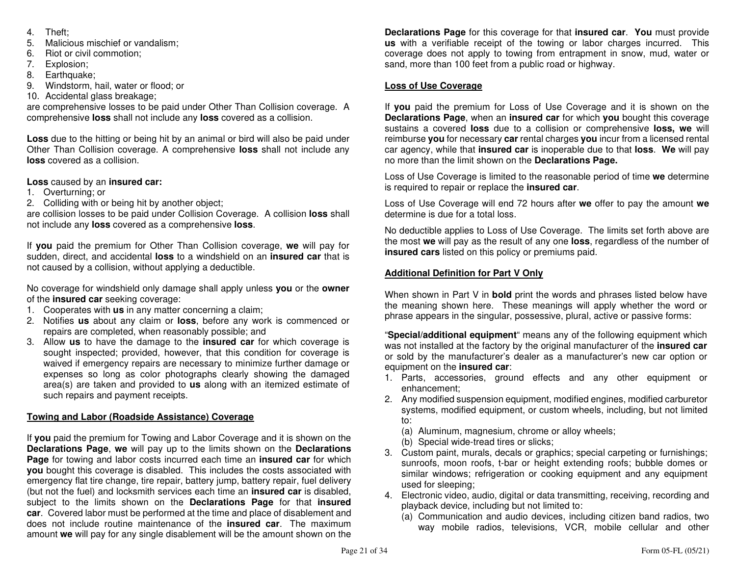4. Theft;
5. Malicious mischief or vandalism;
6. Riot or civil commotion;
7. Explosion;
8. Earthquake;
9. Windstorm, hail, water or flood; or
10. Accidental glass breakage;

are comprehensive losses to be paid under Other Than Collision coverage. A comprehensive **loss** shall not include any **loss** covered as a collision.

**Loss** due to the hitting or being hit by an animal or bird will also be paid under Other Than Collision coverage. A comprehensive **loss** shall not include any **loss** covered as a collision.

**Loss** caused by an **insured car:**

1. Overturning; or
2. Colliding with or being hit by another object;

are collision losses to be paid under Collision Coverage. A collision **loss** shall not include any **loss** covered as a comprehensive **loss**.

If **you** paid the premium for Other Than Collision coverage, **we** will pay for sudden, direct, and accidental **loss** to a windshield on an **insured car** that is not caused by a collision, without applying a deductible.

No coverage for windshield only damage shall apply unless **you** or the **owner** of the **insured car** seeking coverage:

1. Cooperates with **us** in any matter concerning a claim;
2. Notifies **us** about any claim or **loss**, before any work is commenced or repairs are completed, when reasonably possible; and
3. Allow **us** to have the damage to the **insured car** for which coverage is sought inspected; provided, however, that this condition for coverage is waived if emergency repairs are necessary to minimize further damage or expenses so long as color photographs clearly showing the damaged area(s) are taken and provided to **us** along with an itemized estimate of such repairs and payment receipts.

**Towing and Labor (Roadside Assistance) Coverage**

If **you** paid the premium for Towing and Labor Coverage and it is shown on the **Declarations Page**, **we** will pay up to the limits shown on the **Declarations Page** for towing and labor costs incurred each time an **insured car** for which **you** bought this coverage is disabled. This includes the costs associated with emergency flat tire change, tire repair, battery jump, battery repair, fuel delivery (but not the fuel) and locksmith services each time an **insured car** is disabled, subject to the limits shown on the **Declarations Page** for that **insured car**. Covered labor must be performed at the time and place of disablement and does not include routine maintenance of the **insured car**. The maximum amount **we** will pay for any single disablement will be the amount shown on the **Declarations Page** for this coverage for that **insured car**. **You** must provide **us** with a verifiable receipt of the towing or labor charges incurred. This coverage does not apply to towing from entrapment in snow, mud, water or sand, more than 100 feet from a public road or highway.

**Loss of Use Coverage**

If **you** paid the premium for Loss of Use Coverage and it is shown on the **Declarations Page**, when an **insured car** for which **you** bought this coverage sustains a covered **loss** due to a collision or comprehensive **loss, we** will reimburse **you** for necessary **car** rental charges **you** incur from a licensed rental car agency, while that **insured car** is inoperable due to that **loss**. **We** will pay no more than the limit shown on the **Declarations Page.**

Loss of Use Coverage is limited to the reasonable period of time **we** determine is required to repair or replace the **insured car**.

Loss of Use Coverage will end 72 hours after **we** offer to pay the amount **we** determine is due for a total loss.

No deductible applies to Loss of Use Coverage. The limits set forth above are the most **we** will pay as the result of any one **loss**, regardless of the number of **insured cars** listed on this policy or premiums paid.

**Additional Definition for Part V Only**

When shown in Part V in **bold** print the words and phrases listed below have the meaning shown here. These meanings will apply whether the word or phrase appears in the singular, possessive, plural, active or passive forms:

"**Special/additional equipment**" means any of the following equipment which was not installed at the factory by the original manufacturer of the **insured car** or sold by the manufacturer's dealer as a manufacturer's new car option or equipment on the **insured car**:

1. Parts, accessories, ground effects and any other equipment or enhancement;
2. Any modified suspension equipment, modified engines, modified carburetor systems, modified equipment, or custom wheels, including, but not limited to:
   (a) Aluminum, magnesium, chrome or alloy wheels;
   (b) Special wide-tread tires or slicks;
3. Custom paint, murals, decals or graphics; special carpeting or furnishings; sunroofs, moon roofs, t-bar or height extending roofs; bubble domes or similar windows; refrigeration or cooking equipment and any equipment used for sleeping;
4. Electronic video, audio, digital or data transmitting, receiving, recording and playback device, including but not limited to:
   (a) Communication and audio devices, including citizen band radios, two way mobile radios, televisions, VCR, mobile cellular and other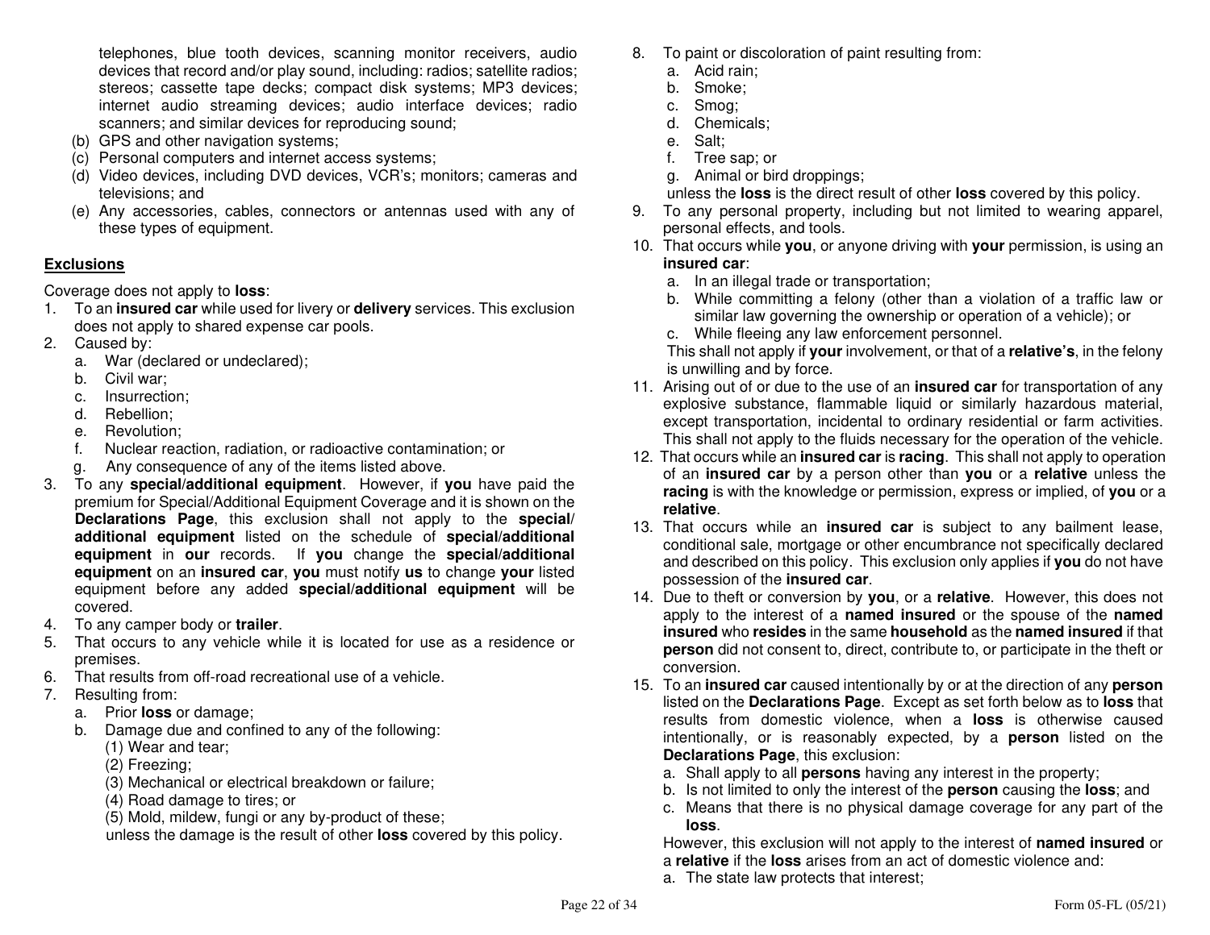telephones, blue tooth devices, scanning monitor receivers, audio devices that record and/or play sound, including: radios; satellite radios; stereos; cassette tape decks; compact disk systems; MP3 devices; internet audio streaming devices; audio interface devices; radio scanners; and similar devices for reproducing sound;

(b) GPS and other navigation systems;
(c) Personal computers and internet access systems;
(d) Video devices, including DVD devices, VCR's; monitors; cameras and televisions; and
(e) Any accessories, cables, connectors or antennas used with any of these types of equipment.

## Exclusions

Coverage does not apply to **loss**:

1. To an **insured car** while used for livery or **delivery** services. This exclusion does not apply to shared expense car pools.
2. Caused by:
   a. War (declared or undeclared);
   b. Civil war;
   c. Insurrection;
   d. Rebellion;
   e. Revolution;
   f. Nuclear reaction, radiation, or radioactive contamination; or
   g. Any consequence of any of the items listed above.
3. To any **special/additional equipment**. However, if **you** have paid the premium for Special/Additional Equipment Coverage and it is shown on the **Declarations Page**, this exclusion shall not apply to the **special/ additional equipment** listed on the schedule of **special/additional equipment** in **our** records. If **you** change the **special/additional equipment** on an **insured car**, **you** must notify **us** to change **your** listed equipment before any added **special/additional equipment** will be covered.
4. To any camper body or **trailer**.
5. That occurs to any vehicle while it is located for use as a residence or premises.
6. That results from off-road recreational use of a vehicle.
7. Resulting from:
   a. Prior **loss** or damage;
   b. Damage due and confined to any of the following:
      (1) Wear and tear;
      (2) Freezing;
      (3) Mechanical or electrical breakdown or failure;
      (4) Road damage to tires; or
      (5) Mold, mildew, fungi or any by-product of these;
      unless the damage is the result of other **loss** covered by this policy.
8. To paint or discoloration of paint resulting from:
   a. Acid rain;
   b. Smoke;
   c. Smog;
   d. Chemicals;
   e. Salt;
   f. Tree sap; or
   g. Animal or bird droppings;
   unless the **loss** is the direct result of other **loss** covered by this policy.
9. To any personal property, including but not limited to wearing apparel, personal effects, and tools.
10. That occurs while **you**, or anyone driving with **your** permission, is using an **insured car**:
    a. In an illegal trade or transportation;
    b. While committing a felony (other than a violation of a traffic law or similar law governing the ownership or operation of a vehicle); or
    c. While fleeing any law enforcement personnel.
    This shall not apply if **your** involvement, or that of a **relative's**, in the felony is unwilling and by force.
11. Arising out of or due to the use of an **insured car** for transportation of any explosive substance, flammable liquid or similarly hazardous material, except transportation, incidental to ordinary residential or farm activities. This shall not apply to the fluids necessary for the operation of the vehicle.
12. That occurs while an **insured car** is **racing**. This shall not apply to operation of an **insured car** by a person other than **you** or a **relative** unless the **racing** is with the knowledge or permission, express or implied, of **you** or a **relative**.
13. That occurs while an **insured car** is subject to any bailment lease, conditional sale, mortgage or other encumbrance not specifically declared and described on this policy. This exclusion only applies if **you** do not have possession of the **insured car**.
14. Due to theft or conversion by **you**, or a **relative**. However, this does not apply to the interest of a **named insured** or the spouse of the **named insured** who **resides** in the same **household** as the **named insured** if that **person** did not consent to, direct, contribute to, or participate in the theft or conversion.
15. To an **insured car** caused intentionally by or at the direction of any **person** listed on the **Declarations Page**. Except as set forth below as to **loss** that results from domestic violence, when a **loss** is otherwise caused intentionally, or is reasonably expected, by a **person** listed on the **Declarations Page**, this exclusion:
    a. Shall apply to all **persons** having any interest in the property;
    b. Is not limited to only the interest of the **person** causing the **loss**; and
    c. Means that there is no physical damage coverage for any part of the **loss**.
    However, this exclusion will not apply to the interest of **named insured** or a **relative** if the **loss** arises from an act of domestic violence and:
    a. The state law protects that interest;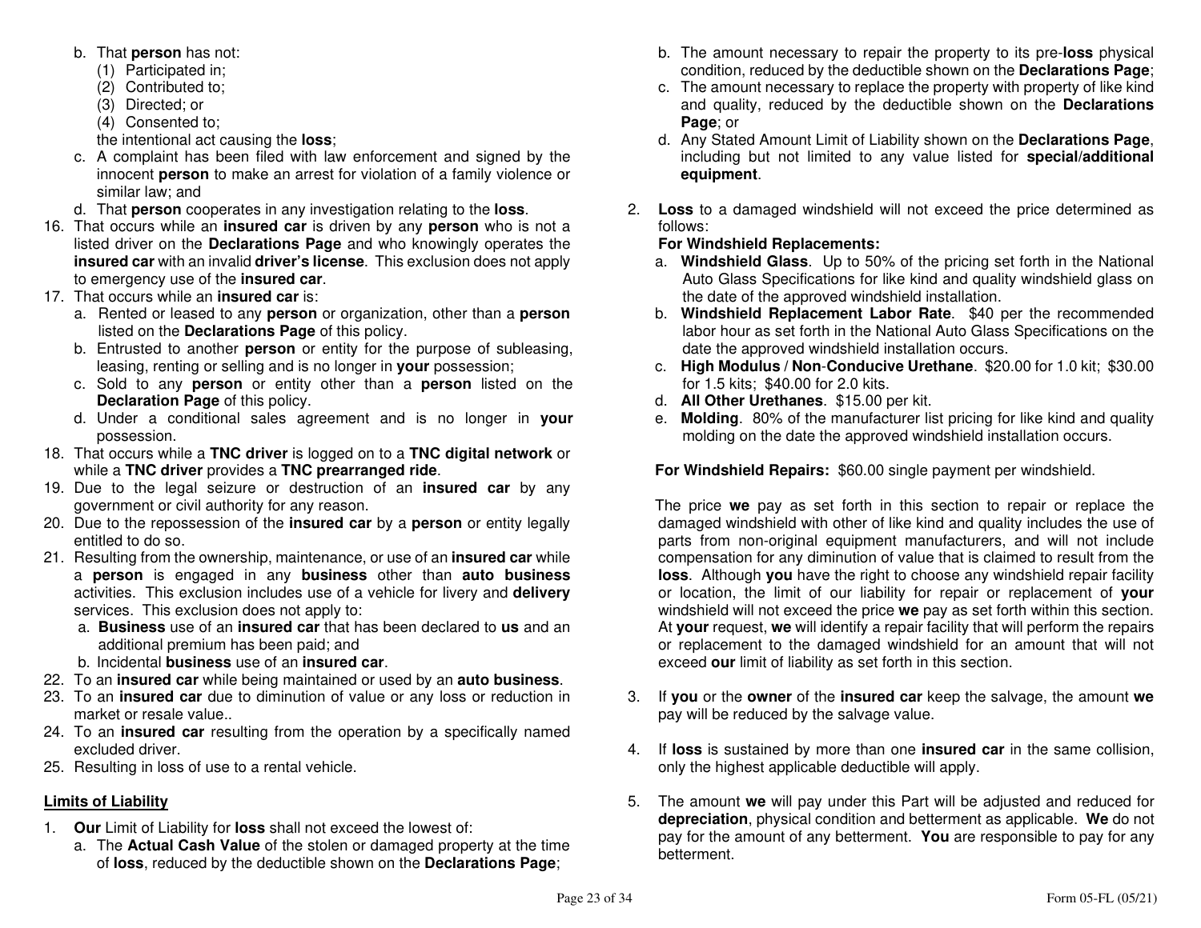b. That **person** has not:
   (1) Participated in;
   (2) Contributed to;
   (3) Directed; or
   (4) Consented to;

   the intentional act causing the **loss**;

c. A complaint has been filed with law enforcement and signed by the innocent **person** to make an arrest for violation of a family violence or similar law; and

d. That **person** cooperates in any investigation relating to the **loss**.

16. That occurs while an **insured car** is driven by any **person** who is not a listed driver on the **Declarations Page** and who knowingly operates the **insured car** with an invalid **driver's license**. This exclusion does not apply to emergency use of the **insured car**.
17. That occurs while an **insured car** is:
    a. Rented or leased to any **person** or organization, other than a **person** listed on the **Declarations Page** of this policy.
    b. Entrusted to another **person** or entity for the purpose of subleasing, leasing, renting or selling and is no longer in **your** possession;
    c. Sold to any **person** or entity other than a **person** listed on the **Declaration Page** of this policy.
    d. Under a conditional sales agreement and is no longer in **your** possession.
18. That occurs while a **TNC driver** is logged on to a **TNC digital network** or while a **TNC driver** provides a **TNC prearranged ride**.
19. Due to the legal seizure or destruction of an **insured car** by any government or civil authority for any reason.
20. Due to the repossession of the **insured car** by a **person** or entity legally entitled to do so.
21. Resulting from the ownership, maintenance, or use of an **insured car** while a **person** is engaged in any **business** other than **auto business** activities. This exclusion includes use of a vehicle for livery and **delivery** services. This exclusion does not apply to:
    a. **Business** use of an **insured car** that has been declared to **us** and an additional premium has been paid; and
    b. Incidental **business** use of an **insured car**.
22. To an **insured car** while being maintained or used by an **auto business**.
23. To an **insured car** due to diminution of value or any loss or reduction in market or resale value..
24. To an **insured car** resulting from the operation by a specifically named excluded driver.
25. Resulting in loss of use to a rental vehicle.

**<u>Limits of Liability</u>**

1. **Our** Limit of Liability for **loss** shall not exceed the lowest of:
   a. The **Actual Cash Value** of the stolen or damaged property at the time of **loss**, reduced by the deductible shown on the **Declarations Page**;
   b. The amount necessary to repair the property to its pre-**loss** physical condition, reduced by the deductible shown on the **Declarations Page**;
   c. The amount necessary to replace the property with property of like kind and quality, reduced by the deductible shown on the **Declarations Page**; or
   d. Any Stated Amount Limit of Liability shown on the **Declarations Page**, including but not limited to any value listed for **special/additional equipment**.

2. **Loss** to a damaged windshield will not exceed the price determined as follows:

   **For Windshield Replacements:**

   a. **Windshield Glass**. Up to 50% of the pricing set forth in the National Auto Glass Specifications for like kind and quality windshield glass on the date of the approved windshield installation.
   b. **Windshield Replacement Labor Rate**. $40 per the recommended labor hour as set forth in the National Auto Glass Specifications on the date the approved windshield installation occurs.
   c. **High Modulus / Non-Conducive Urethane**. $20.00 for 1.0 kit; $30.00 for 1.5 kits; $40.00 for 2.0 kits.
   d. **All Other Urethanes**. $15.00 per kit.
   e. **Molding**. 80% of the manufacturer list pricing for like kind and quality molding on the date the approved windshield installation occurs.

   **For Windshield Repairs:** $60.00 single payment per windshield.

   The price **we** pay as set forth in this section to repair or replace the damaged windshield with other of like kind and quality includes the use of parts from non-original equipment manufacturers, and will not include compensation for any diminution of value that is claimed to result from the **loss**. Although **you** have the right to choose any windshield repair facility or location, the limit of our liability for repair or replacement of **your** windshield will not exceed the price **we** pay as set forth within this section. At **your** request, **we** will identify a repair facility that will perform the repairs or replacement to the damaged windshield for an amount that will not exceed **our** limit of liability as set forth in this section.

3. If **you** or the **owner** of the **insured car** keep the salvage, the amount **we** pay will be reduced by the salvage value.

4. If **loss** is sustained by more than one **insured car** in the same collision, only the highest applicable deductible will apply.

5. The amount **we** will pay under this Part will be adjusted and reduced for **depreciation**, physical condition and betterment as applicable. **We** do not pay for the amount of any betterment. **You** are responsible to pay for any betterment.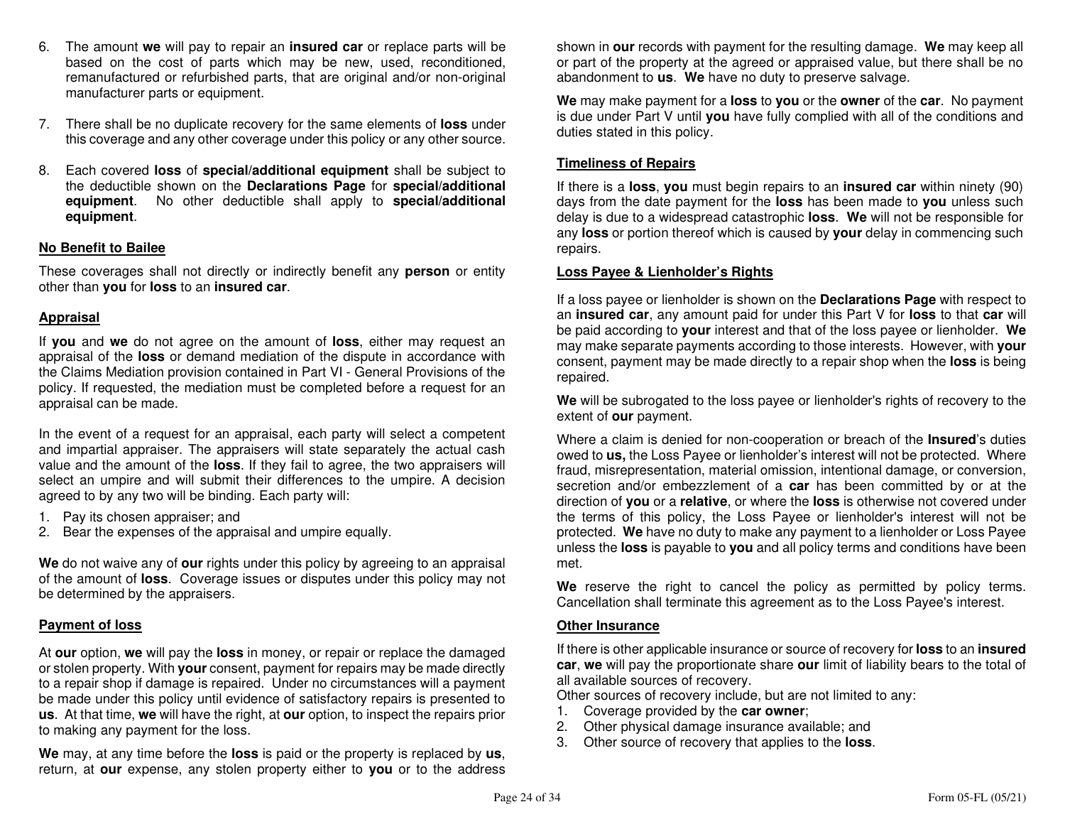6. The amount **we** will pay to repair an **insured car** or replace parts will be based on the cost of parts which may be new, used, reconditioned, remanufactured or refurbished parts, that are original and/or non-original manufacturer parts or equipment.

7. There shall be no duplicate recovery for the same elements of **loss** under this coverage and any other coverage under this policy or any other source.

8. Each covered **loss** of **special/additional equipment** shall be subject to the deductible shown on the **Declarations Page** for **special/additional equipment**. No other deductible shall apply to **special/additional equipment**.

**No Benefit to Bailee**

These coverages shall not directly or indirectly benefit any **person** or entity other than **you** for **loss** to an **insured car**.

**Appraisal**

If **you** and **we** do not agree on the amount of **loss**, either may request an appraisal of the **loss** or demand mediation of the dispute in accordance with the Claims Mediation provision contained in Part VI - General Provisions of the policy. If requested, the mediation must be completed before a request for an appraisal can be made.

In the event of a request for an appraisal, each party will select a competent and impartial appraiser. The appraisers will state separately the actual cash value and the amount of the **loss**. If they fail to agree, the two appraisers will select an umpire and will submit their differences to the umpire. A decision agreed to by any two will be binding. Each party will:

1. Pay its chosen appraiser; and
2. Bear the expenses of the appraisal and umpire equally.

**We** do not waive any of **our** rights under this policy by agreeing to an appraisal of the amount of **loss**. Coverage issues or disputes under this policy may not be determined by the appraisers.

**Payment of loss**

At **our** option, **we** will pay the **loss** in money, or repair or replace the damaged or stolen property. With **your** consent, payment for repairs may be made directly to a repair shop if damage is repaired. Under no circumstances will a payment be made under this policy until evidence of satisfactory repairs is presented to **us**. At that time, **we** will have the right, at **our** option, to inspect the repairs prior to making any payment for the loss.

**We** may, at any time before the **loss** is paid or the property is replaced by **us**, return, at **our** expense, any stolen property either to **you** or to the address shown in **our** records with payment for the resulting damage. **We** may keep all or part of the property at the agreed or appraised value, but there shall be no abandonment to **us**. **We** have no duty to preserve salvage.

**We** may make payment for a **loss** to **you** or the **owner** of the **car**. No payment is due under Part V until **you** have fully complied with all of the conditions and duties stated in this policy.

**Timeliness of Repairs**

If there is a **loss**, **you** must begin repairs to an **insured car** within ninety (90) days from the date payment for the **loss** has been made to **you** unless such delay is due to a widespread catastrophic **loss**. **We** will not be responsible for any **loss** or portion thereof which is caused by **your** delay in commencing such repairs.

**Loss Payee & Lienholder's Rights**

If a loss payee or lienholder is shown on the **Declarations Page** with respect to an **insured car**, any amount paid for under this Part V for **loss** to that **car** will be paid according to **your** interest and that of the loss payee or lienholder. **We** may make separate payments according to those interests. However, with **your** consent, payment may be made directly to a repair shop when the **loss** is being repaired.

**We** will be subrogated to the loss payee or lienholder's rights of recovery to the extent of **our** payment.

Where a claim is denied for non-cooperation or breach of the **Insured**'s duties owed to **us,** the Loss Payee or lienholder's interest will not be protected. Where fraud, misrepresentation, material omission, intentional damage, or conversion, secretion and/or embezzlement of a **car** has been committed by or at the direction of **you** or a **relative**, or where the **loss** is otherwise not covered under the terms of this policy, the Loss Payee or lienholder's interest will not be protected. **We** have no duty to make any payment to a lienholder or Loss Payee unless the **loss** is payable to **you** and all policy terms and conditions have been met.

**We** reserve the right to cancel the policy as permitted by policy terms. Cancellation shall terminate this agreement as to the Loss Payee's interest.

**Other Insurance**

If there is other applicable insurance or source of recovery for **loss** to an **insured car**, **we** will pay the proportionate share **our** limit of liability bears to the total of all available sources of recovery.

Other sources of recovery include, but are not limited to any:

1. Coverage provided by the **car owner**;
2. Other physical damage insurance available; and
3. Other source of recovery that applies to the **loss**.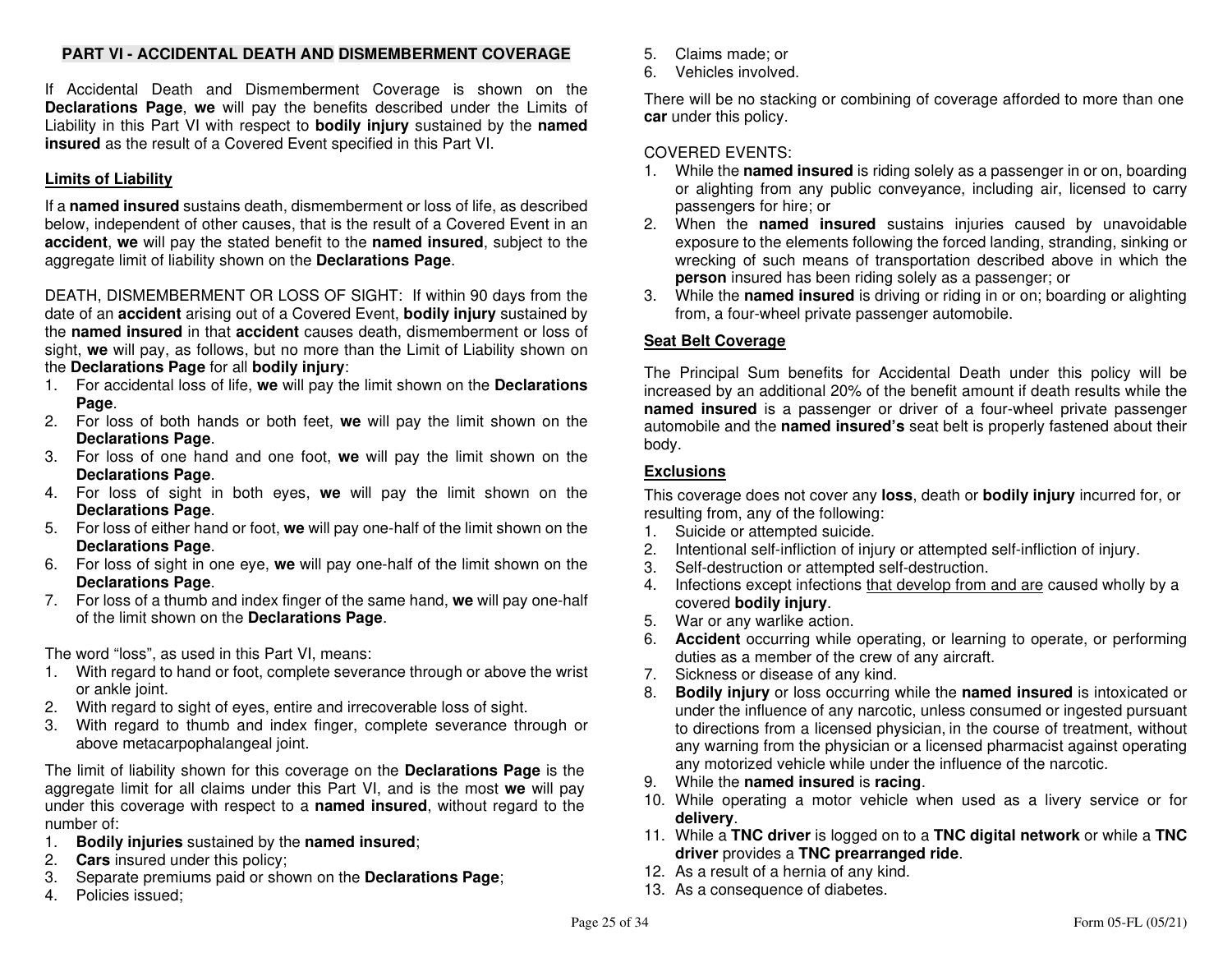## PART VI - ACCIDENTAL DEATH AND DISMEMBERMENT COVERAGE

If Accidental Death and Dismemberment Coverage is shown on the **Declarations Page**, **we** will pay the benefits described under the Limits of Liability in this Part VI with respect to **bodily injury** sustained by the **named insured** as the result of a Covered Event specified in this Part VI.

### Limits of Liability

If a **named insured** sustains death, dismemberment or loss of life, as described below, independent of other causes, that is the result of a Covered Event in an **accident**, **we** will pay the stated benefit to the **named insured**, subject to the aggregate limit of liability shown on the **Declarations Page**.

DEATH, DISMEMBERMENT OR LOSS OF SIGHT: If within 90 days from the date of an **accident** arising out of a Covered Event, **bodily injury** sustained by the **named insured** in that **accident** causes death, dismemberment or loss of sight, **we** will pay, as follows, but no more than the Limit of Liability shown on the **Declarations Page** for all **bodily injury**:

1. For accidental loss of life, **we** will pay the limit shown on the **Declarations Page**.
2. For loss of both hands or both feet, **we** will pay the limit shown on the **Declarations Page**.
3. For loss of one hand and one foot, **we** will pay the limit shown on the **Declarations Page**.
4. For loss of sight in both eyes, **we** will pay the limit shown on the **Declarations Page**.
5. For loss of either hand or foot, **we** will pay one-half of the limit shown on the **Declarations Page**.
6. For loss of sight in one eye, **we** will pay one-half of the limit shown on the **Declarations Page**.
7. For loss of a thumb and index finger of the same hand, **we** will pay one-half of the limit shown on the **Declarations Page**.

The word "loss", as used in this Part VI, means:

1. With regard to hand or foot, complete severance through or above the wrist or ankle joint.
2. With regard to sight of eyes, entire and irrecoverable loss of sight.
3. With regard to thumb and index finger, complete severance through or above metacarpophalangeal joint.

The limit of liability shown for this coverage on the **Declarations Page** is the aggregate limit for all claims under this Part VI, and is the most **we** will pay under this coverage with respect to a **named insured**, without regard to the number of:

1. **Bodily injuries** sustained by the **named insured**;
2. **Cars** insured under this policy;
3. Separate premiums paid or shown on the **Declarations Page**;
4. Policies issued;
5. Claims made; or
6. Vehicles involved.

There will be no stacking or combining of coverage afforded to more than one **car** under this policy.

COVERED EVENTS:

1. While the **named insured** is riding solely as a passenger in or on, boarding or alighting from any public conveyance, including air, licensed to carry passengers for hire; or
2. When the **named insured** sustains injuries caused by unavoidable exposure to the elements following the forced landing, stranding, sinking or wrecking of such means of transportation described above in which the **person** insured has been riding solely as a passenger; or
3. While the **named insured** is driving or riding in or on; boarding or alighting from, a four-wheel private passenger automobile.

### Seat Belt Coverage

The Principal Sum benefits for Accidental Death under this policy will be increased by an additional 20% of the benefit amount if death results while the **named insured** is a passenger or driver of a four-wheel private passenger automobile and the **named insured's** seat belt is properly fastened about their body.

### Exclusions

This coverage does not cover any **loss**, death or **bodily injury** incurred for, or resulting from, any of the following:

1. Suicide or attempted suicide.
2. Intentional self-infliction of injury or attempted self-infliction of injury.
3. Self-destruction or attempted self-destruction.
4. Infections except infections that develop from and are caused wholly by a covered **bodily injury**.
5. War or any warlike action.
6. **Accident** occurring while operating, or learning to operate, or performing duties as a member of the crew of any aircraft.
7. Sickness or disease of any kind.
8. **Bodily injury** or loss occurring while the **named insured** is intoxicated or under the influence of any narcotic, unless consumed or ingested pursuant to directions from a licensed physician, in the course of treatment, without any warning from the physician or a licensed pharmacist against operating any motorized vehicle while under the influence of the narcotic.
9. While the **named insured** is **racing**.
10. While operating a motor vehicle when used as a livery service or for **delivery**.
11. While a **TNC driver** is logged on to a **TNC digital network** or while a **TNC driver** provides a **TNC prearranged ride**.
12. As a result of a hernia of any kind.
13. As a consequence of diabetes.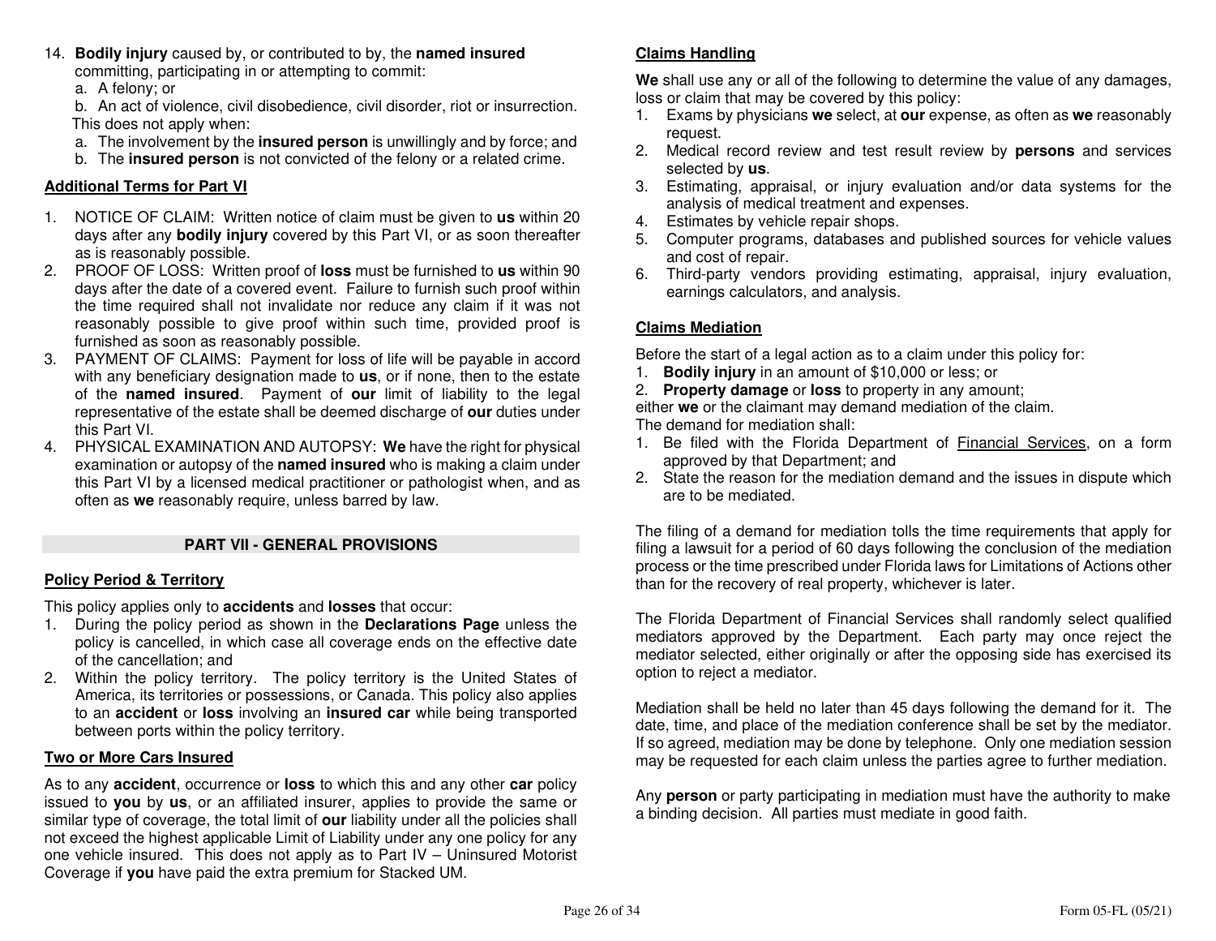14. **Bodily injury** caused by, or contributed to by, the **named insured** committing, participating in or attempting to commit:
    a. A felony; or
    b. An act of violence, civil disobedience, civil disorder, riot or insurrection.

    This does not apply when:
    a. The involvement by the **insured person** is unwillingly and by force; and
    b. The **insured person** is not convicted of the felony or a related crime.

**Additional Terms for Part VI**

1. NOTICE OF CLAIM: Written notice of claim must be given to **us** within 20 days after any **bodily injury** covered by this Part VI, or as soon thereafter as is reasonably possible.
2. PROOF OF LOSS: Written proof of **loss** must be furnished to **us** within 90 days after the date of a covered event. Failure to furnish such proof within the time required shall not invalidate nor reduce any claim if it was not reasonably possible to give proof within such time, provided proof is furnished as soon as reasonably possible.
3. PAYMENT OF CLAIMS: Payment for loss of life will be payable in accord with any beneficiary designation made to **us**, or if none, then to the estate of the **named insured**. Payment of **our** limit of liability to the legal representative of the estate shall be deemed discharge of **our** duties under this Part VI.
4. PHYSICAL EXAMINATION AND AUTOPSY: **We** have the right for physical examination or autopsy of the **named insured** who is making a claim under this Part VI by a licensed medical practitioner or pathologist when, and as often as **we** reasonably require, unless barred by law.

## PART VII - GENERAL PROVISIONS

**Policy Period & Territory**

This policy applies only to **accidents** and **losses** that occur:
1. During the policy period as shown in the **Declarations Page** unless the policy is cancelled, in which case all coverage ends on the effective date of the cancellation; and
2. Within the policy territory. The policy territory is the United States of America, its territories or possessions, or Canada. This policy also applies to an **accident** or **loss** involving an **insured car** while being transported between ports within the policy territory.

**Two or More Cars Insured**

As to any **accident**, occurrence or **loss** to which this and any other **car** policy issued to **you** by **us**, or an affiliated insurer, applies to provide the same or similar type of coverage, the total limit of **our** liability under all the policies shall not exceed the highest applicable Limit of Liability under any one policy for any one vehicle insured. This does not apply as to Part IV – Uninsured Motorist Coverage if **you** have paid the extra premium for Stacked UM.

**Claims Handling**

**We** shall use any or all of the following to determine the value of any damages, loss or claim that may be covered by this policy:
1. Exams by physicians **we** select, at **our** expense, as often as **we** reasonably request.
2. Medical record review and test result review by **persons** and services selected by **us**.
3. Estimating, appraisal, or injury evaluation and/or data systems for the analysis of medical treatment and expenses.
4. Estimates by vehicle repair shops.
5. Computer programs, databases and published sources for vehicle values and cost of repair.
6. Third-party vendors providing estimating, appraisal, injury evaluation, earnings calculators, and analysis.

**Claims Mediation**

Before the start of a legal action as to a claim under this policy for:
1. **Bodily injury** in an amount of $10,000 or less; or
2. **Property damage** or **loss** to property in any amount;

either **we** or the claimant may demand mediation of the claim.
The demand for mediation shall:
1. Be filed with the Florida Department of Financial Services, on a form approved by that Department; and
2. State the reason for the mediation demand and the issues in dispute which are to be mediated.

The filing of a demand for mediation tolls the time requirements that apply for filing a lawsuit for a period of 60 days following the conclusion of the mediation process or the time prescribed under Florida laws for Limitations of Actions other than for the recovery of real property, whichever is later.

The Florida Department of Financial Services shall randomly select qualified mediators approved by the Department. Each party may once reject the mediator selected, either originally or after the opposing side has exercised its option to reject a mediator.

Mediation shall be held no later than 45 days following the demand for it. The date, time, and place of the mediation conference shall be set by the mediator. If so agreed, mediation may be done by telephone. Only one mediation session may be requested for each claim unless the parties agree to further mediation.

Any **person** or party participating in mediation must have the authority to make a binding decision. All parties must mediate in good faith.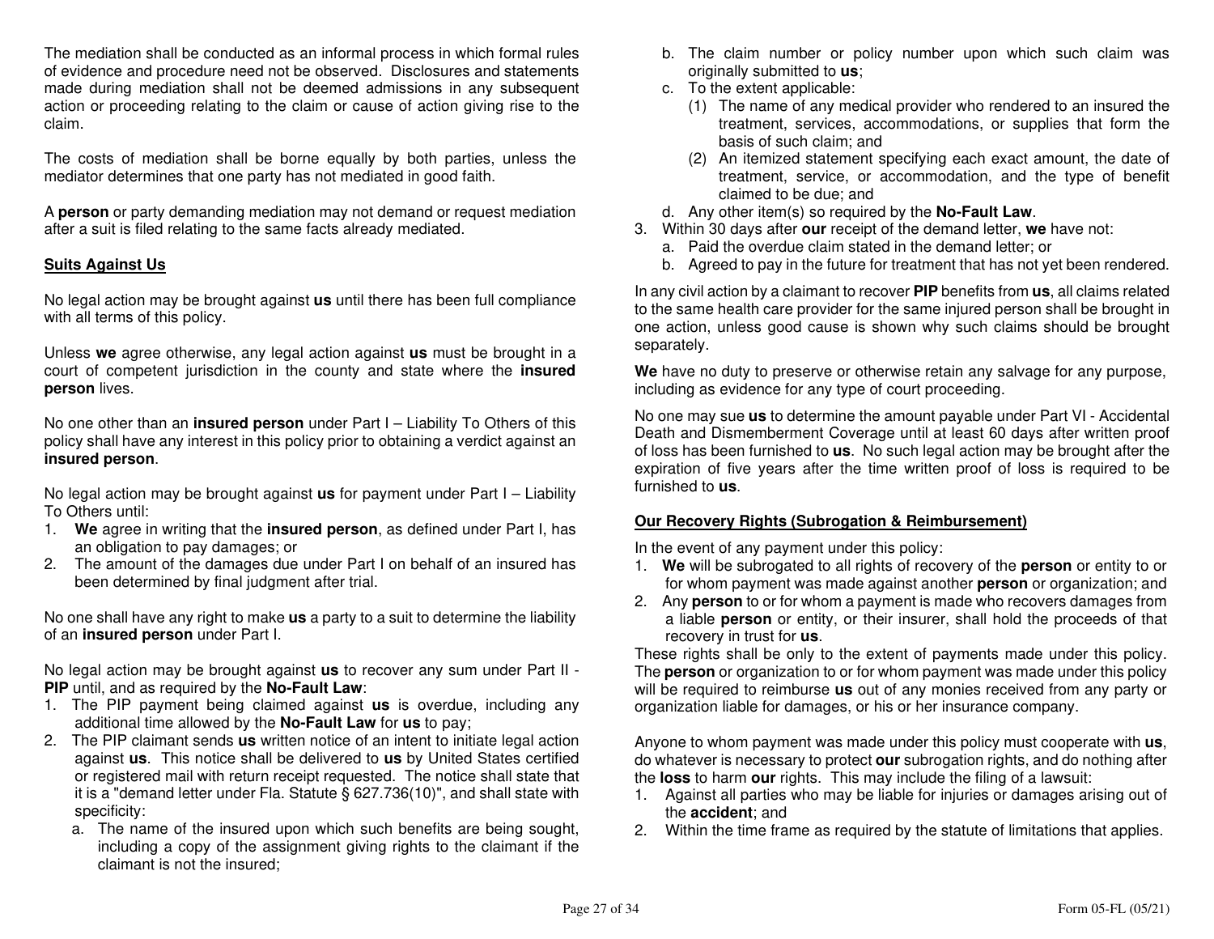The mediation shall be conducted as an informal process in which formal rules of evidence and procedure need not be observed. Disclosures and statements made during mediation shall not be deemed admissions in any subsequent action or proceeding relating to the claim or cause of action giving rise to the claim.

The costs of mediation shall be borne equally by both parties, unless the mediator determines that one party has not mediated in good faith.

A **person** or party demanding mediation may not demand or request mediation after a suit is filed relating to the same facts already mediated.

## Suits Against Us

No legal action may be brought against **us** until there has been full compliance with all terms of this policy.

Unless **we** agree otherwise, any legal action against **us** must be brought in a court of competent jurisdiction in the county and state where the **insured person** lives.

No one other than an **insured person** under Part I – Liability To Others of this policy shall have any interest in this policy prior to obtaining a verdict against an **insured person**.

No legal action may be brought against **us** for payment under Part I – Liability To Others until:

1. **We** agree in writing that the **insured person**, as defined under Part I, has an obligation to pay damages; or
2. The amount of the damages due under Part I on behalf of an insured has been determined by final judgment after trial.

No one shall have any right to make **us** a party to a suit to determine the liability of an **insured person** under Part I.

No legal action may be brought against **us** to recover any sum under Part II - **PIP** until, and as required by the **No-Fault Law**:

1. The PIP payment being claimed against **us** is overdue, including any additional time allowed by the **No-Fault Law** for **us** to pay;
2. The PIP claimant sends **us** written notice of an intent to initiate legal action against **us**. This notice shall be delivered to **us** by United States certified or registered mail with return receipt requested. The notice shall state that it is a "demand letter under Fla. Statute § 627.736(10)", and shall state with specificity:
   a. The name of the insured upon which such benefits are being sought, including a copy of the assignment giving rights to the claimant if the claimant is not the insured;
   b. The claim number or policy number upon which such claim was originally submitted to **us**;
   c. To the extent applicable:
      (1) The name of any medical provider who rendered to an insured the treatment, services, accommodations, or supplies that form the basis of such claim; and
      (2) An itemized statement specifying each exact amount, the date of treatment, service, or accommodation, and the type of benefit claimed to be due; and
   d. Any other item(s) so required by the **No-Fault Law**.
3. Within 30 days after **our** receipt of the demand letter, **we** have not:
   a. Paid the overdue claim stated in the demand letter; or
   b. Agreed to pay in the future for treatment that has not yet been rendered.

In any civil action by a claimant to recover **PIP** benefits from **us**, all claims related to the same health care provider for the same injured person shall be brought in one action, unless good cause is shown why such claims should be brought separately.

**We** have no duty to preserve or otherwise retain any salvage for any purpose, including as evidence for any type of court proceeding.

No one may sue **us** to determine the amount payable under Part VI - Accidental Death and Dismemberment Coverage until at least 60 days after written proof of loss has been furnished to **us**. No such legal action may be brought after the expiration of five years after the time written proof of loss is required to be furnished to **us**.

## Our Recovery Rights (Subrogation & Reimbursement)

In the event of any payment under this policy:

1. **We** will be subrogated to all rights of recovery of the **person** or entity to or for whom payment was made against another **person** or organization; and
2. Any **person** to or for whom a payment is made who recovers damages from a liable **person** or entity, or their insurer, shall hold the proceeds of that recovery in trust for **us**.

These rights shall be only to the extent of payments made under this policy. The **person** or organization to or for whom payment was made under this policy will be required to reimburse **us** out of any monies received from any party or organization liable for damages, or his or her insurance company.

Anyone to whom payment was made under this policy must cooperate with **us**, do whatever is necessary to protect **our** subrogation rights, and do nothing after the **loss** to harm **our** rights. This may include the filing of a lawsuit:

1. Against all parties who may be liable for injuries or damages arising out of the **accident**; and
2. Within the time frame as required by the statute of limitations that applies.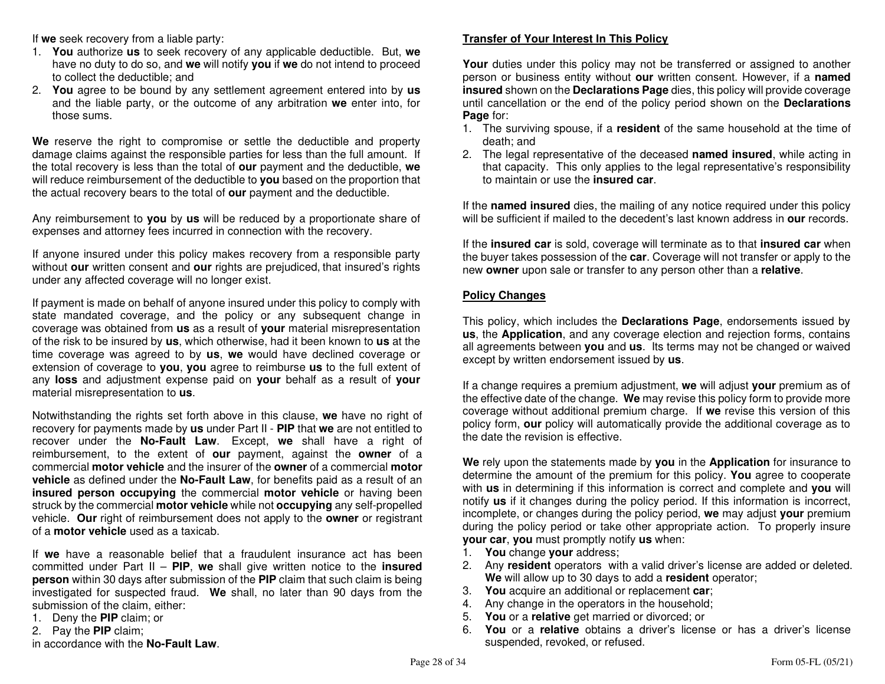If **we** seek recovery from a liable party:

1. **You** authorize **us** to seek recovery of any applicable deductible. But, **we** have no duty to do so, and **we** will notify **you** if **we** do not intend to proceed to collect the deductible; and
2. **You** agree to be bound by any settlement agreement entered into by **us** and the liable party, or the outcome of any arbitration **we** enter into, for those sums.

**We** reserve the right to compromise or settle the deductible and property damage claims against the responsible parties for less than the full amount. If the total recovery is less than the total of **our** payment and the deductible, **we** will reduce reimbursement of the deductible to **you** based on the proportion that the actual recovery bears to the total of **our** payment and the deductible.

Any reimbursement to **you** by **us** will be reduced by a proportionate share of expenses and attorney fees incurred in connection with the recovery.

If anyone insured under this policy makes recovery from a responsible party without **our** written consent and **our** rights are prejudiced, that insured's rights under any affected coverage will no longer exist.

If payment is made on behalf of anyone insured under this policy to comply with state mandated coverage, and the policy or any subsequent change in coverage was obtained from **us** as a result of **your** material misrepresentation of the risk to be insured by **us**, which otherwise, had it been known to **us** at the time coverage was agreed to by **us**, **we** would have declined coverage or extension of coverage to **you**, **you** agree to reimburse **us** to the full extent of any **loss** and adjustment expense paid on **your** behalf as a result of **your** material misrepresentation to **us**.

Notwithstanding the rights set forth above in this clause, **we** have no right of recovery for payments made by **us** under Part II - **PIP** that **we** are not entitled to recover under the **No-Fault Law**. Except, **we** shall have a right of reimbursement, to the extent of **our** payment, against the **owner** of a commercial **motor vehicle** and the insurer of the **owner** of a commercial **motor vehicle** as defined under the **No-Fault Law**, for benefits paid as a result of an **insured person occupying** the commercial **motor vehicle** or having been struck by the commercial **motor vehicle** while not **occupying** any self-propelled vehicle. **Our** right of reimbursement does not apply to the **owner** or registrant of a **motor vehicle** used as a taxicab.

If **we** have a reasonable belief that a fraudulent insurance act has been committed under Part II – **PIP**, **we** shall give written notice to the **insured person** within 30 days after submission of the **PIP** claim that such claim is being investigated for suspected fraud. **We** shall, no later than 90 days from the submission of the claim, either:

1. Deny the **PIP** claim; or
2. Pay the **PIP** claim;

in accordance with the **No-Fault Law**.

## Transfer of Your Interest In This Policy

**Your** duties under this policy may not be transferred or assigned to another person or business entity without **our** written consent. However, if a **named insured** shown on the **Declarations Page** dies, this policy will provide coverage until cancellation or the end of the policy period shown on the **Declarations Page** for:

1. The surviving spouse, if a **resident** of the same household at the time of death; and
2. The legal representative of the deceased **named insured**, while acting in that capacity. This only applies to the legal representative's responsibility to maintain or use the **insured car**.

If the **named insured** dies, the mailing of any notice required under this policy will be sufficient if mailed to the decedent's last known address in **our** records.

If the **insured car** is sold, coverage will terminate as to that **insured car** when the buyer takes possession of the **car**. Coverage will not transfer or apply to the new **owner** upon sale or transfer to any person other than a **relative**.

## Policy Changes

This policy, which includes the **Declarations Page**, endorsements issued by **us**, the **Application**, and any coverage election and rejection forms, contains all agreements between **you** and **us**. Its terms may not be changed or waived except by written endorsement issued by **us**.

If a change requires a premium adjustment, **we** will adjust **your** premium as of the effective date of the change. **We** may revise this policy form to provide more coverage without additional premium charge. If **we** revise this version of this policy form, **our** policy will automatically provide the additional coverage as to the date the revision is effective.

**We** rely upon the statements made by **you** in the **Application** for insurance to determine the amount of the premium for this policy. **You** agree to cooperate with **us** in determining if this information is correct and complete and **you** will notify **us** if it changes during the policy period. If this information is incorrect, incomplete, or changes during the policy period, **we** may adjust **your** premium during the policy period or take other appropriate action. To properly insure **your car**, **you** must promptly notify **us** when:

1. **You** change **your** address;
2. Any **resident** operators with a valid driver's license are added or deleted. **We** will allow up to 30 days to add a **resident** operator;
3. **You** acquire an additional or replacement **car**;
4. Any change in the operators in the household;
5. **You** or a **relative** get married or divorced; or
6. **You** or a **relative** obtains a driver's license or has a driver's license suspended, revoked, or refused.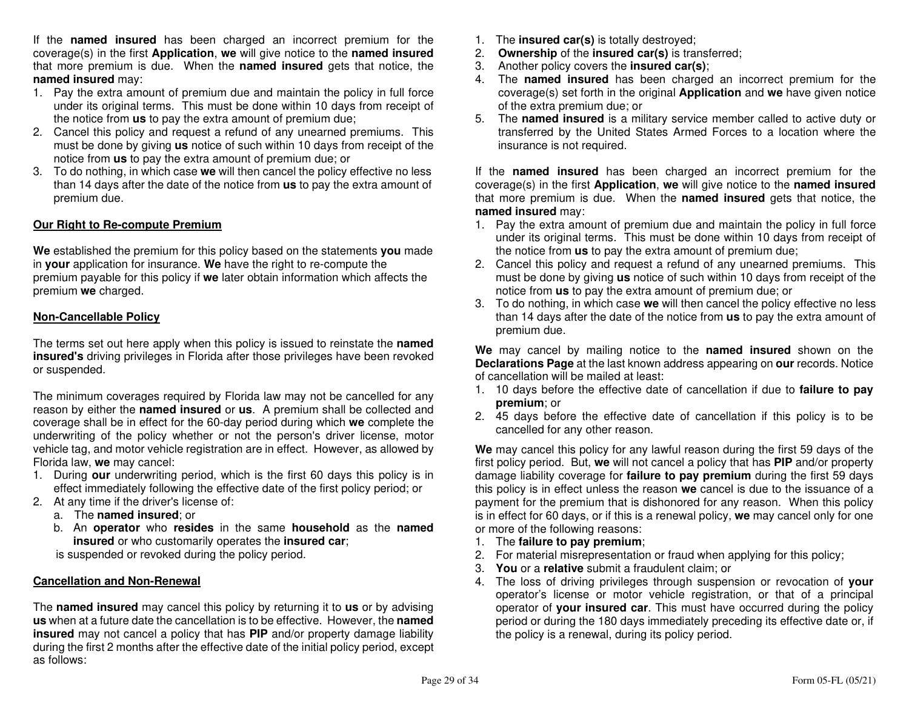If the **named insured** has been charged an incorrect premium for the coverage(s) in the first **Application**, **we** will give notice to the **named insured** that more premium is due. When the **named insured** gets that notice, the **named insured** may:

1. Pay the extra amount of premium due and maintain the policy in full force under its original terms. This must be done within 10 days from receipt of the notice from **us** to pay the extra amount of premium due;
2. Cancel this policy and request a refund of any unearned premiums. This must be done by giving **us** notice of such within 10 days from receipt of the notice from **us** to pay the extra amount of premium due; or
3. To do nothing, in which case **we** will then cancel the policy effective no less than 14 days after the date of the notice from **us** to pay the extra amount of premium due.

**Our Right to Re-compute Premium**

**We** established the premium for this policy based on the statements **you** made in **your** application for insurance. **We** have the right to re-compute the premium payable for this policy if **we** later obtain information which affects the premium **we** charged.

**Non-Cancellable Policy**

The terms set out here apply when this policy is issued to reinstate the **named insured's** driving privileges in Florida after those privileges have been revoked or suspended.

The minimum coverages required by Florida law may not be cancelled for any reason by either the **named insured** or **us**. A premium shall be collected and coverage shall be in effect for the 60-day period during which **we** complete the underwriting of the policy whether or not the person's driver license, motor vehicle tag, and motor vehicle registration are in effect. However, as allowed by Florida law, **we** may cancel:

1. During **our** underwriting period, which is the first 60 days this policy is in effect immediately following the effective date of the first policy period; or
2. At any time if the driver's license of:
   a. The **named insured**; or
   b. An **operator** who **resides** in the same **household** as the **named insured** or who customarily operates the **insured car**;

   is suspended or revoked during the policy period.

**Cancellation and Non-Renewal**

The **named insured** may cancel this policy by returning it to **us** or by advising **us** when at a future date the cancellation is to be effective. However, the **named insured** may not cancel a policy that has **PIP** and/or property damage liability during the first 2 months after the effective date of the initial policy period, except as follows:

1. The **insured car(s)** is totally destroyed;
2. **Ownership** of the **insured car(s)** is transferred;
3. Another policy covers the **insured car(s)**;
4. The **named insured** has been charged an incorrect premium for the coverage(s) set forth in the original **Application** and **we** have given notice of the extra premium due; or
5. The **named insured** is a military service member called to active duty or transferred by the United States Armed Forces to a location where the insurance is not required.

If the **named insured** has been charged an incorrect premium for the coverage(s) in the first **Application**, **we** will give notice to the **named insured** that more premium is due. When the **named insured** gets that notice, the **named insured** may:

1. Pay the extra amount of premium due and maintain the policy in full force under its original terms. This must be done within 10 days from receipt of the notice from **us** to pay the extra amount of premium due;
2. Cancel this policy and request a refund of any unearned premiums. This must be done by giving **us** notice of such within 10 days from receipt of the notice from **us** to pay the extra amount of premium due; or
3. To do nothing, in which case **we** will then cancel the policy effective no less than 14 days after the date of the notice from **us** to pay the extra amount of premium due.

**We** may cancel by mailing notice to the **named insured** shown on the **Declarations Page** at the last known address appearing on **our** records. Notice of cancellation will be mailed at least:

1. 10 days before the effective date of cancellation if due to **failure to pay premium**; or
2. 45 days before the effective date of cancellation if this policy is to be cancelled for any other reason.

**We** may cancel this policy for any lawful reason during the first 59 days of the first policy period. But, **we** will not cancel a policy that has **PIP** and/or property damage liability coverage for **failure to pay premium** during the first 59 days this policy is in effect unless the reason **we** cancel is due to the issuance of a payment for the premium that is dishonored for any reason. When this policy is in effect for 60 days, or if this is a renewal policy, **we** may cancel only for one or more of the following reasons:

1. The **failure to pay premium**;
2. For material misrepresentation or fraud when applying for this policy;
3. **You** or a **relative** submit a fraudulent claim; or
4. The loss of driving privileges through suspension or revocation of **your** operator's license or motor vehicle registration, or that of a principal operator of **your insured car**. This must have occurred during the policy period or during the 180 days immediately preceding its effective date or, if the policy is a renewal, during its policy period.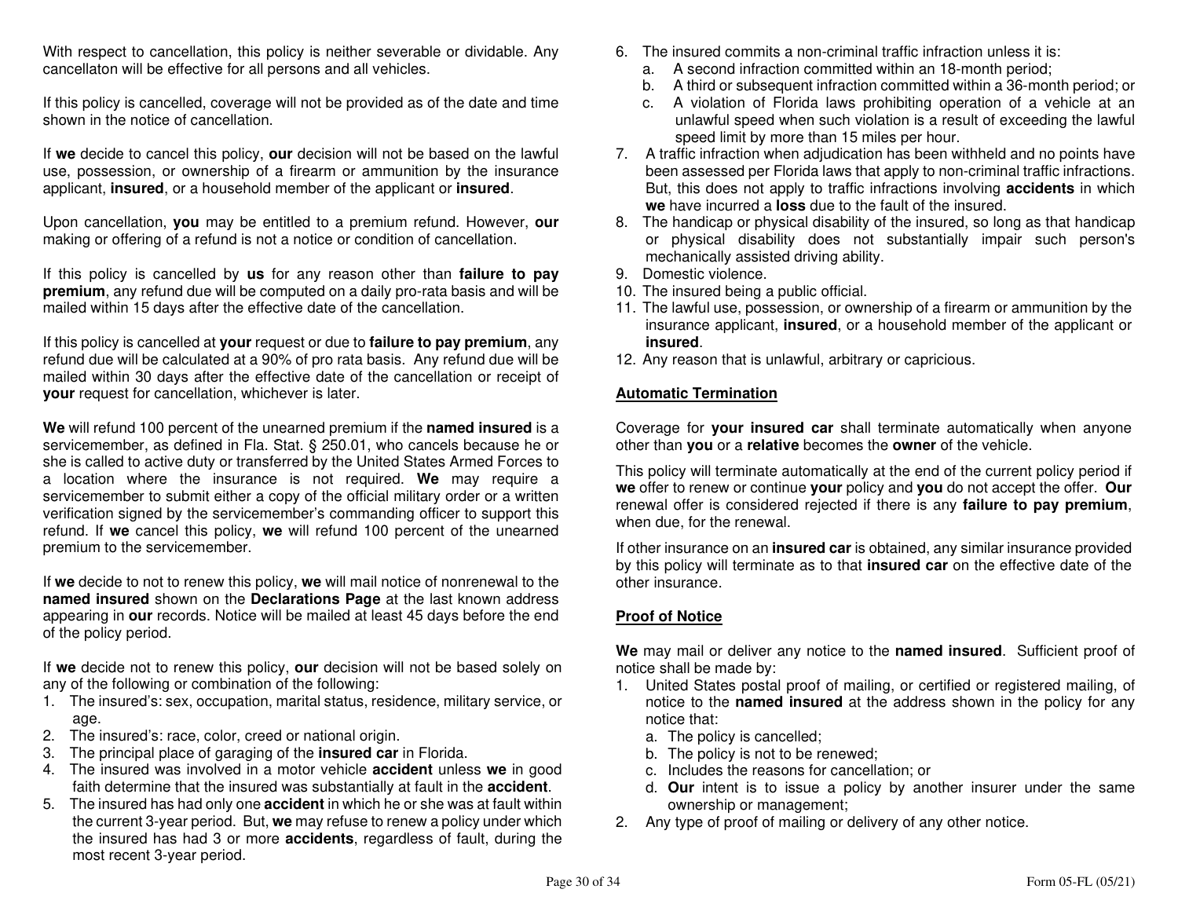With respect to cancellation, this policy is neither severable or dividable. Any cancellaton will be effective for all persons and all vehicles.

If this policy is cancelled, coverage will not be provided as of the date and time shown in the notice of cancellation.

If **we** decide to cancel this policy, **our** decision will not be based on the lawful use, possession, or ownership of a firearm or ammunition by the insurance applicant, **insured**, or a household member of the applicant or **insured**.

Upon cancellation, **you** may be entitled to a premium refund. However, **our** making or offering of a refund is not a notice or condition of cancellation.

If this policy is cancelled by **us** for any reason other than **failure to pay premium**, any refund due will be computed on a daily pro-rata basis and will be mailed within 15 days after the effective date of the cancellation.

If this policy is cancelled at **your** request or due to **failure to pay premium**, any refund due will be calculated at a 90% of pro rata basis. Any refund due will be mailed within 30 days after the effective date of the cancellation or receipt of **your** request for cancellation, whichever is later.

**We** will refund 100 percent of the unearned premium if the **named insured** is a servicemember, as defined in Fla. Stat. § 250.01, who cancels because he or she is called to active duty or transferred by the United States Armed Forces to a location where the insurance is not required. **We** may require a servicemember to submit either a copy of the official military order or a written verification signed by the servicemember's commanding officer to support this refund. If **we** cancel this policy, **we** will refund 100 percent of the unearned premium to the servicemember.

If **we** decide to not to renew this policy, **we** will mail notice of nonrenewal to the **named insured** shown on the **Declarations Page** at the last known address appearing in **our** records. Notice will be mailed at least 45 days before the end of the policy period.

If **we** decide not to renew this policy, **our** decision will not be based solely on any of the following or combination of the following:

1. The insured's: sex, occupation, marital status, residence, military service, or age.
2. The insured's: race, color, creed or national origin.
3. The principal place of garaging of the **insured car** in Florida.
4. The insured was involved in a motor vehicle **accident** unless **we** in good faith determine that the insured was substantially at fault in the **accident**.
5. The insured has had only one **accident** in which he or she was at fault within the current 3-year period. But, **we** may refuse to renew a policy under which the insured has had 3 or more **accidents**, regardless of fault, during the most recent 3-year period.
6. The insured commits a non-criminal traffic infraction unless it is:
   a. A second infraction committed within an 18-month period;
   b. A third or subsequent infraction committed within a 36-month period; or
   c. A violation of Florida laws prohibiting operation of a vehicle at an unlawful speed when such violation is a result of exceeding the lawful speed limit by more than 15 miles per hour.
7. A traffic infraction when adjudication has been withheld and no points have been assessed per Florida laws that apply to non-criminal traffic infractions. But, this does not apply to traffic infractions involving **accidents** in which **we** have incurred a **loss** due to the fault of the insured.
8. The handicap or physical disability of the insured, so long as that handicap or physical disability does not substantially impair such person's mechanically assisted driving ability.
9. Domestic violence.
10. The insured being a public official.
11. The lawful use, possession, or ownership of a firearm or ammunition by the insurance applicant, **insured**, or a household member of the applicant or **insured**.
12. Any reason that is unlawful, arbitrary or capricious.

## Automatic Termination

Coverage for **your insured car** shall terminate automatically when anyone other than **you** or a **relative** becomes the **owner** of the vehicle.

This policy will terminate automatically at the end of the current policy period if **we** offer to renew or continue **your** policy and **you** do not accept the offer. **Our** renewal offer is considered rejected if there is any **failure to pay premium**, when due, for the renewal.

If other insurance on an **insured car** is obtained, any similar insurance provided by this policy will terminate as to that **insured car** on the effective date of the other insurance.

## Proof of Notice

**We** may mail or deliver any notice to the **named insured**. Sufficient proof of notice shall be made by:

1. United States postal proof of mailing, or certified or registered mailing, of notice to the **named insured** at the address shown in the policy for any notice that:
   a. The policy is cancelled;
   b. The policy is not to be renewed;
   c. Includes the reasons for cancellation; or
   d. **Our** intent is to issue a policy by another insurer under the same ownership or management;
2. Any type of proof of mailing or delivery of any other notice.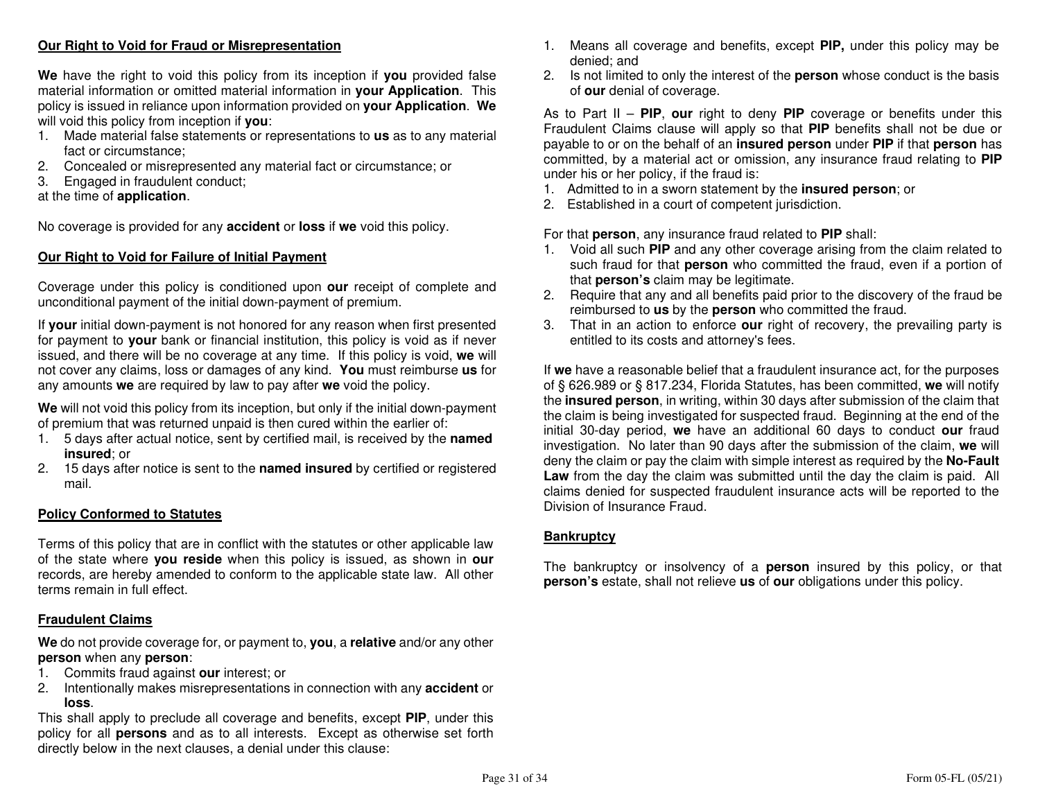## Our Right to Void for Fraud or Misrepresentation

**We** have the right to void this policy from its inception if **you** provided false material information or omitted material information in **your Application**. This policy is issued in reliance upon information provided on **your Application**. **We** will void this policy from inception if **you**:

1. Made material false statements or representations to **us** as to any material fact or circumstance;
2. Concealed or misrepresented any material fact or circumstance; or
3. Engaged in fraudulent conduct;

at the time of **application**.

No coverage is provided for any **accident** or **loss** if **we** void this policy.

## Our Right to Void for Failure of Initial Payment

Coverage under this policy is conditioned upon **our** receipt of complete and unconditional payment of the initial down-payment of premium.

If **your** initial down-payment is not honored for any reason when first presented for payment to **your** bank or financial institution, this policy is void as if never issued, and there will be no coverage at any time. If this policy is void, **we** will not cover any claims, loss or damages of any kind. **You** must reimburse **us** for any amounts **we** are required by law to pay after **we** void the policy.

**We** will not void this policy from its inception, but only if the initial down-payment of premium that was returned unpaid is then cured within the earlier of:

1. 5 days after actual notice, sent by certified mail, is received by the **named insured**; or
2. 15 days after notice is sent to the **named insured** by certified or registered mail.

## Policy Conformed to Statutes

Terms of this policy that are in conflict with the statutes or other applicable law of the state where **you reside** when this policy is issued, as shown in **our** records, are hereby amended to conform to the applicable state law. All other terms remain in full effect.

## Fraudulent Claims

**We** do not provide coverage for, or payment to, **you**, a **relative** and/or any other **person** when any **person**:

1. Commits fraud against **our** interest; or
2. Intentionally makes misrepresentations in connection with any **accident** or **loss**.

This shall apply to preclude all coverage and benefits, except **PIP**, under this policy for all **persons** and as to all interests. Except as otherwise set forth directly below in the next clauses, a denial under this clause:

1. Means all coverage and benefits, except **PIP,** under this policy may be denied; and
2. Is not limited to only the interest of the **person** whose conduct is the basis of **our** denial of coverage.

As to Part II – **PIP**, **our** right to deny **PIP** coverage or benefits under this Fraudulent Claims clause will apply so that **PIP** benefits shall not be due or payable to or on the behalf of an **insured person** under **PIP** if that **person** has committed, by a material act or omission, any insurance fraud relating to **PIP** under his or her policy, if the fraud is:

1. Admitted to in a sworn statement by the **insured person**; or
2. Established in a court of competent jurisdiction.

For that **person**, any insurance fraud related to **PIP** shall:

1. Void all such **PIP** and any other coverage arising from the claim related to such fraud for that **person** who committed the fraud, even if a portion of that **person's** claim may be legitimate.
2. Require that any and all benefits paid prior to the discovery of the fraud be reimbursed to **us** by the **person** who committed the fraud.
3. That in an action to enforce **our** right of recovery, the prevailing party is entitled to its costs and attorney's fees.

If **we** have a reasonable belief that a fraudulent insurance act, for the purposes of § 626.989 or § 817.234, Florida Statutes, has been committed, **we** will notify the **insured person**, in writing, within 30 days after submission of the claim that the claim is being investigated for suspected fraud. Beginning at the end of the initial 30-day period, **we** have an additional 60 days to conduct **our** fraud investigation. No later than 90 days after the submission of the claim, **we** will deny the claim or pay the claim with simple interest as required by the **No-Fault Law** from the day the claim was submitted until the day the claim is paid. All claims denied for suspected fraudulent insurance acts will be reported to the Division of Insurance Fraud.

## Bankruptcy

The bankruptcy or insolvency of a **person** insured by this policy, or that **person's** estate, shall not relieve **us** of **our** obligations under this policy.

Form 05-FL (05/21)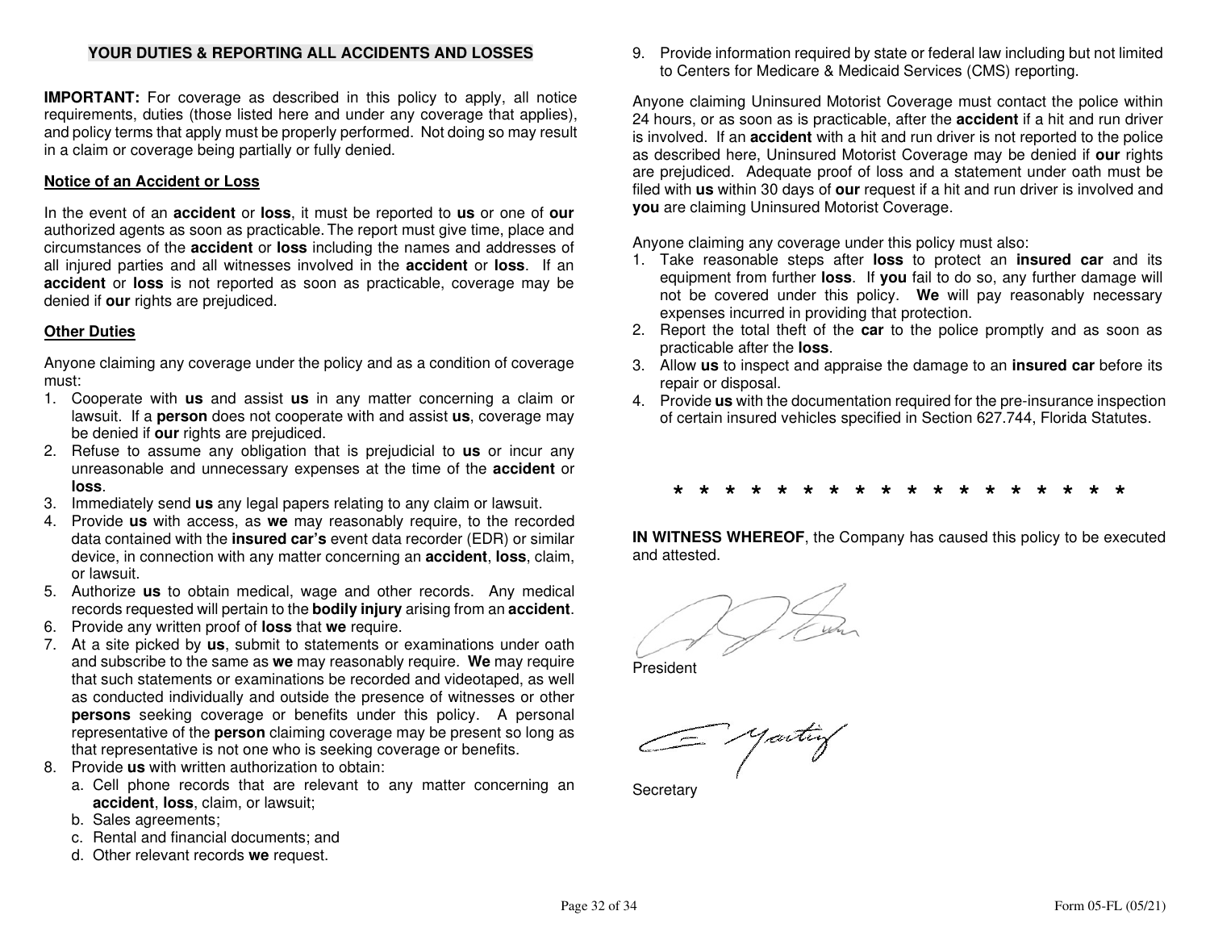## YOUR DUTIES & REPORTING ALL ACCIDENTS AND LOSSES

**IMPORTANT:** For coverage as described in this policy to apply, all notice requirements, duties (those listed here and under any coverage that applies), and policy terms that apply must be properly performed. Not doing so may result in a claim or coverage being partially or fully denied.

### Notice of an Accident or Loss

In the event of an **accident** or **loss**, it must be reported to **us** or one of **our** authorized agents as soon as practicable. The report must give time, place and circumstances of the **accident** or **loss** including the names and addresses of all injured parties and all witnesses involved in the **accident** or **loss**. If an **accident** or **loss** is not reported as soon as practicable, coverage may be denied if **our** rights are prejudiced.

### Other Duties

Anyone claiming any coverage under the policy and as a condition of coverage must:

1. Cooperate with **us** and assist **us** in any matter concerning a claim or lawsuit. If a **person** does not cooperate with and assist **us**, coverage may be denied if **our** rights are prejudiced.
2. Refuse to assume any obligation that is prejudicial to **us** or incur any unreasonable and unnecessary expenses at the time of the **accident** or **loss**.
3. Immediately send **us** any legal papers relating to any claim or lawsuit.
4. Provide **us** with access, as **we** may reasonably require, to the recorded data contained with the **insured car's** event data recorder (EDR) or similar device, in connection with any matter concerning an **accident**, **loss**, claim, or lawsuit.
5. Authorize **us** to obtain medical, wage and other records. Any medical records requested will pertain to the **bodily injury** arising from an **accident**.
6. Provide any written proof of **loss** that **we** require.
7. At a site picked by **us**, submit to statements or examinations under oath and subscribe to the same as **we** may reasonably require. **We** may require that such statements or examinations be recorded and videotaped, as well as conducted individually and outside the presence of witnesses or other **persons** seeking coverage or benefits under this policy. A personal representative of the **person** claiming coverage may be present so long as that representative is not one who is seeking coverage or benefits.
8. Provide **us** with written authorization to obtain:
   a. Cell phone records that are relevant to any matter concerning an **accident**, **loss**, claim, or lawsuit;
   b. Sales agreements;
   c. Rental and financial documents; and
   d. Other relevant records **we** request.
9. Provide information required by state or federal law including but not limited to Centers for Medicare & Medicaid Services (CMS) reporting.

Anyone claiming Uninsured Motorist Coverage must contact the police within 24 hours, or as soon as is practicable, after the **accident** if a hit and run driver is involved. If an **accident** with a hit and run driver is not reported to the police as described here, Uninsured Motorist Coverage may be denied if **our** rights are prejudiced. Adequate proof of loss and a statement under oath must be filed with **us** within 30 days of **our** request if a hit and run driver is involved and **you** are claiming Uninsured Motorist Coverage.

Anyone claiming any coverage under this policy must also:

1. Take reasonable steps after **loss** to protect an **insured car** and its equipment from further **loss**. If **you** fail to do so, any further damage will not be covered under this policy. **We** will pay reasonably necessary expenses incurred in providing that protection.
2. Report the total theft of the **car** to the police promptly and as soon as practicable after the **loss**.
3. Allow **us** to inspect and appraise the damage to an **insured car** before its repair or disposal.
4. Provide **us** with the documentation required for the pre-insurance inspection of certain insured vehicles specified in Section 627.744, Florida Statutes.

* * * * * * * * * * * * * * * * * *

**IN WITNESS WHEREOF**, the Company has caused this policy to be executed and attested.

President

Secretary

Form 05-FL (05/21)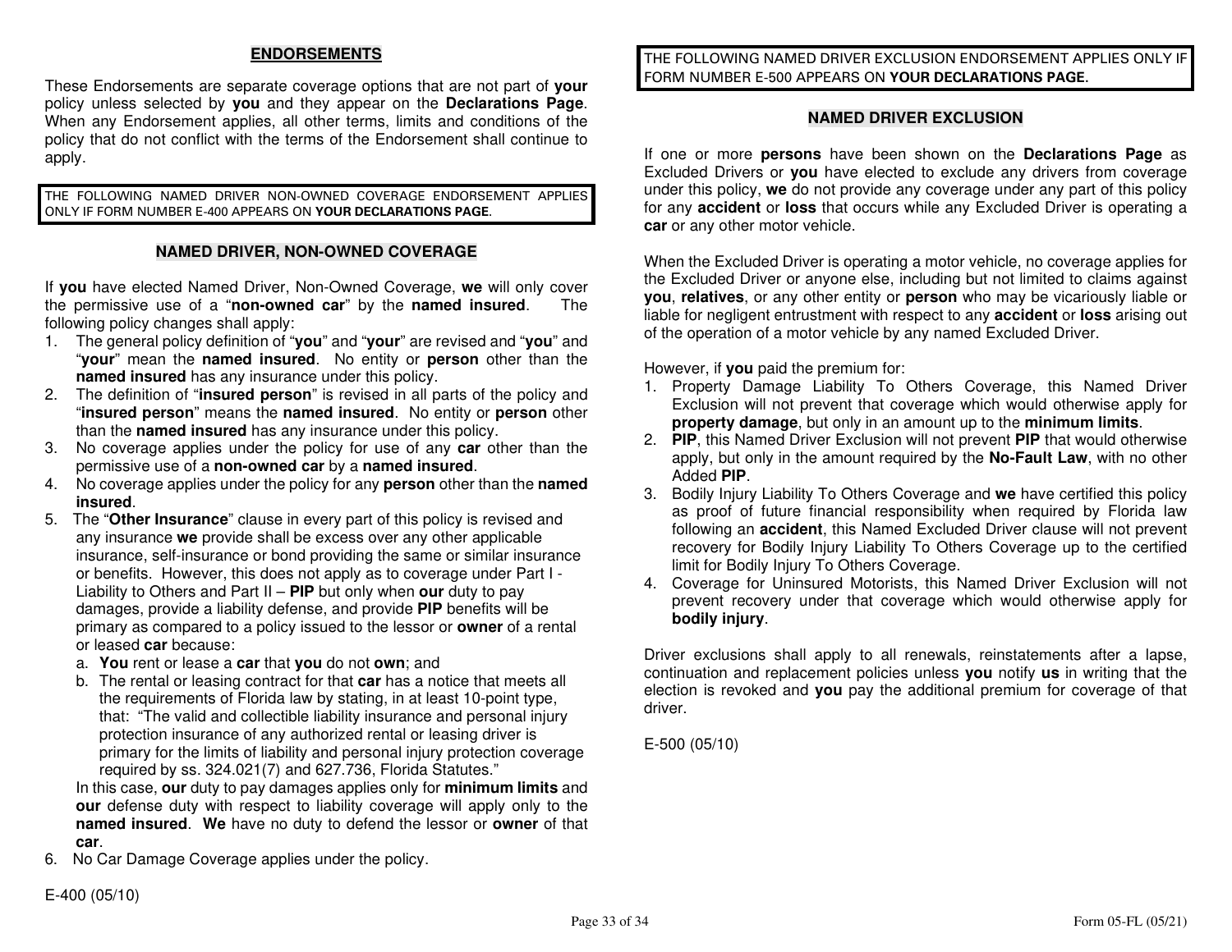## ENDORSEMENTS

These Endorsements are separate coverage options that are not part of **your** policy unless selected by **you** and they appear on the **Declarations Page**. When any Endorsement applies, all other terms, limits and conditions of the policy that do not conflict with the terms of the Endorsement shall continue to apply.

THE FOLLOWING NAMED DRIVER NON-OWNED COVERAGE ENDORSEMENT APPLIES ONLY IF FORM NUMBER E-400 APPEARS ON **YOUR DECLARATIONS PAGE**.

### NAMED DRIVER, NON-OWNED COVERAGE

If **you** have elected Named Driver, Non-Owned Coverage, **we** will only cover the permissive use of a "**non-owned car**" by the **named insured**. The following policy changes shall apply:

1. The general policy definition of "**you**" and "**your**" are revised and "**you**" and "**your**" mean the **named insured**. No entity or **person** other than the **named insured** has any insurance under this policy.
2. The definition of "**insured person**" is revised in all parts of the policy and "**insured person**" means the **named insured**. No entity or **person** other than the **named insured** has any insurance under this policy.
3. No coverage applies under the policy for use of any **car** other than the permissive use of a **non-owned car** by a **named insured**.
4. No coverage applies under the policy for any **person** other than the **named insured**.
5. The "**Other Insurance**" clause in every part of this policy is revised and any insurance **we** provide shall be excess over any other applicable insurance, self-insurance or bond providing the same or similar insurance or benefits. However, this does not apply as to coverage under Part I - Liability to Others and Part II – **PIP** but only when **our** duty to pay damages, provide a liability defense, and provide **PIP** benefits will be primary as compared to a policy issued to the lessor or **owner** of a rental or leased **car** because:
   a. **You** rent or lease a **car** that **you** do not **own**; and
   b. The rental or leasing contract for that **car** has a notice that meets all the requirements of Florida law by stating, in at least 10-point type, that: "The valid and collectible liability insurance and personal injury protection insurance of any authorized rental or leasing driver is primary for the limits of liability and personal injury protection coverage required by ss. 324.021(7) and 627.736, Florida Statutes."

   In this case, **our** duty to pay damages applies only for **minimum limits** and **our** defense duty with respect to liability coverage will apply only to the **named insured**. **We** have no duty to defend the lessor or **owner** of that **car**.
6. No Car Damage Coverage applies under the policy.

E-400 (05/10)

THE FOLLOWING NAMED DRIVER EXCLUSION ENDORSEMENT APPLIES ONLY IF FORM NUMBER E-500 APPEARS ON **YOUR DECLARATIONS PAGE**.

### NAMED DRIVER EXCLUSION

If one or more **persons** have been shown on the **Declarations Page** as Excluded Drivers or **you** have elected to exclude any drivers from coverage under this policy, **we** do not provide any coverage under any part of this policy for any **accident** or **loss** that occurs while any Excluded Driver is operating a **car** or any other motor vehicle.

When the Excluded Driver is operating a motor vehicle, no coverage applies for the Excluded Driver or anyone else, including but not limited to claims against **you**, **relatives**, or any other entity or **person** who may be vicariously liable or liable for negligent entrustment with respect to any **accident** or **loss** arising out of the operation of a motor vehicle by any named Excluded Driver.

However, if **you** paid the premium for:

1. Property Damage Liability To Others Coverage, this Named Driver Exclusion will not prevent that coverage which would otherwise apply for **property damage**, but only in an amount up to the **minimum limits**.
2. **PIP**, this Named Driver Exclusion will not prevent **PIP** that would otherwise apply, but only in the amount required by the **No-Fault Law**, with no other Added **PIP**.
3. Bodily Injury Liability To Others Coverage and **we** have certified this policy as proof of future financial responsibility when required by Florida law following an **accident**, this Named Excluded Driver clause will not prevent recovery for Bodily Injury Liability To Others Coverage up to the certified limit for Bodily Injury To Others Coverage.
4. Coverage for Uninsured Motorists, this Named Driver Exclusion will not prevent recovery under that coverage which would otherwise apply for **bodily injury**.

Driver exclusions shall apply to all renewals, reinstatements after a lapse, continuation and replacement policies unless **you** notify **us** in writing that the election is revoked and **you** pay the additional premium for coverage of that driver.

E-500 (05/10)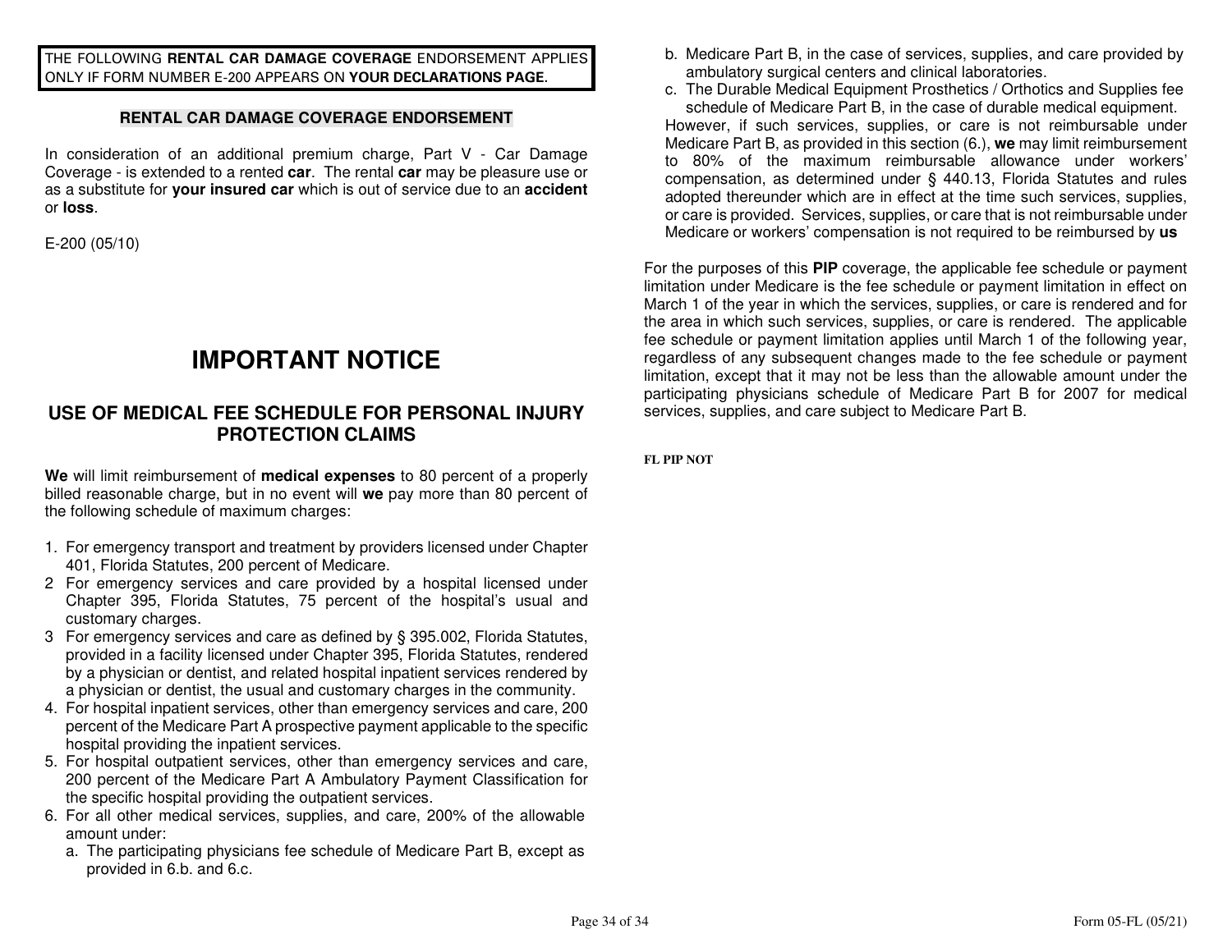THE FOLLOWING **RENTAL CAR DAMAGE COVERAGE** ENDORSEMENT APPLIES ONLY IF FORM NUMBER E-200 APPEARS ON **YOUR DECLARATIONS PAGE**.

**RENTAL CAR DAMAGE COVERAGE ENDORSEMENT**

In consideration of an additional premium charge, Part V - Car Damage Coverage - is extended to a rented **car**. The rental **car** may be pleasure use or as a substitute for **your insured car** which is out of service due to an **accident** or **loss**.

E-200 (05/10)

# IMPORTANT NOTICE

## USE OF MEDICAL FEE SCHEDULE FOR PERSONAL INJURY PROTECTION CLAIMS

**We** will limit reimbursement of **medical expenses** to 80 percent of a properly billed reasonable charge, but in no event will **we** pay more than 80 percent of the following schedule of maximum charges:

1. For emergency transport and treatment by providers licensed under Chapter 401, Florida Statutes, 200 percent of Medicare.
2. For emergency services and care provided by a hospital licensed under Chapter 395, Florida Statutes, 75 percent of the hospital's usual and customary charges.
3. For emergency services and care as defined by § 395.002, Florida Statutes, provided in a facility licensed under Chapter 395, Florida Statutes, rendered by a physician or dentist, and related hospital inpatient services rendered by a physician or dentist, the usual and customary charges in the community.
4. For hospital inpatient services, other than emergency services and care, 200 percent of the Medicare Part A prospective payment applicable to the specific hospital providing the inpatient services.
5. For hospital outpatient services, other than emergency services and care, 200 percent of the Medicare Part A Ambulatory Payment Classification for the specific hospital providing the outpatient services.
6. For all other medical services, supplies, and care, 200% of the allowable amount under:
   a. The participating physicians fee schedule of Medicare Part B, except as provided in 6.b. and 6.c.
   b. Medicare Part B, in the case of services, supplies, and care provided by ambulatory surgical centers and clinical laboratories.
   c. The Durable Medical Equipment Prosthetics / Orthotics and Supplies fee schedule of Medicare Part B, in the case of durable medical equipment.

   However, if such services, supplies, or care is not reimbursable under Medicare Part B, as provided in this section (6.), **we** may limit reimbursement to 80% of the maximum reimbursable allowance under workers' compensation, as determined under § 440.13, Florida Statutes and rules adopted thereunder which are in effect at the time such services, supplies, or care is provided. Services, supplies, or care that is not reimbursable under Medicare or workers' compensation is not required to be reimbursed by **us**

For the purposes of this **PIP** coverage, the applicable fee schedule or payment limitation under Medicare is the fee schedule or payment limitation in effect on March 1 of the year in which the services, supplies, or care is rendered and for the area in which such services, supplies, or care is rendered. The applicable fee schedule or payment limitation applies until March 1 of the following year, regardless of any subsequent changes made to the fee schedule or payment limitation, except that it may not be less than the allowable amount under the participating physicians schedule of Medicare Part B for 2007 for medical services, supplies, and care subject to Medicare Part B.

FL PIP NOT

Form 05-FL (05/21)